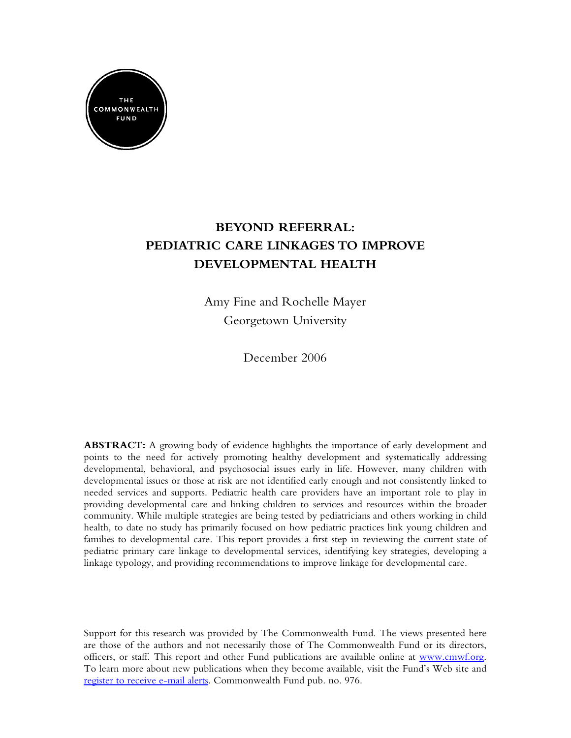THE COMMONWEALTH FUND

# BEYOND REFERRAL: PEDIATRIC CARE LINKAGES TO IMPROVE DEVELOPMENTAL HEALTH

Amy Fine and Rochelle Mayer
Georgetown University

December 2006

**ABSTRACT:** A growing body of evidence highlights the importance of early development and points to the need for actively promoting healthy development and systematically addressing developmental, behavioral, and psychosocial issues early in life. However, many children with developmental issues or those at risk are not identified early enough and not consistently linked to needed services and supports. Pediatric health care providers have an important role to play in providing developmental care and linking children to services and resources within the broader community. While multiple strategies are being tested by pediatricians and others working in child health, to date no study has primarily focused on how pediatric practices link young children and families to developmental care. This report provides a first step in reviewing the current state of pediatric primary care linkage to developmental services, identifying key strategies, developing a linkage typology, and providing recommendations to improve linkage for developmental care.

Support for this research was provided by The Commonwealth Fund. The views presented here are those of the authors and not necessarily those of The Commonwealth Fund or its directors, officers, or staff. This report and other Fund publications are available online at [www.cmwf.org](www.cmwf.org). To learn more about new publications when they become available, visit the Fund's Web site and register to receive e-mail alerts. Commonwealth Fund pub. no. 976.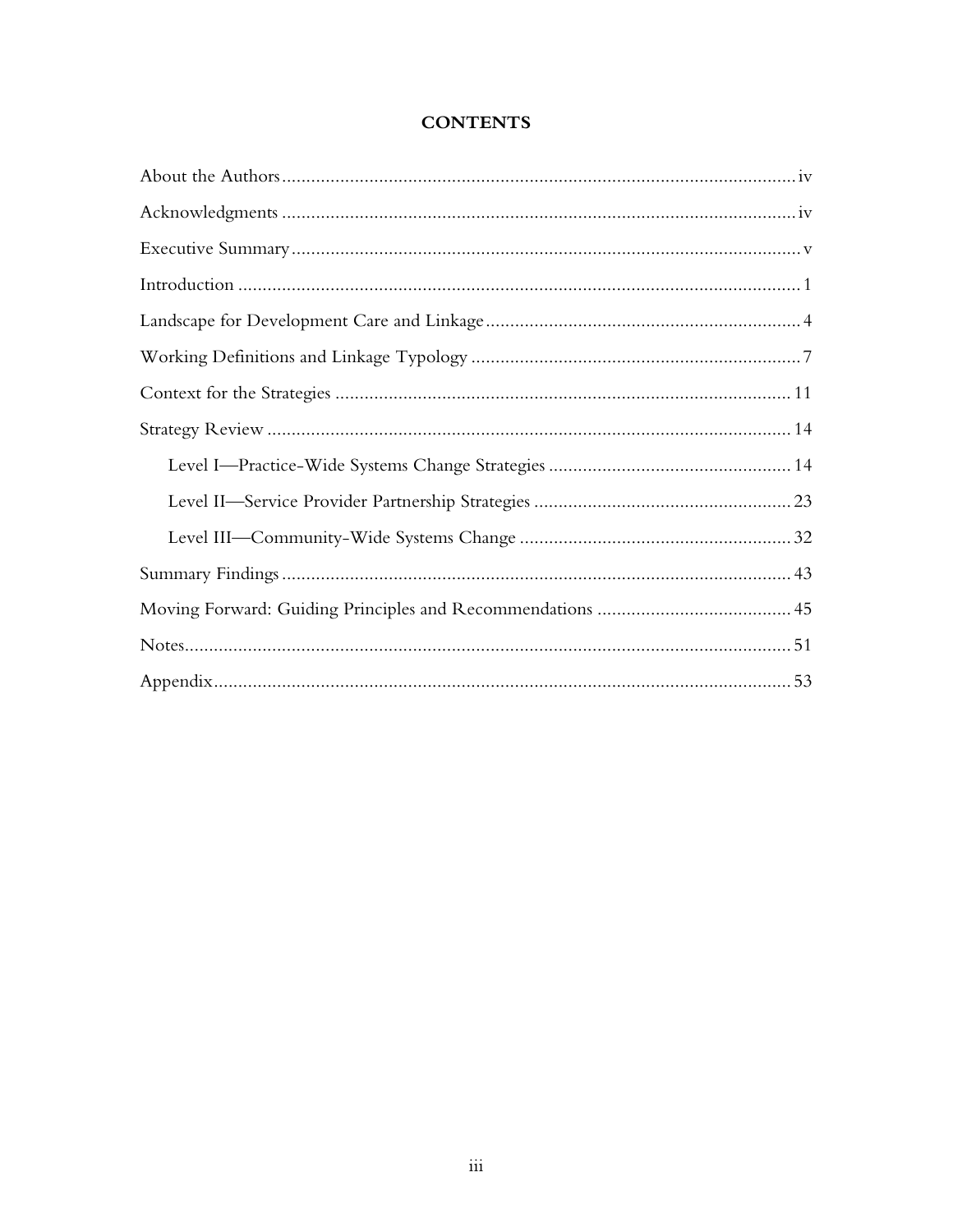# CONTENTS

About the Authors........................................................................................................ iv

Acknowledgments ........................................................................................................ iv

Executive Summary....................................................................................................... v

Introduction .................................................................................................................. 1

Landscape for Development Care and Linkage................................................................ 4

Working Definitions and Linkage Typology ................................................................... 7

Context for the Strategies ............................................................................................ 11

Strategy Review .......................................................................................................... 14

- Level I—Practice-Wide Systems Change Strategies ................................................. 14
- Level II—Service Provider Partnership Strategies .................................................... 23
- Level III—Community-Wide Systems Change ....................................................... 32

Summary Findings ....................................................................................................... 43

Moving Forward: Guiding Principles and Recommendations ........................................ 45

Notes........................................................................................................................... 51

Appendix..................................................................................................................... 53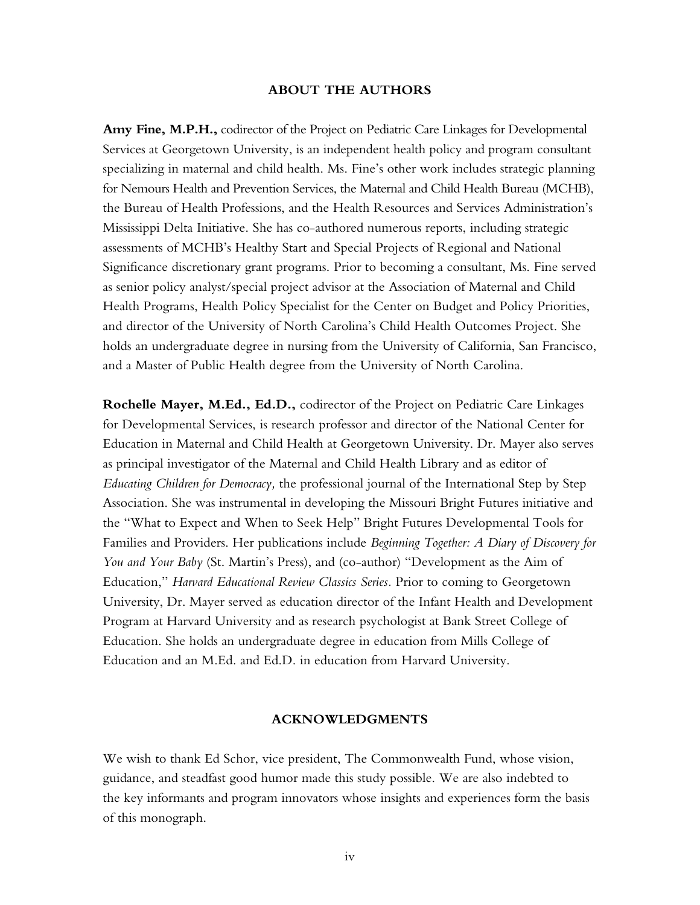## ABOUT THE AUTHORS

**Amy Fine, M.P.H.,** codirector of the Project on Pediatric Care Linkages for Developmental Services at Georgetown University, is an independent health policy and program consultant specializing in maternal and child health. Ms. Fine's other work includes strategic planning for Nemours Health and Prevention Services, the Maternal and Child Health Bureau (MCHB), the Bureau of Health Professions, and the Health Resources and Services Administration's Mississippi Delta Initiative. She has co-authored numerous reports, including strategic assessments of MCHB's Healthy Start and Special Projects of Regional and National Significance discretionary grant programs. Prior to becoming a consultant, Ms. Fine served as senior policy analyst/special project advisor at the Association of Maternal and Child Health Programs, Health Policy Specialist for the Center on Budget and Policy Priorities, and director of the University of North Carolina's Child Health Outcomes Project. She holds an undergraduate degree in nursing from the University of California, San Francisco, and a Master of Public Health degree from the University of North Carolina.

**Rochelle Mayer, M.Ed., Ed.D.,** codirector of the Project on Pediatric Care Linkages for Developmental Services, is research professor and director of the National Center for Education in Maternal and Child Health at Georgetown University. Dr. Mayer also serves as principal investigator of the Maternal and Child Health Library and as editor of *Educating Children for Democracy,* the professional journal of the International Step by Step Association. She was instrumental in developing the Missouri Bright Futures initiative and the "What to Expect and When to Seek Help" Bright Futures Developmental Tools for Families and Providers. Her publications include *Beginning Together: A Diary of Discovery for You and Your Baby* (St. Martin's Press), and (co-author) "Development as the Aim of Education," *Harvard Educational Review Classics Series*. Prior to coming to Georgetown University, Dr. Mayer served as education director of the Infant Health and Development Program at Harvard University and as research psychologist at Bank Street College of Education. She holds an undergraduate degree in education from Mills College of Education and an M.Ed. and Ed.D. in education from Harvard University.

## ACKNOWLEDGMENTS

We wish to thank Ed Schor, vice president, The Commonwealth Fund, whose vision, guidance, and steadfast good humor made this study possible. We are also indebted to the key informants and program innovators whose insights and experiences form the basis of this monograph.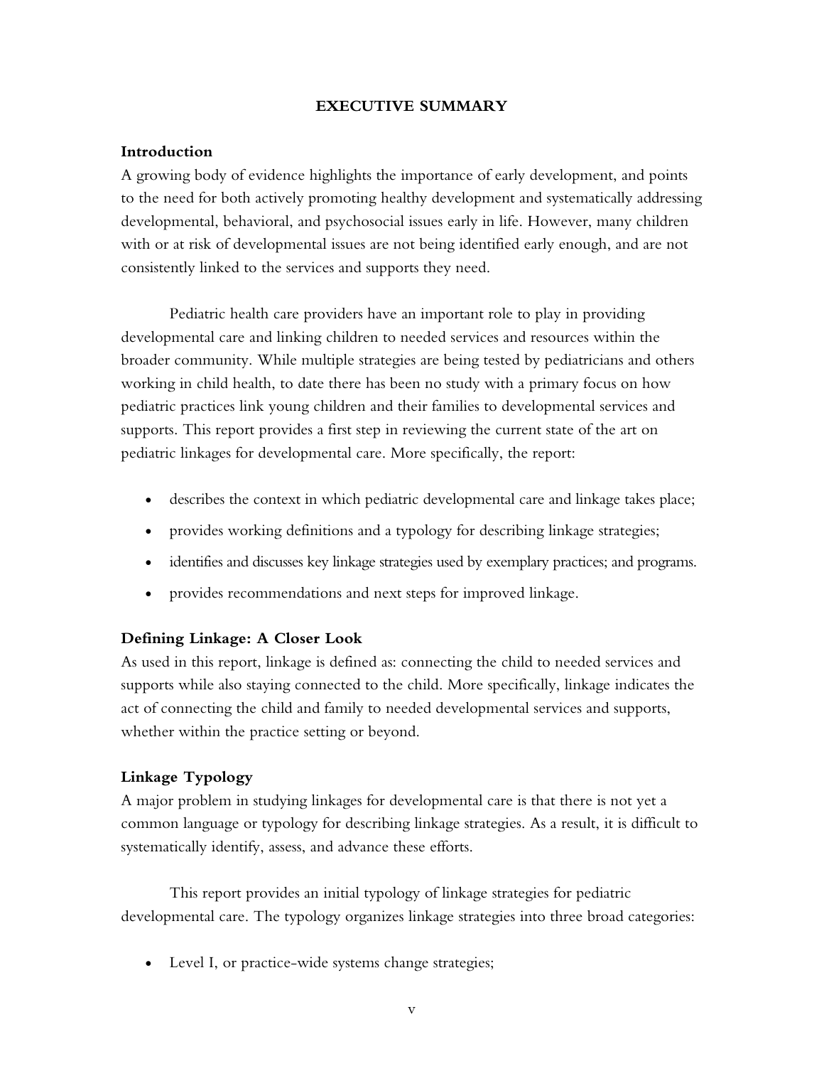# EXECUTIVE SUMMARY

### Introduction

A growing body of evidence highlights the importance of early development, and points to the need for both actively promoting healthy development and systematically addressing developmental, behavioral, and psychosocial issues early in life. However, many children with or at risk of developmental issues are not being identified early enough, and are not consistently linked to the services and supports they need.

Pediatric health care providers have an important role to play in providing developmental care and linking children to needed services and resources within the broader community. While multiple strategies are being tested by pediatricians and others working in child health, to date there has been no study with a primary focus on how pediatric practices link young children and their families to developmental services and supports. This report provides a first step in reviewing the current state of the art on pediatric linkages for developmental care. More specifically, the report:

- describes the context in which pediatric developmental care and linkage takes place;
- provides working definitions and a typology for describing linkage strategies;
- identifies and discusses key linkage strategies used by exemplary practices; and programs.
- provides recommendations and next steps for improved linkage.

### Defining Linkage: A Closer Look

As used in this report, linkage is defined as: connecting the child to needed services and supports while also staying connected to the child. More specifically, linkage indicates the act of connecting the child and family to needed developmental services and supports, whether within the practice setting or beyond.

### Linkage Typology

A major problem in studying linkages for developmental care is that there is not yet a common language or typology for describing linkage strategies. As a result, it is difficult to systematically identify, assess, and advance these efforts.

This report provides an initial typology of linkage strategies for pediatric developmental care. The typology organizes linkage strategies into three broad categories:

- Level I, or practice-wide systems change strategies;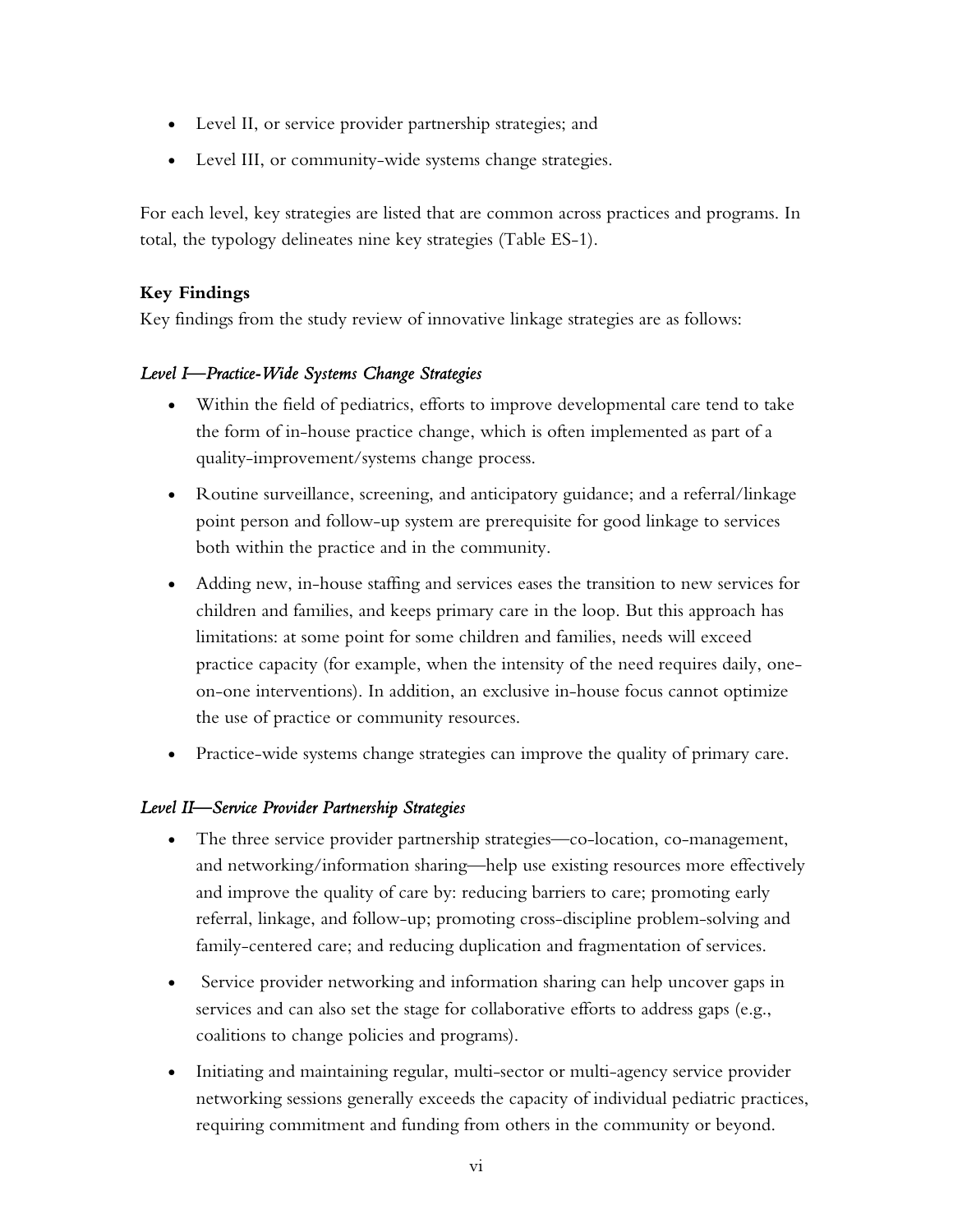- Level II, or service provider partnership strategies; and
- Level III, or community-wide systems change strategies.

For each level, key strategies are listed that are common across practices and programs. In total, the typology delineates nine key strategies (Table ES-1).

**Key Findings**

Key findings from the study review of innovative linkage strategies are as follows:

*Level I—Practice-Wide Systems Change Strategies*

- Within the field of pediatrics, efforts to improve developmental care tend to take the form of in-house practice change, which is often implemented as part of a quality-improvement/systems change process.
- Routine surveillance, screening, and anticipatory guidance; and a referral/linkage point person and follow-up system are prerequisite for good linkage to services both within the practice and in the community.
- Adding new, in-house staffing and services eases the transition to new services for children and families, and keeps primary care in the loop. But this approach has limitations: at some point for some children and families, needs will exceed practice capacity (for example, when the intensity of the need requires daily, one-on-one interventions). In addition, an exclusive in-house focus cannot optimize the use of practice or community resources.
- Practice-wide systems change strategies can improve the quality of primary care.

*Level II—Service Provider Partnership Strategies*

- The three service provider partnership strategies—co-location, co-management, and networking/information sharing—help use existing resources more effectively and improve the quality of care by: reducing barriers to care; promoting early referral, linkage, and follow-up; promoting cross-discipline problem-solving and family-centered care; and reducing duplication and fragmentation of services.
- Service provider networking and information sharing can help uncover gaps in services and can also set the stage for collaborative efforts to address gaps (e.g., coalitions to change policies and programs).
- Initiating and maintaining regular, multi-sector or multi-agency service provider networking sessions generally exceeds the capacity of individual pediatric practices, requiring commitment and funding from others in the community or beyond.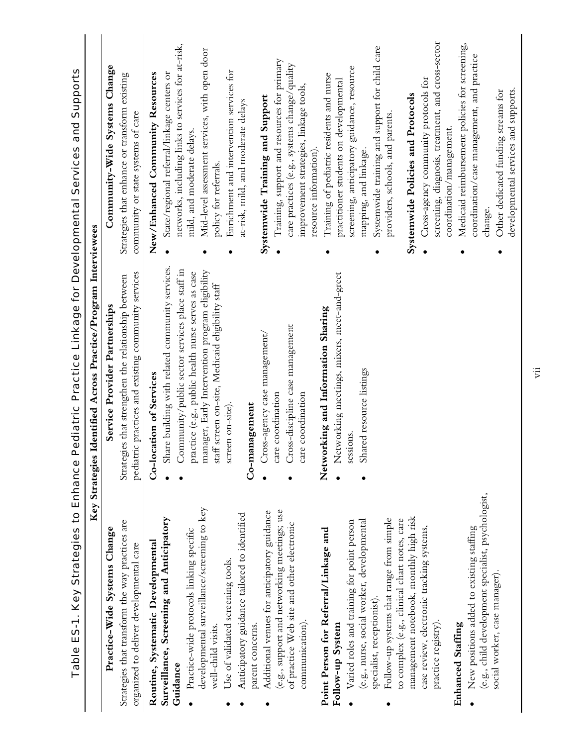# Table ES-1. Key Strategies to Enhance Pediatric Practice Linkage for Developmental Services and Supports

| Key Strategies Identified Across Practice/Program Interviewees | | |
|---|---|---|
| **Practice-Wide Systems Change**<br>Strategies that transform the way practices are organized to deliver developmental care | **Service Provider Partnerships**<br>Strategies that strengthen the relationship between pediatric practices and existing community services | **Community-Wide Systems Change**<br>Strategies that enhance or transform existing community or state systems of care |
| **Routine, Systematic Developmental Surveillance, Screening and Anticipatory Guidance**<br>• Practice-wide protocols linking specific developmental surveillance/screening to key well-child visits.<br>• Use of validated screening tools.<br>• Anticipatory guidance tailored to identified parent concerns.<br>• Additional venues for anticipatory guidance (e.g., support and networking meetings; use of practice Web site and other electronic communication).<br><br>**Point Person for Referral/Linkage and Follow-up System**<br>• Varied roles and training for point person (e.g., nurse, social worker, developmental specialist, receptionist).<br>• Follow-up systems that range from simple to complex (e.g., clinical chart notes, care management notebook, monthly high risk case review, electronic tracking systems, practice registry).<br><br>**Enhanced Staffing**<br>• New positions added to existing staffing (e.g., child development specialist, psychologist, social worker, case manager). | **Co-location of Services**<br>• Share building with related community services.<br>• Community/public sector services place staff in practice (e.g., public health nurse serves as case manager, Early Intervention program eligibility staff screen on-site, Medicaid eligibility staff screen on-site).<br><br>**Co-management**<br>• Cross-agency case management/ care coordination<br>• Cross-discipline case management care coordination<br><br>**Networking and Information Sharing**<br>• Networking meetings, mixers, meet-and-greet sessions.<br>• Shared resource listings | **New/Enhanced Community Resources**<br>• State/regional referral/linkage centers or networks, including links to services for at-risk, mild, and moderate delays.<br>• Mid-level assessment services, with open door policy for referrals.<br>• Enrichment and intervention services for at-risk, mild, and moderate delays<br><br>**Systemwide Training and Support**<br>• Training, support and resources for primary care practices (e.g., systems change/quality improvement strategies, linkage tools, resource information).<br>• Training of pediatric residents and nurse practitioner students on developmental screening, anticipatory guidance, resource mapping, and linkage.<br>• Systemwide training and support for child care providers, schools, and parents.<br><br>**Systemwide Policies and Protocols**<br>• Cross-agency community protocols for screening, diagnosis, treatment, and cross-sector coordination/management.<br>• Medicaid reimbursement policies for screening, coordination/case management, and practice change.<br>• Other dedicated funding streams for developmental services and supports. |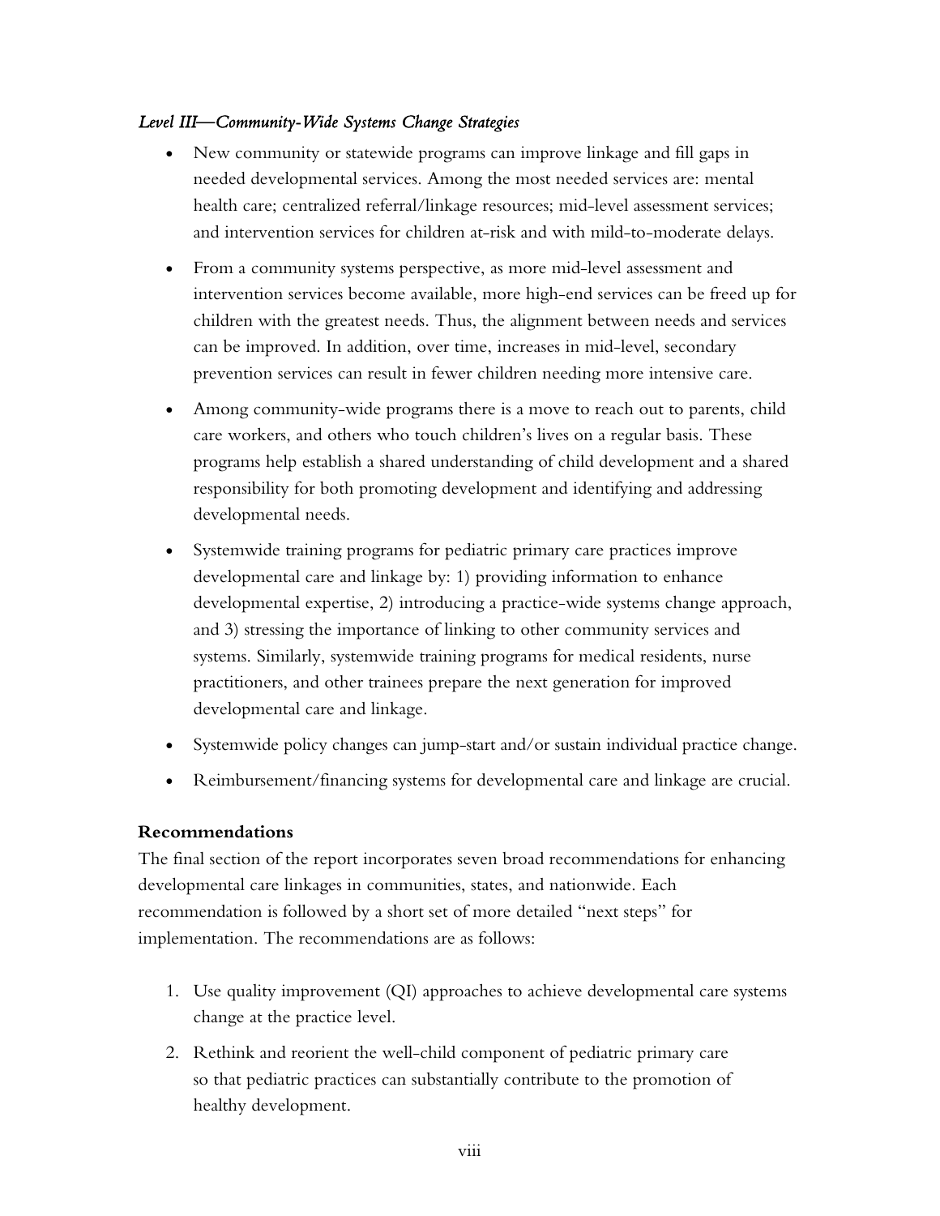*Level III—Community-Wide Systems Change Strategies*

- New community or statewide programs can improve linkage and fill gaps in needed developmental services. Among the most needed services are: mental health care; centralized referral/linkage resources; mid-level assessment services; and intervention services for children at-risk and with mild-to-moderate delays.
- From a community systems perspective, as more mid-level assessment and intervention services become available, more high-end services can be freed up for children with the greatest needs. Thus, the alignment between needs and services can be improved. In addition, over time, increases in mid-level, secondary prevention services can result in fewer children needing more intensive care.
- Among community-wide programs there is a move to reach out to parents, child care workers, and others who touch children's lives on a regular basis. These programs help establish a shared understanding of child development and a shared responsibility for both promoting development and identifying and addressing developmental needs.
- Systemwide training programs for pediatric primary care practices improve developmental care and linkage by: 1) providing information to enhance developmental expertise, 2) introducing a practice-wide systems change approach, and 3) stressing the importance of linking to other community services and systems. Similarly, systemwide training programs for medical residents, nurse practitioners, and other trainees prepare the next generation for improved developmental care and linkage.
- Systemwide policy changes can jump-start and/or sustain individual practice change.
- Reimbursement/financing systems for developmental care and linkage are crucial.

**Recommendations**

The final section of the report incorporates seven broad recommendations for enhancing developmental care linkages in communities, states, and nationwide. Each recommendation is followed by a short set of more detailed "next steps" for implementation. The recommendations are as follows:

1. Use quality improvement (QI) approaches to achieve developmental care systems change at the practice level.
2. Rethink and reorient the well-child component of pediatric primary care so that pediatric practices can substantially contribute to the promotion of healthy development.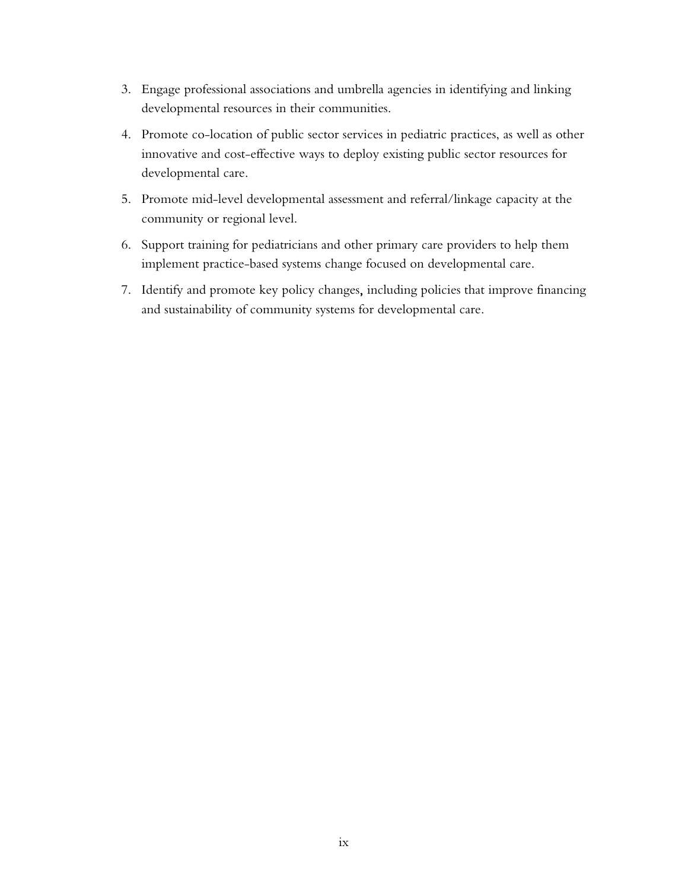3. Engage professional associations and umbrella agencies in identifying and linking developmental resources in their communities.
4. Promote co-location of public sector services in pediatric practices, as well as other innovative and cost-effective ways to deploy existing public sector resources for developmental care.
5. Promote mid-level developmental assessment and referral/linkage capacity at the community or regional level.
6. Support training for pediatricians and other primary care providers to help them implement practice-based systems change focused on developmental care.
7. Identify and promote key policy changes, including policies that improve financing and sustainability of community systems for developmental care.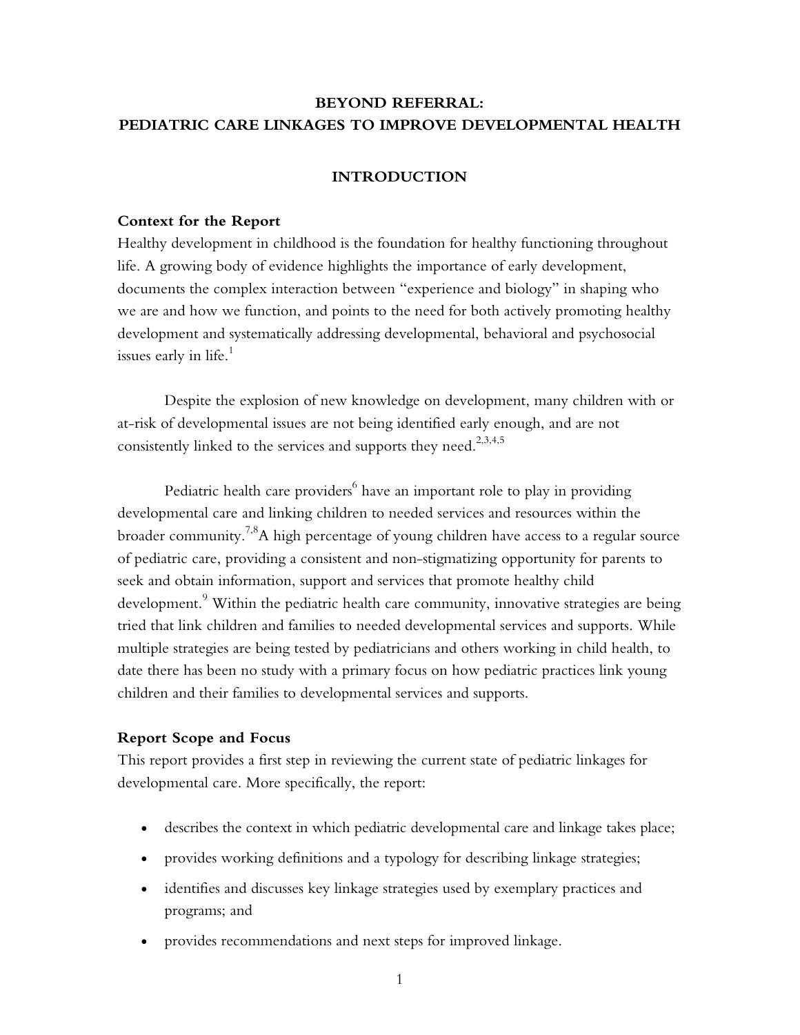# BEYOND REFERRAL:
# PEDIATRIC CARE LINKAGES TO IMPROVE DEVELOPMENTAL HEALTH

## INTRODUCTION

### Context for the Report

Healthy development in childhood is the foundation for healthy functioning throughout life. A growing body of evidence highlights the importance of early development, documents the complex interaction between "experience and biology" in shaping who we are and how we function, and points to the need for both actively promoting healthy development and systematically addressing developmental, behavioral and psychosocial issues early in life.[1]

Despite the explosion of new knowledge on development, many children with or at-risk of developmental issues are not being identified early enough, and are not consistently linked to the services and supports they need.[2,3,4,5]

Pediatric health care providers[6] have an important role to play in providing developmental care and linking children to needed services and resources within the broader community.[7,8] A high percentage of young children have access to a regular source of pediatric care, providing a consistent and non-stigmatizing opportunity for parents to seek and obtain information, support and services that promote healthy child development.[9] Within the pediatric health care community, innovative strategies are being tried that link children and families to needed developmental services and supports. While multiple strategies are being tested by pediatricians and others working in child health, to date there has been no study with a primary focus on how pediatric practices link young children and their families to developmental services and supports.

### Report Scope and Focus

This report provides a first step in reviewing the current state of pediatric linkages for developmental care. More specifically, the report:

- describes the context in which pediatric developmental care and linkage takes place;
- provides working definitions and a typology for describing linkage strategies;
- identifies and discusses key linkage strategies used by exemplary practices and programs; and
- provides recommendations and next steps for improved linkage.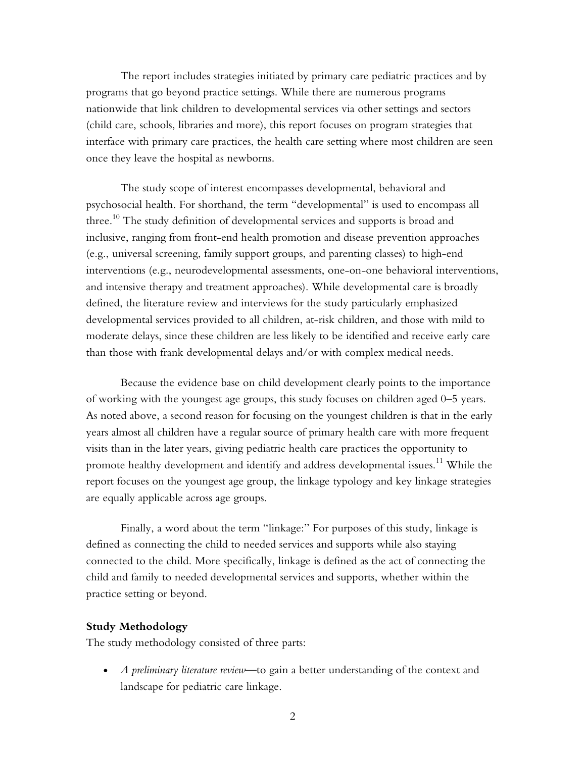The report includes strategies initiated by primary care pediatric practices and by programs that go beyond practice settings. While there are numerous programs nationwide that link children to developmental services via other settings and sectors (child care, schools, libraries and more), this report focuses on program strategies that interface with primary care practices, the health care setting where most children are seen once they leave the hospital as newborns.

The study scope of interest encompasses developmental, behavioral and psychosocial health. For shorthand, the term "developmental" is used to encompass all three.[10] The study definition of developmental services and supports is broad and inclusive, ranging from front-end health promotion and disease prevention approaches (e.g., universal screening, family support groups, and parenting classes) to high-end interventions (e.g., neurodevelopmental assessments, one-on-one behavioral interventions, and intensive therapy and treatment approaches). While developmental care is broadly defined, the literature review and interviews for the study particularly emphasized developmental services provided to all children, at-risk children, and those with mild to moderate delays, since these children are less likely to be identified and receive early care than those with frank developmental delays and/or with complex medical needs.

Because the evidence base on child development clearly points to the importance of working with the youngest age groups, this study focuses on children aged 0–5 years. As noted above, a second reason for focusing on the youngest children is that in the early years almost all children have a regular source of primary health care with more frequent visits than in the later years, giving pediatric health care practices the opportunity to promote healthy development and identify and address developmental issues.[11] While the report focuses on the youngest age group, the linkage typology and key linkage strategies are equally applicable across age groups.

Finally, a word about the term "linkage:" For purposes of this study, linkage is defined as connecting the child to needed services and supports while also staying connected to the child. More specifically, linkage is defined as the act of connecting the child and family to needed developmental services and supports, whether within the practice setting or beyond.

**Study Methodology**

The study methodology consisted of three parts:

- *A preliminary literature review*—to gain a better understanding of the context and landscape for pediatric care linkage.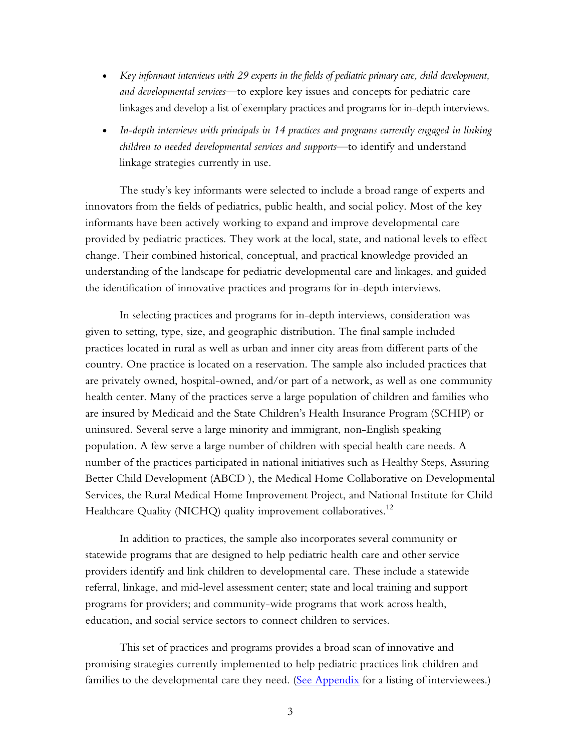- *Key informant interviews with 29 experts in the fields of pediatric primary care, child development, and developmental services*—to explore key issues and concepts for pediatric care linkages and develop a list of exemplary practices and programs for in-depth interviews.
- *In-depth interviews with principals in 14 practices and programs currently engaged in linking children to needed developmental services and supports*—to identify and understand linkage strategies currently in use.

The study's key informants were selected to include a broad range of experts and innovators from the fields of pediatrics, public health, and social policy. Most of the key informants have been actively working to expand and improve developmental care provided by pediatric practices. They work at the local, state, and national levels to effect change. Their combined historical, conceptual, and practical knowledge provided an understanding of the landscape for pediatric developmental care and linkages, and guided the identification of innovative practices and programs for in-depth interviews.

In selecting practices and programs for in-depth interviews, consideration was given to setting, type, size, and geographic distribution. The final sample included practices located in rural as well as urban and inner city areas from different parts of the country. One practice is located on a reservation. The sample also included practices that are privately owned, hospital-owned, and/or part of a network, as well as one community health center. Many of the practices serve a large population of children and families who are insured by Medicaid and the State Children's Health Insurance Program (SCHIP) or uninsured. Several serve a large minority and immigrant, non-English speaking population. A few serve a large number of children with special health care needs. A number of the practices participated in national initiatives such as Healthy Steps, Assuring Better Child Development (ABCD ), the Medical Home Collaborative on Developmental Services, the Rural Medical Home Improvement Project, and National Institute for Child Healthcare Quality (NICHQ) quality improvement collaboratives.[12]

In addition to practices, the sample also incorporates several community or statewide programs that are designed to help pediatric health care and other service providers identify and link children to developmental care. These include a statewide referral, linkage, and mid-level assessment center; state and local training and support programs for providers; and community-wide programs that work across health, education, and social service sectors to connect children to services.

This set of practices and programs provides a broad scan of innovative and promising strategies currently implemented to help pediatric practices link children and families to the developmental care they need. (See Appendix for a listing of interviewees.)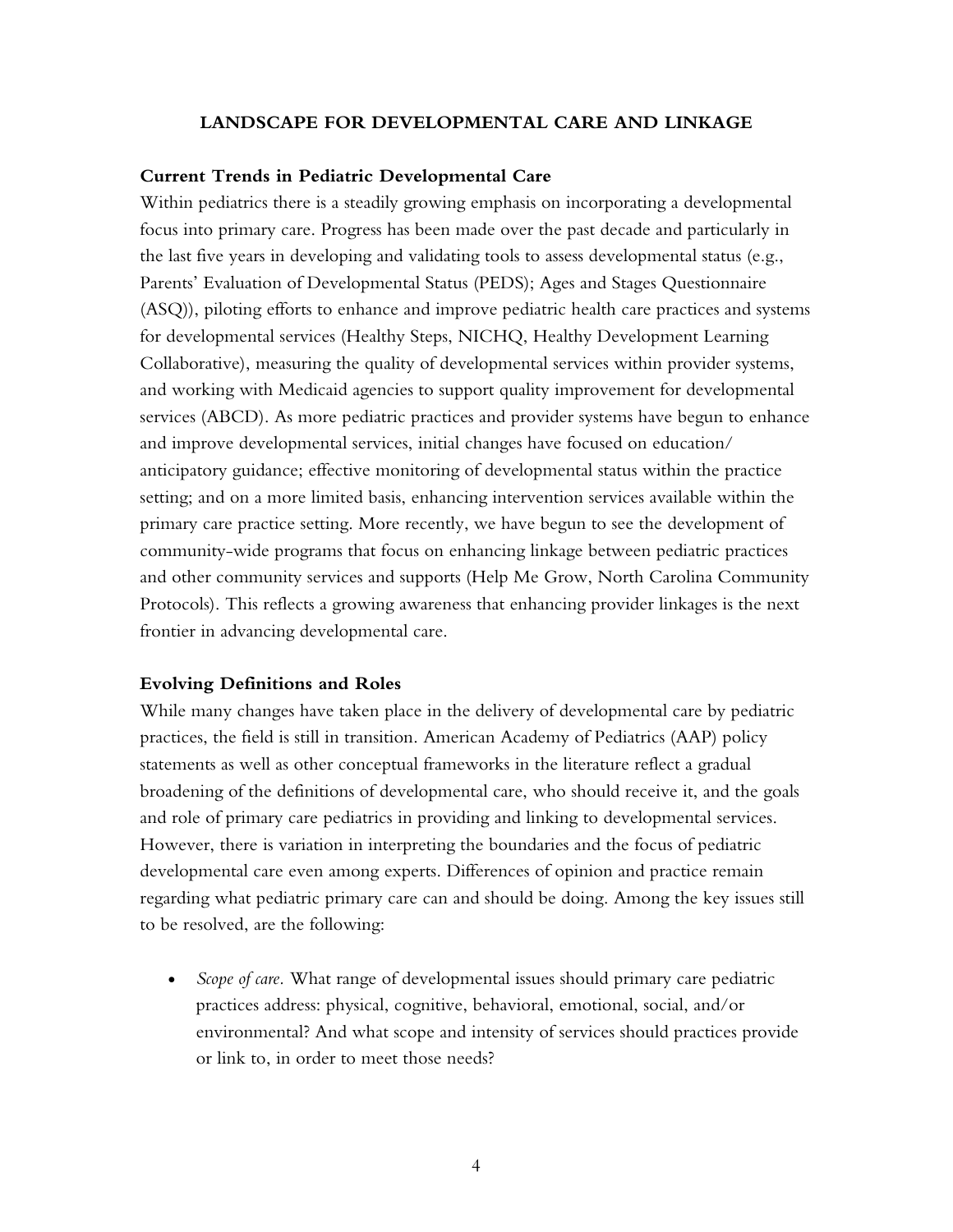## LANDSCAPE FOR DEVELOPMENTAL CARE AND LINKAGE

### Current Trends in Pediatric Developmental Care

Within pediatrics there is a steadily growing emphasis on incorporating a developmental focus into primary care. Progress has been made over the past decade and particularly in the last five years in developing and validating tools to assess developmental status (e.g., Parents' Evaluation of Developmental Status (PEDS); Ages and Stages Questionnaire (ASQ)), piloting efforts to enhance and improve pediatric health care practices and systems for developmental services (Healthy Steps, NICHQ, Healthy Development Learning Collaborative), measuring the quality of developmental services within provider systems, and working with Medicaid agencies to support quality improvement for developmental services (ABCD). As more pediatric practices and provider systems have begun to enhance and improve developmental services, initial changes have focused on education/ anticipatory guidance; effective monitoring of developmental status within the practice setting; and on a more limited basis, enhancing intervention services available within the primary care practice setting. More recently, we have begun to see the development of community-wide programs that focus on enhancing linkage between pediatric practices and other community services and supports (Help Me Grow, North Carolina Community Protocols). This reflects a growing awareness that enhancing provider linkages is the next frontier in advancing developmental care.

### Evolving Definitions and Roles

While many changes have taken place in the delivery of developmental care by pediatric practices, the field is still in transition. American Academy of Pediatrics (AAP) policy statements as well as other conceptual frameworks in the literature reflect a gradual broadening of the definitions of developmental care, who should receive it, and the goals and role of primary care pediatrics in providing and linking to developmental services. However, there is variation in interpreting the boundaries and the focus of pediatric developmental care even among experts. Differences of opinion and practice remain regarding what pediatric primary care can and should be doing. Among the key issues still to be resolved, are the following:

- *Scope of care.* What range of developmental issues should primary care pediatric practices address: physical, cognitive, behavioral, emotional, social, and/or environmental? And what scope and intensity of services should practices provide or link to, in order to meet those needs?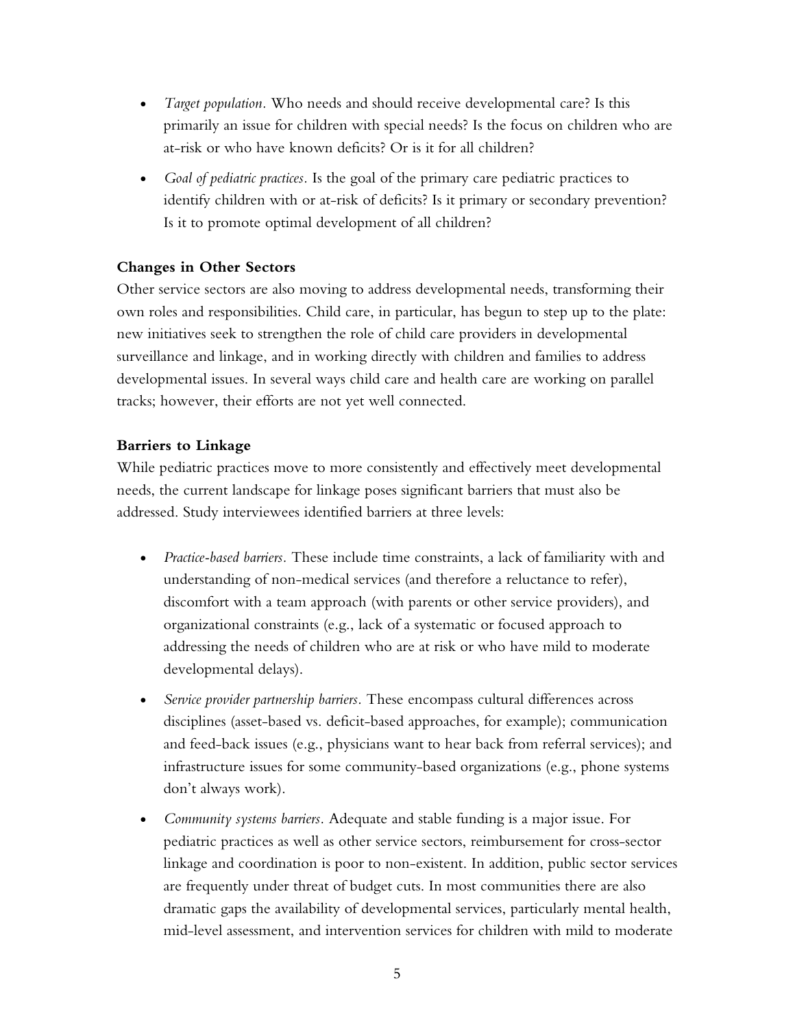- *Target population.* Who needs and should receive developmental care? Is this primarily an issue for children with special needs? Is the focus on children who are at-risk or who have known deficits? Or is it for all children?
- *Goal of pediatric practices.* Is the goal of the primary care pediatric practices to identify children with or at-risk of deficits? Is it primary or secondary prevention? Is it to promote optimal development of all children?

**Changes in Other Sectors**

Other service sectors are also moving to address developmental needs, transforming their own roles and responsibilities. Child care, in particular, has begun to step up to the plate: new initiatives seek to strengthen the role of child care providers in developmental surveillance and linkage, and in working directly with children and families to address developmental issues. In several ways child care and health care are working on parallel tracks; however, their efforts are not yet well connected.

**Barriers to Linkage**

While pediatric practices move to more consistently and effectively meet developmental needs, the current landscape for linkage poses significant barriers that must also be addressed. Study interviewees identified barriers at three levels:

- *Practice-based barriers.* These include time constraints, a lack of familiarity with and understanding of non-medical services (and therefore a reluctance to refer), discomfort with a team approach (with parents or other service providers), and organizational constraints (e.g., lack of a systematic or focused approach to addressing the needs of children who are at risk or who have mild to moderate developmental delays).
- *Service provider partnership barriers.* These encompass cultural differences across disciplines (asset-based vs. deficit-based approaches, for example); communication and feed-back issues (e.g., physicians want to hear back from referral services); and infrastructure issues for some community-based organizations (e.g., phone systems don't always work).
- *Community systems barriers.* Adequate and stable funding is a major issue. For pediatric practices as well as other service sectors, reimbursement for cross-sector linkage and coordination is poor to non-existent. In addition, public sector services are frequently under threat of budget cuts. In most communities there are also dramatic gaps the availability of developmental services, particularly mental health, mid-level assessment, and intervention services for children with mild to moderate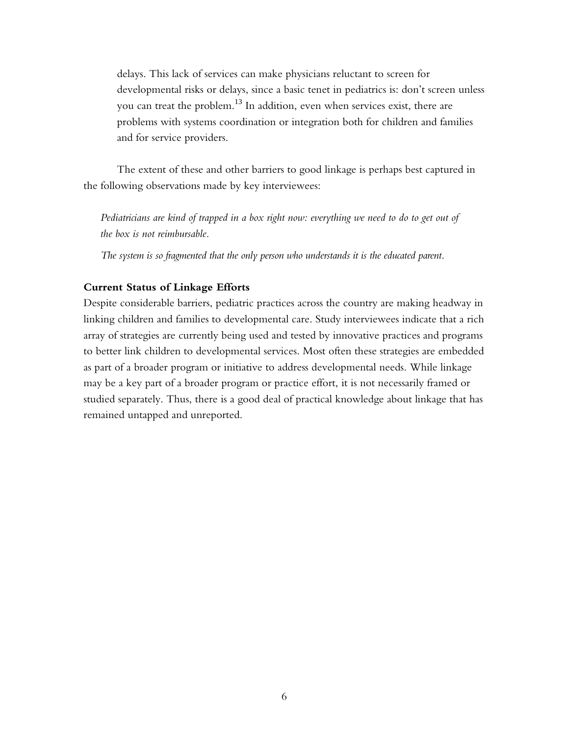delays. This lack of services can make physicians reluctant to screen for developmental risks or delays, since a basic tenet in pediatrics is: don't screen unless you can treat the problem.[13] In addition, even when services exist, there are problems with systems coordination or integration both for children and families and for service providers.

The extent of these and other barriers to good linkage is perhaps best captured in the following observations made by key interviewees:

*Pediatricians are kind of trapped in a box right now: everything we need to do to get out of the box is not reimbursable.*

*The system is so fragmented that the only person who understands it is the educated parent.*

**Current Status of Linkage Efforts**

Despite considerable barriers, pediatric practices across the country are making headway in linking children and families to developmental care. Study interviewees indicate that a rich array of strategies are currently being used and tested by innovative practices and programs to better link children to developmental services. Most often these strategies are embedded as part of a broader program or initiative to address developmental needs. While linkage may be a key part of a broader program or practice effort, it is not necessarily framed or studied separately. Thus, there is a good deal of practical knowledge about linkage that has remained untapped and unreported.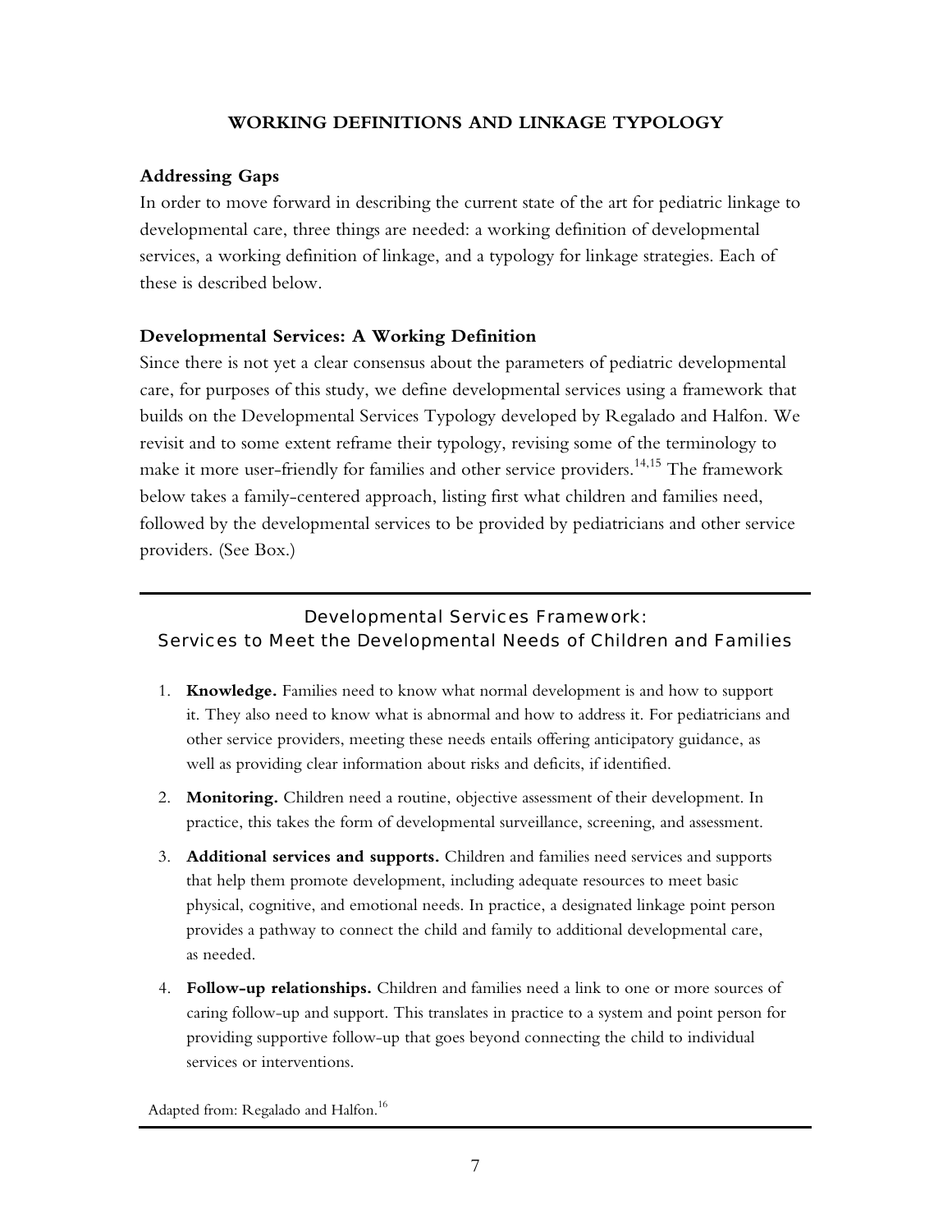## WORKING DEFINITIONS AND LINKAGE TYPOLOGY

### Addressing Gaps

In order to move forward in describing the current state of the art for pediatric linkage to developmental care, three things are needed: a working definition of developmental services, a working definition of linkage, and a typology for linkage strategies. Each of these is described below.

### Developmental Services: A Working Definition

Since there is not yet a clear consensus about the parameters of pediatric developmental care, for purposes of this study, we define developmental services using a framework that builds on the Developmental Services Typology developed by Regalado and Halfon. We revisit and to some extent reframe their typology, revising some of the terminology to make it more user-friendly for families and other service providers.[14,15] The framework below takes a family-centered approach, listing first what children and families need, followed by the developmental services to be provided by pediatricians and other service providers. (See Box.)

---

#### Developmental Services Framework: Services to Meet the Developmental Needs of Children and Families

1. **Knowledge.** Families need to know what normal development is and how to support it. They also need to know what is abnormal and how to address it. For pediatricians and other service providers, meeting these needs entails offering anticipatory guidance, as well as providing clear information about risks and deficits, if identified.
2. **Monitoring.** Children need a routine, objective assessment of their development. In practice, this takes the form of developmental surveillance, screening, and assessment.
3. **Additional services and supports.** Children and families need services and supports that help them promote development, including adequate resources to meet basic physical, cognitive, and emotional needs. In practice, a designated linkage point person provides a pathway to connect the child and family to additional developmental care, as needed.
4. **Follow-up relationships.** Children and families need a link to one or more sources of caring follow-up and support. This translates in practice to a system and point person for providing supportive follow-up that goes beyond connecting the child to individual services or interventions.

Adapted from: Regalado and Halfon.[16]

---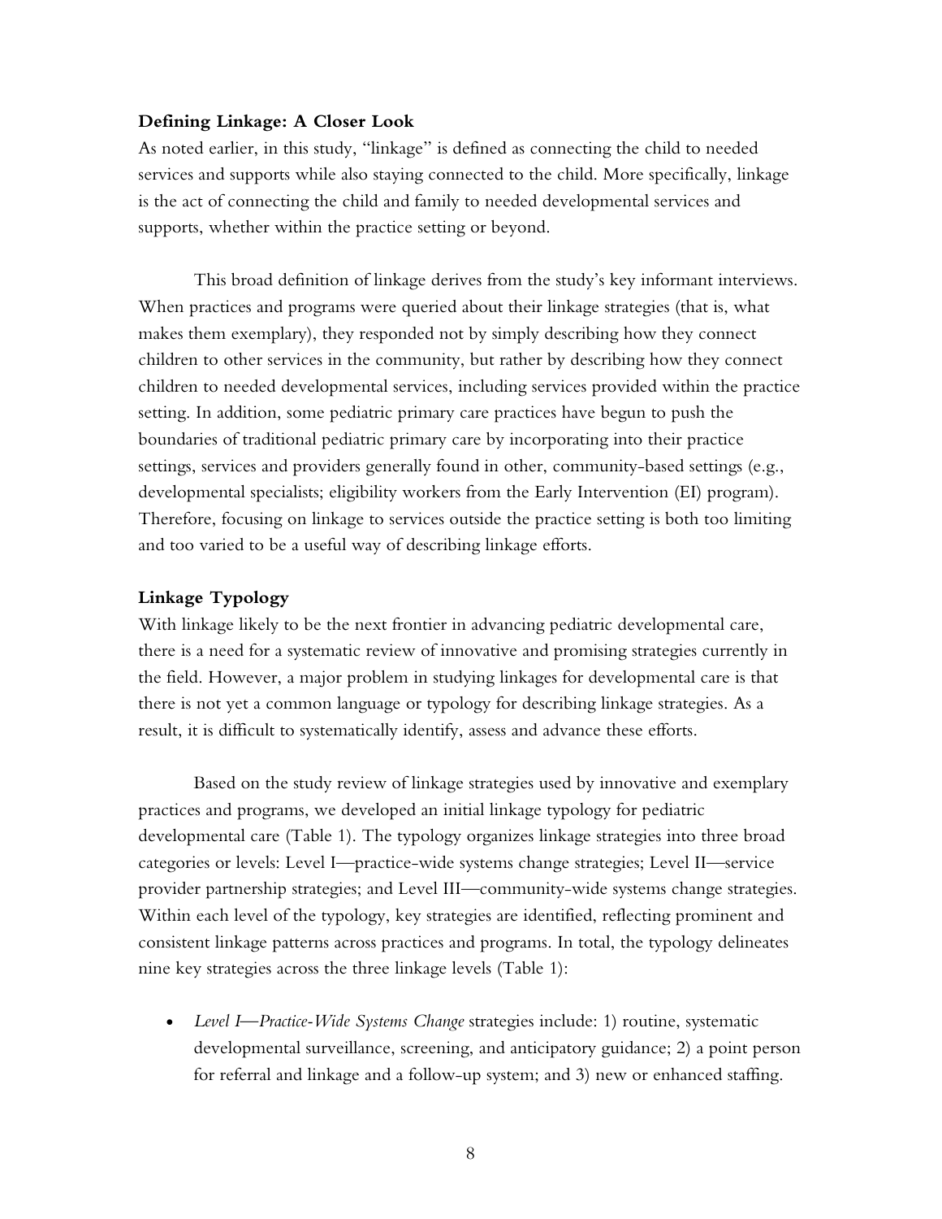**Defining Linkage: A Closer Look**

As noted earlier, in this study, "linkage" is defined as connecting the child to needed services and supports while also staying connected to the child. More specifically, linkage is the act of connecting the child and family to needed developmental services and supports, whether within the practice setting or beyond.

This broad definition of linkage derives from the study's key informant interviews. When practices and programs were queried about their linkage strategies (that is, what makes them exemplary), they responded not by simply describing how they connect children to other services in the community, but rather by describing how they connect children to needed developmental services, including services provided within the practice setting. In addition, some pediatric primary care practices have begun to push the boundaries of traditional pediatric primary care by incorporating into their practice settings, services and providers generally found in other, community-based settings (e.g., developmental specialists; eligibility workers from the Early Intervention (EI) program). Therefore, focusing on linkage to services outside the practice setting is both too limiting and too varied to be a useful way of describing linkage efforts.

**Linkage Typology**

With linkage likely to be the next frontier in advancing pediatric developmental care, there is a need for a systematic review of innovative and promising strategies currently in the field. However, a major problem in studying linkages for developmental care is that there is not yet a common language or typology for describing linkage strategies. As a result, it is difficult to systematically identify, assess and advance these efforts.

Based on the study review of linkage strategies used by innovative and exemplary practices and programs, we developed an initial linkage typology for pediatric developmental care (Table 1). The typology organizes linkage strategies into three broad categories or levels: Level I—practice-wide systems change strategies; Level II—service provider partnership strategies; and Level III—community-wide systems change strategies. Within each level of the typology, key strategies are identified, reflecting prominent and consistent linkage patterns across practices and programs. In total, the typology delineates nine key strategies across the three linkage levels (Table 1):

- *Level I—Practice-Wide Systems Change* strategies include: 1) routine, systematic developmental surveillance, screening, and anticipatory guidance; 2) a point person for referral and linkage and a follow-up system; and 3) new or enhanced staffing.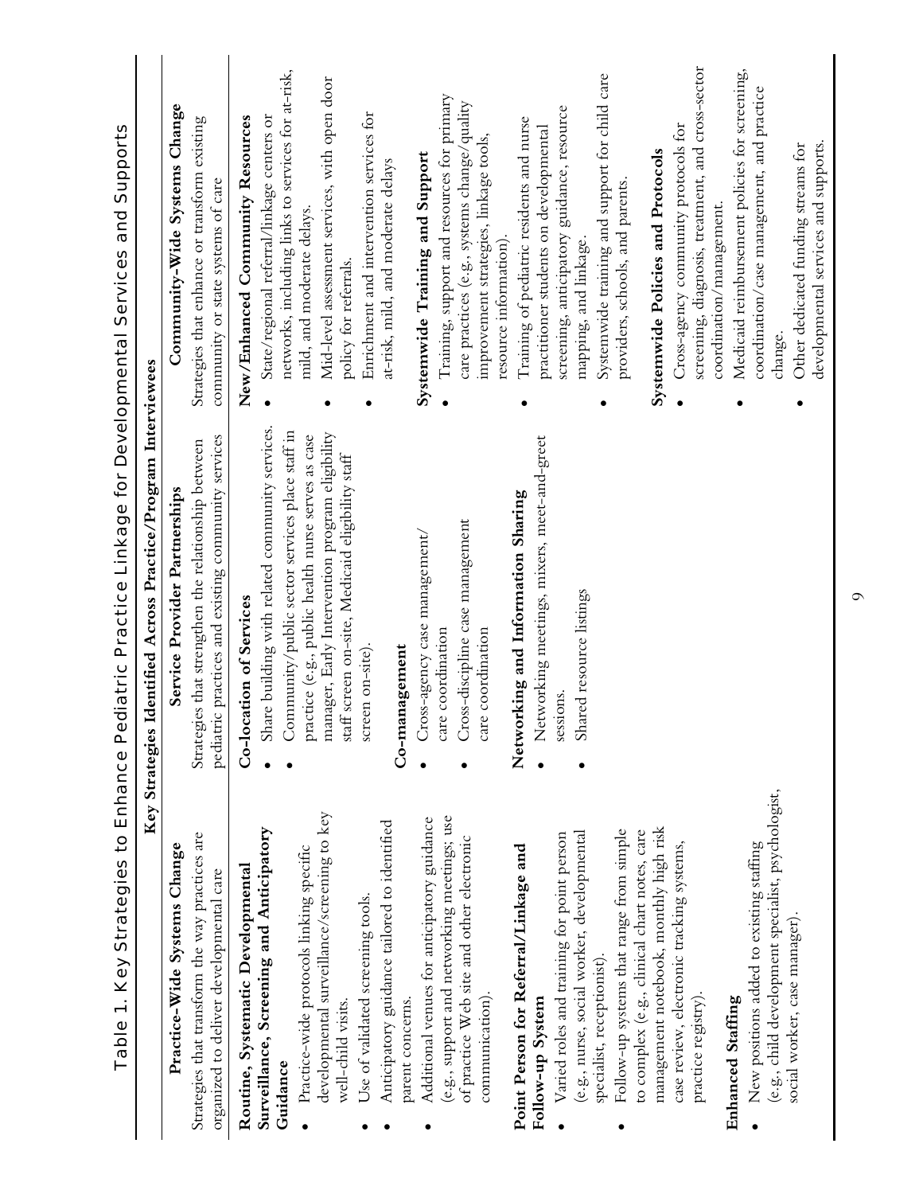# Table 1. Key Strategies to Enhance Pediatric Practice Linkage for Developmental Services and Supports

| Key Strategies Identified Across Practice/Program Interviewees | | |
|---|---|---|
| **Practice-Wide Systems Change**<br>Strategies that transform the way practices are organized to deliver developmental care | **Service Provider Partnerships**<br>Strategies that strengthen the relationship between pediatric practices and existing community services | **Community-Wide Systems Change**<br>Strategies that enhance or transform existing community or state systems of care |
| **Routine, Systematic Developmental Surveillance, Screening and Anticipatory Guidance**<br>• Practice-wide protocols linking specific developmental surveillance/screening to key well-child visits.<br>• Use of validated screening tools.<br>• Anticipatory guidance tailored to identified parent concerns.<br>• Additional venues for anticipatory guidance (e.g., support and networking meetings; use of practice Web site and other electronic communication).<br><br>**Point Person for Referral/Linkage and Follow-up System**<br>• Varied roles and training for point person (e.g., nurse, social worker, developmental specialist, receptionist).<br>• Follow-up systems that range from simple to complex (e.g., clinical chart notes, care management notebook, monthly high risk case review, electronic tracking systems, practice registry).<br><br>**Enhanced Staffing**<br>• New positions added to existing staffing (e.g., child development specialist, psychologist, social worker, case manager). | **Co-location of Services**<br>• Share building with related community services.<br>• Community/public sector services place staff in practice (e.g., public health nurse serves as case manager, Early Intervention program eligibility staff screen on-site, Medicaid eligibility staff screen on-site).<br><br>**Co-management**<br>• Cross-agency case management/care coordination<br>• Cross-discipline case management care coordination<br><br>**Networking and Information Sharing**<br>• Networking meetings, mixers, meet-and-greet sessions.<br>• Shared resource listings | **New/Enhanced Community Resources**<br>• State/regional referral/linkage centers or networks, including links to services for at-risk, mild, and moderate delays.<br>• Mid-level assessment services, with open door policy for referrals.<br>• Enrichment and intervention services for at-risk, mild, and moderate delays<br><br>**Systemwide Training and Support**<br>• Training, support and resources for primary care practices (e.g., systems change/quality improvement strategies, linkage tools, resource information).<br>• Training of pediatric residents and nurse practitioner students on developmental screening, anticipatory guidance, resource mapping, and linkage.<br>• Systemwide training and support for child care providers, schools, and parents.<br><br>**Systemwide Policies and Protocols**<br>• Cross-agency community protocols for screening, diagnosis, treatment, and cross-sector coordination/management.<br>• Medicaid reimbursement policies for screening, coordination/case management, and practice change.<br>• Other dedicated funding streams for developmental services and supports. |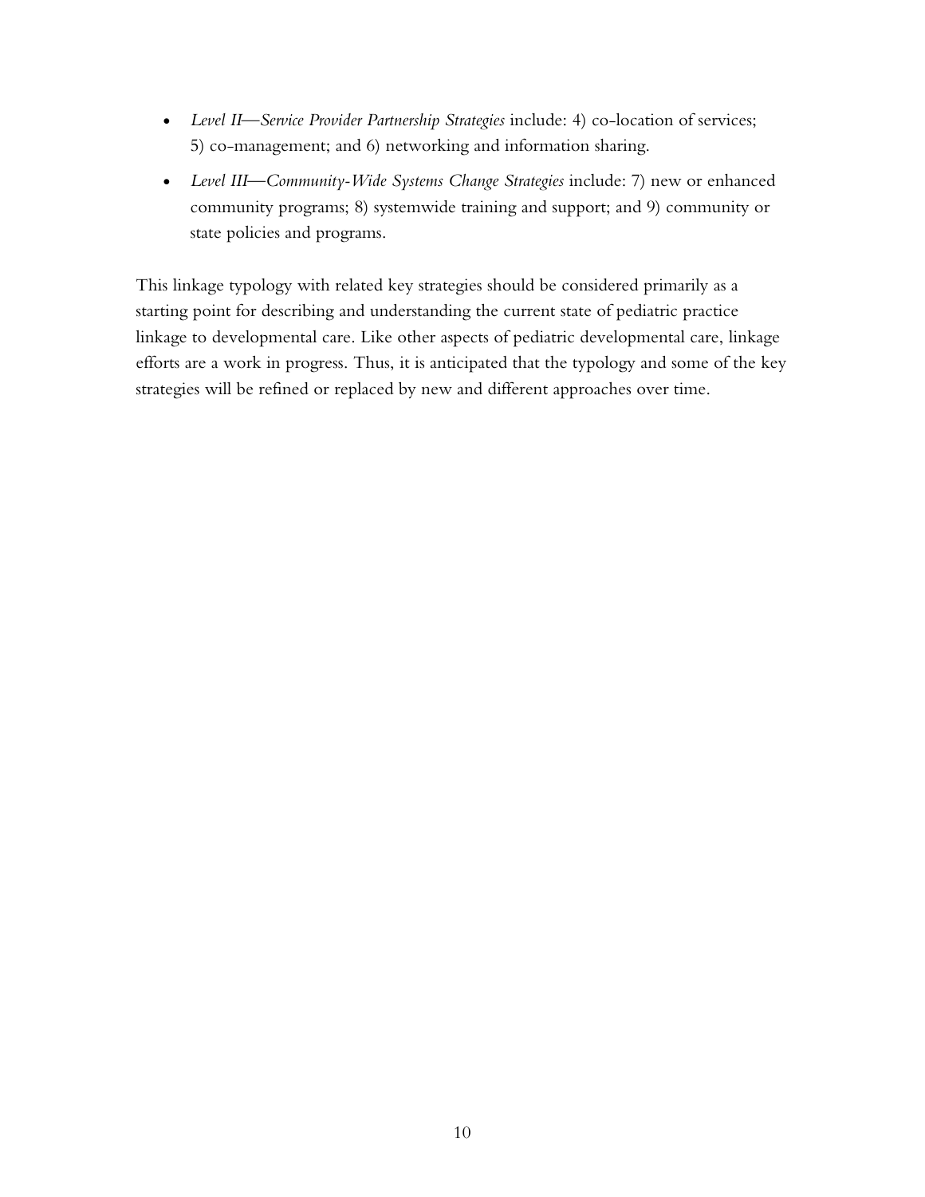- *Level II—Service Provider Partnership Strategies* include: 4) co-location of services; 5) co-management; and 6) networking and information sharing.
- *Level III—Community-Wide Systems Change Strategies* include: 7) new or enhanced community programs; 8) systemwide training and support; and 9) community or state policies and programs.

This linkage typology with related key strategies should be considered primarily as a starting point for describing and understanding the current state of pediatric practice linkage to developmental care. Like other aspects of pediatric developmental care, linkage efforts are a work in progress. Thus, it is anticipated that the typology and some of the key strategies will be refined or replaced by new and different approaches over time.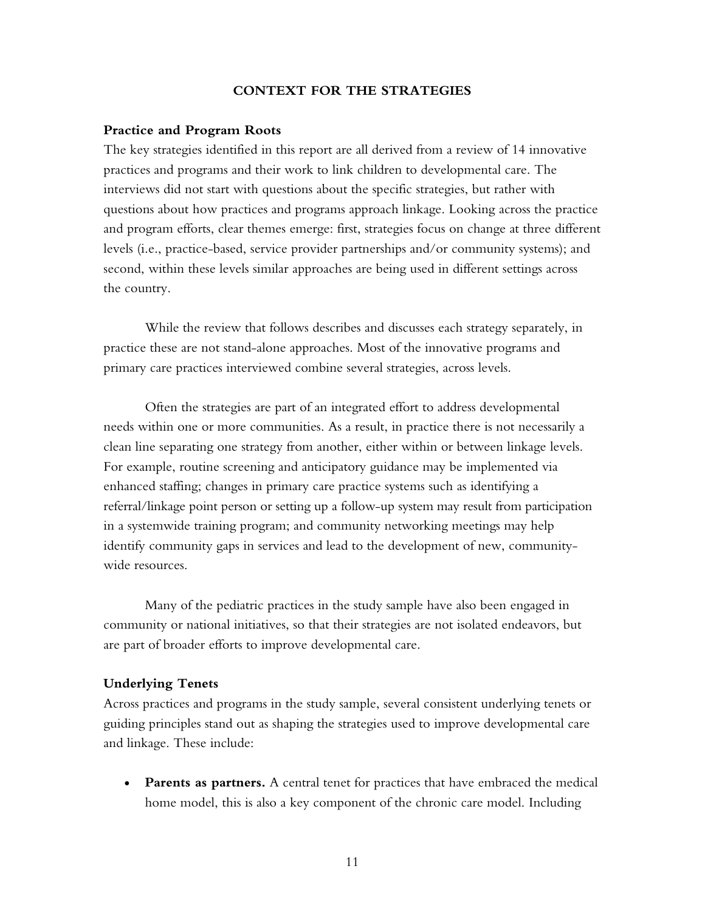## CONTEXT FOR THE STRATEGIES

### Practice and Program Roots

The key strategies identified in this report are all derived from a review of 14 innovative practices and programs and their work to link children to developmental care. The interviews did not start with questions about the specific strategies, but rather with questions about how practices and programs approach linkage. Looking across the practice and program efforts, clear themes emerge: first, strategies focus on change at three different levels (i.e., practice-based, service provider partnerships and/or community systems); and second, within these levels similar approaches are being used in different settings across the country.

While the review that follows describes and discusses each strategy separately, in practice these are not stand-alone approaches. Most of the innovative programs and primary care practices interviewed combine several strategies, across levels.

Often the strategies are part of an integrated effort to address developmental needs within one or more communities. As a result, in practice there is not necessarily a clean line separating one strategy from another, either within or between linkage levels. For example, routine screening and anticipatory guidance may be implemented via enhanced staffing; changes in primary care practice systems such as identifying a referral/linkage point person or setting up a follow-up system may result from participation in a systemwide training program; and community networking meetings may help identify community gaps in services and lead to the development of new, community-wide resources.

Many of the pediatric practices in the study sample have also been engaged in community or national initiatives, so that their strategies are not isolated endeavors, but are part of broader efforts to improve developmental care.

### Underlying Tenets

Across practices and programs in the study sample, several consistent underlying tenets or guiding principles stand out as shaping the strategies used to improve developmental care and linkage. These include:

- **Parents as partners.** A central tenet for practices that have embraced the medical home model, this is also a key component of the chronic care model. Including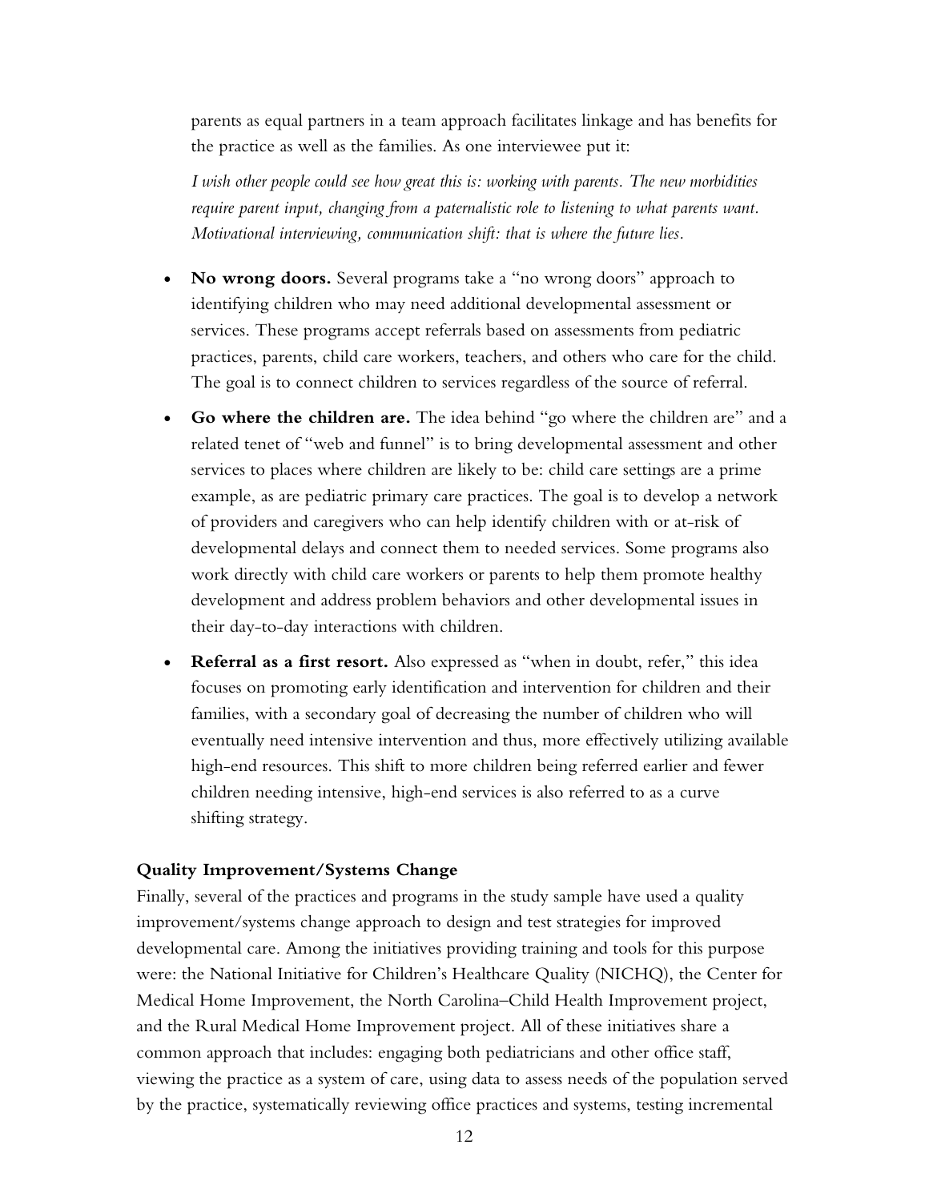parents as equal partners in a team approach facilitates linkage and has benefits for the practice as well as the families. As one interviewee put it:

*I wish other people could see how great this is: working with parents. The new morbidities require parent input, changing from a paternalistic role to listening to what parents want. Motivational interviewing, communication shift: that is where the future lies.*

- **No wrong doors.** Several programs take a "no wrong doors" approach to identifying children who may need additional developmental assessment or services. These programs accept referrals based on assessments from pediatric practices, parents, child care workers, teachers, and others who care for the child. The goal is to connect children to services regardless of the source of referral.
- **Go where the children are.** The idea behind "go where the children are" and a related tenet of "web and funnel" is to bring developmental assessment and other services to places where children are likely to be: child care settings are a prime example, as are pediatric primary care practices. The goal is to develop a network of providers and caregivers who can help identify children with or at-risk of developmental delays and connect them to needed services. Some programs also work directly with child care workers or parents to help them promote healthy development and address problem behaviors and other developmental issues in their day-to-day interactions with children.
- **Referral as a first resort.** Also expressed as "when in doubt, refer," this idea focuses on promoting early identification and intervention for children and their families, with a secondary goal of decreasing the number of children who will eventually need intensive intervention and thus, more effectively utilizing available high-end resources. This shift to more children being referred earlier and fewer children needing intensive, high-end services is also referred to as a curve shifting strategy.

**Quality Improvement/Systems Change**

Finally, several of the practices and programs in the study sample have used a quality improvement/systems change approach to design and test strategies for improved developmental care. Among the initiatives providing training and tools for this purpose were: the National Initiative for Children's Healthcare Quality (NICHQ), the Center for Medical Home Improvement, the North Carolina–Child Health Improvement project, and the Rural Medical Home Improvement project. All of these initiatives share a common approach that includes: engaging both pediatricians and other office staff, viewing the practice as a system of care, using data to assess needs of the population served by the practice, systematically reviewing office practices and systems, testing incremental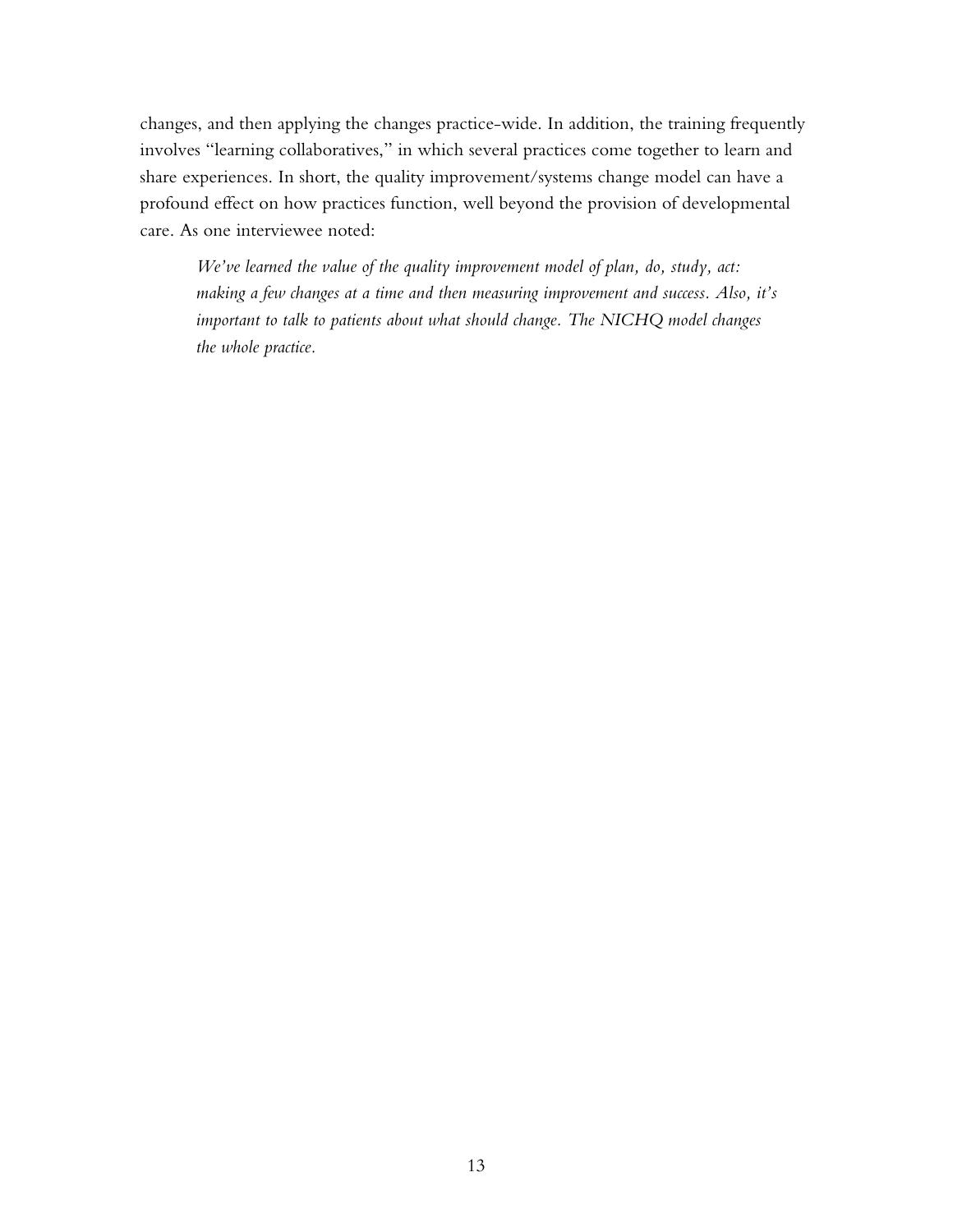changes, and then applying the changes practice-wide. In addition, the training frequently involves "learning collaboratives," in which several practices come together to learn and share experiences. In short, the quality improvement/systems change model can have a profound effect on how practices function, well beyond the provision of developmental care. As one interviewee noted:

> *We've learned the value of the quality improvement model of plan, do, study, act: making a few changes at a time and then measuring improvement and success. Also, it's important to talk to patients about what should change. The NICHQ model changes the whole practice.*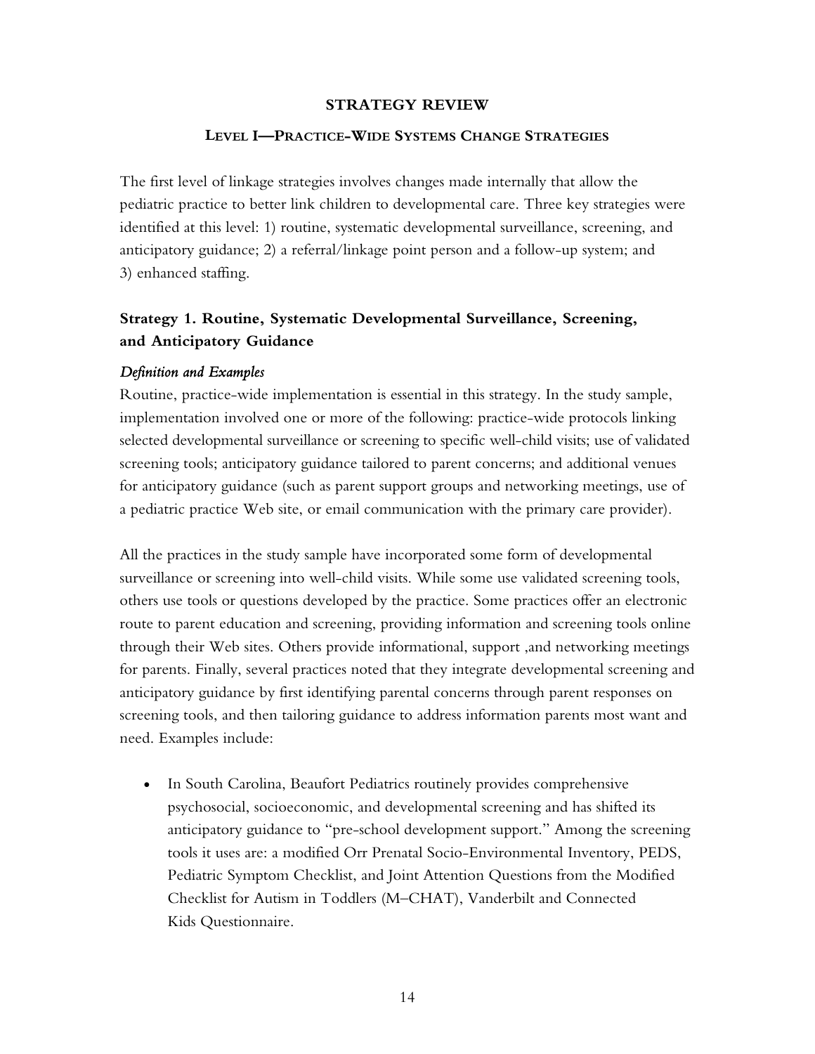## STRATEGY REVIEW

### LEVEL I—PRACTICE-WIDE SYSTEMS CHANGE STRATEGIES

The first level of linkage strategies involves changes made internally that allow the pediatric practice to better link children to developmental care. Three key strategies were identified at this level: 1) routine, systematic developmental surveillance, screening, and anticipatory guidance; 2) a referral/linkage point person and a follow-up system; and 3) enhanced staffing.

### Strategy 1. Routine, Systematic Developmental Surveillance, Screening, and Anticipatory Guidance

*Definition and Examples*

Routine, practice-wide implementation is essential in this strategy. In the study sample, implementation involved one or more of the following: practice-wide protocols linking selected developmental surveillance or screening to specific well-child visits; use of validated screening tools; anticipatory guidance tailored to parent concerns; and additional venues for anticipatory guidance (such as parent support groups and networking meetings, use of a pediatric practice Web site, or email communication with the primary care provider).

All the practices in the study sample have incorporated some form of developmental surveillance or screening into well-child visits. While some use validated screening tools, others use tools or questions developed by the practice. Some practices offer an electronic route to parent education and screening, providing information and screening tools online through their Web sites. Others provide informational, support ,and networking meetings for parents. Finally, several practices noted that they integrate developmental screening and anticipatory guidance by first identifying parental concerns through parent responses on screening tools, and then tailoring guidance to address information parents most want and need. Examples include:

- In South Carolina, Beaufort Pediatrics routinely provides comprehensive psychosocial, socioeconomic, and developmental screening and has shifted its anticipatory guidance to "pre-school development support." Among the screening tools it uses are: a modified Orr Prenatal Socio-Environmental Inventory, PEDS, Pediatric Symptom Checklist, and Joint Attention Questions from the Modified Checklist for Autism in Toddlers (M–CHAT), Vanderbilt and Connected Kids Questionnaire.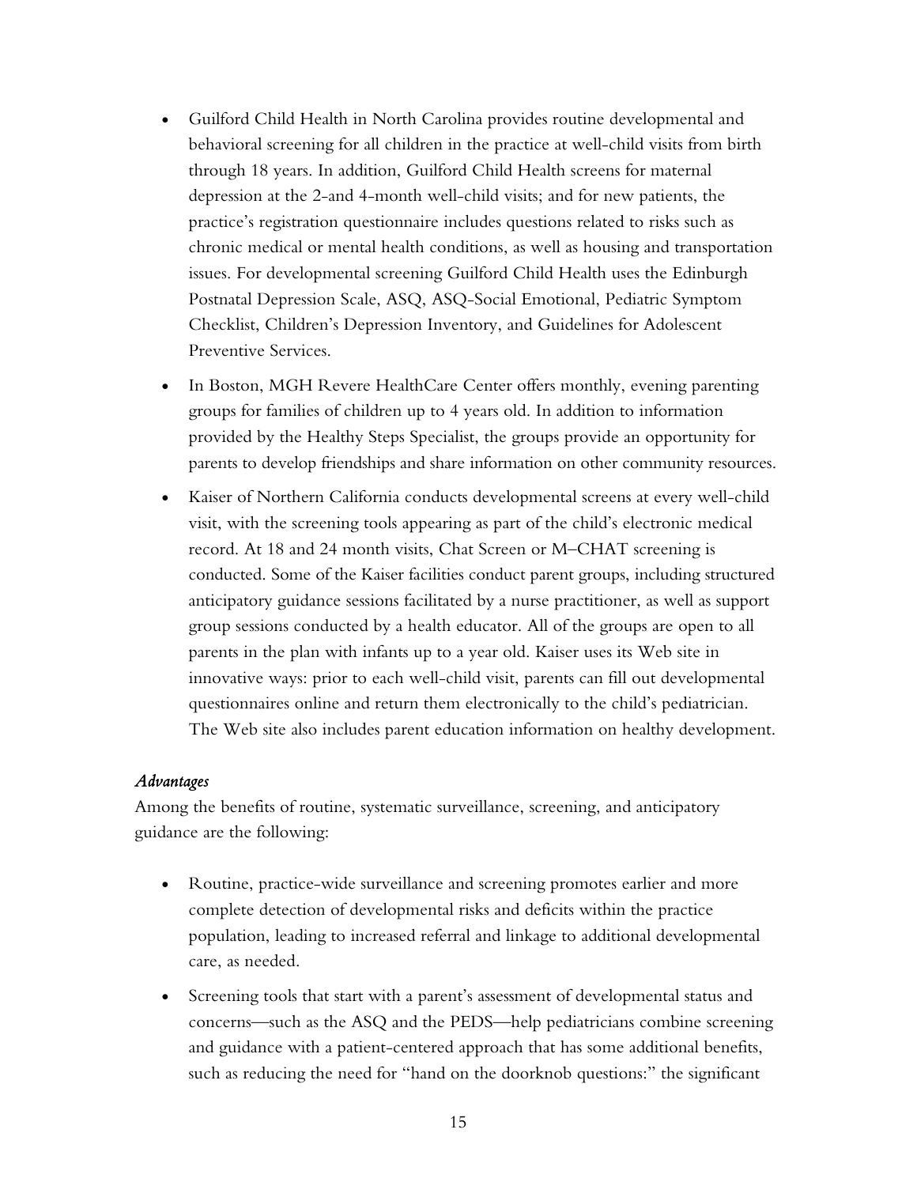- Guilford Child Health in North Carolina provides routine developmental and behavioral screening for all children in the practice at well-child visits from birth through 18 years. In addition, Guilford Child Health screens for maternal depression at the 2-and 4-month well-child visits; and for new patients, the practice's registration questionnaire includes questions related to risks such as chronic medical or mental health conditions, as well as housing and transportation issues. For developmental screening Guilford Child Health uses the Edinburgh Postnatal Depression Scale, ASQ, ASQ-Social Emotional, Pediatric Symptom Checklist, Children's Depression Inventory, and Guidelines for Adolescent Preventive Services.
- In Boston, MGH Revere HealthCare Center offers monthly, evening parenting groups for families of children up to 4 years old. In addition to information provided by the Healthy Steps Specialist, the groups provide an opportunity for parents to develop friendships and share information on other community resources.
- Kaiser of Northern California conducts developmental screens at every well-child visit, with the screening tools appearing as part of the child's electronic medical record. At 18 and 24 month visits, Chat Screen or M–CHAT screening is conducted. Some of the Kaiser facilities conduct parent groups, including structured anticipatory guidance sessions facilitated by a nurse practitioner, as well as support group sessions conducted by a health educator. All of the groups are open to all parents in the plan with infants up to a year old. Kaiser uses its Web site in innovative ways: prior to each well-child visit, parents can fill out developmental questionnaires online and return them electronically to the child's pediatrician. The Web site also includes parent education information on healthy development.

*Advantages*

Among the benefits of routine, systematic surveillance, screening, and anticipatory guidance are the following:

- Routine, practice-wide surveillance and screening promotes earlier and more complete detection of developmental risks and deficits within the practice population, leading to increased referral and linkage to additional developmental care, as needed.
- Screening tools that start with a parent's assessment of developmental status and concerns—such as the ASQ and the PEDS—help pediatricians combine screening and guidance with a patient-centered approach that has some additional benefits, such as reducing the need for "hand on the doorknob questions:" the significant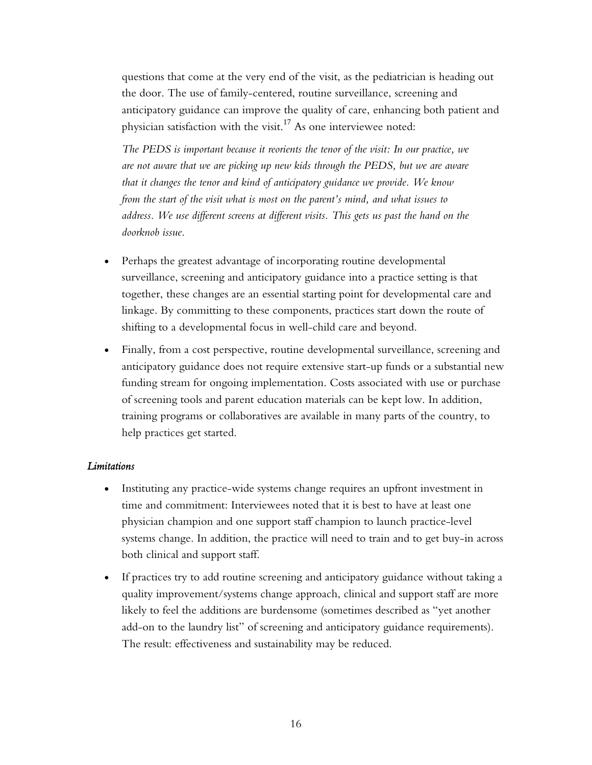questions that come at the very end of the visit, as the pediatrician is heading out the door. The use of family-centered, routine surveillance, screening and anticipatory guidance can improve the quality of care, enhancing both patient and physician satisfaction with the visit.[17] As one interviewee noted:

> *The PEDS is important because it reorients the tenor of the visit: In our practice, we are not aware that we are picking up new kids through the PEDS, but we are aware that it changes the tenor and kind of anticipatory guidance we provide. We know from the start of the visit what is most on the parent's mind, and what issues to address. We use different screens at different visits. This gets us past the hand on the doorknob issue.*

- Perhaps the greatest advantage of incorporating routine developmental surveillance, screening and anticipatory guidance into a practice setting is that together, these changes are an essential starting point for developmental care and linkage. By committing to these components, practices start down the route of shifting to a developmental focus in well-child care and beyond.
- Finally, from a cost perspective, routine developmental surveillance, screening and anticipatory guidance does not require extensive start-up funds or a substantial new funding stream for ongoing implementation. Costs associated with use or purchase of screening tools and parent education materials can be kept low. In addition, training programs or collaboratives are available in many parts of the country, to help practices get started.

### *Limitations*

- Instituting any practice-wide systems change requires an upfront investment in time and commitment: Interviewees noted that it is best to have at least one physician champion and one support staff champion to launch practice-level systems change. In addition, the practice will need to train and to get buy-in across both clinical and support staff.
- If practices try to add routine screening and anticipatory guidance without taking a quality improvement/systems change approach, clinical and support staff are more likely to feel the additions are burdensome (sometimes described as "yet another add-on to the laundry list" of screening and anticipatory guidance requirements). The result: effectiveness and sustainability may be reduced.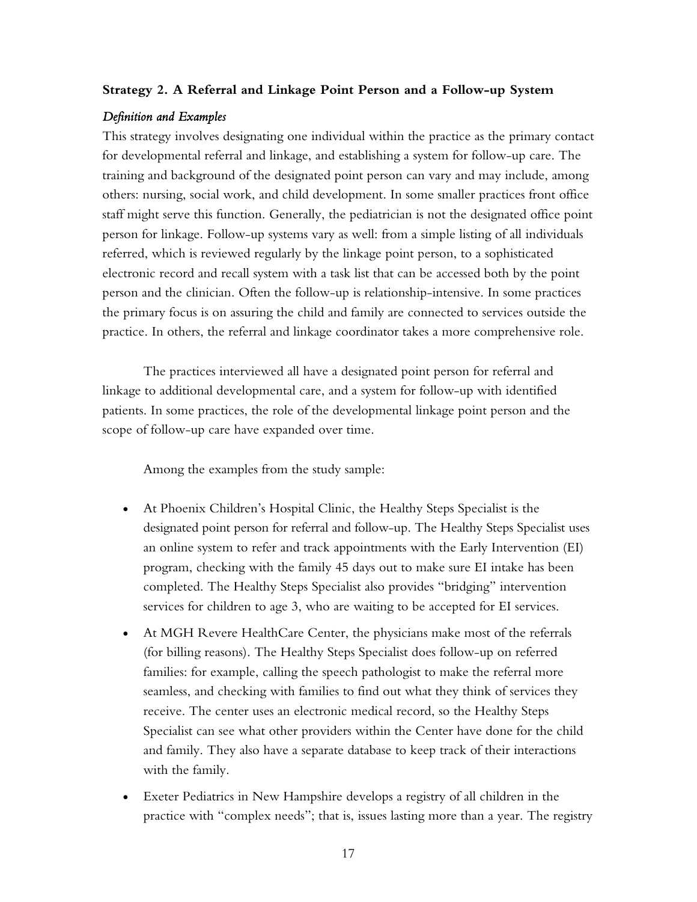### Strategy 2. A Referral and Linkage Point Person and a Follow-up System

*Definition and Examples*

This strategy involves designating one individual within the practice as the primary contact for developmental referral and linkage, and establishing a system for follow-up care. The training and background of the designated point person can vary and may include, among others: nursing, social work, and child development. In some smaller practices front office staff might serve this function. Generally, the pediatrician is not the designated office point person for linkage. Follow-up systems vary as well: from a simple listing of all individuals referred, which is reviewed regularly by the linkage point person, to a sophisticated electronic record and recall system with a task list that can be accessed both by the point person and the clinician. Often the follow-up is relationship-intensive. In some practices the primary focus is on assuring the child and family are connected to services outside the practice. In others, the referral and linkage coordinator takes a more comprehensive role.

The practices interviewed all have a designated point person for referral and linkage to additional developmental care, and a system for follow-up with identified patients. In some practices, the role of the developmental linkage point person and the scope of follow-up care have expanded over time.

Among the examples from the study sample:

- At Phoenix Children's Hospital Clinic, the Healthy Steps Specialist is the designated point person for referral and follow-up. The Healthy Steps Specialist uses an online system to refer and track appointments with the Early Intervention (EI) program, checking with the family 45 days out to make sure EI intake has been completed. The Healthy Steps Specialist also provides "bridging" intervention services for children to age 3, who are waiting to be accepted for EI services.
- At MGH Revere HealthCare Center, the physicians make most of the referrals (for billing reasons). The Healthy Steps Specialist does follow-up on referred families: for example, calling the speech pathologist to make the referral more seamless, and checking with families to find out what they think of services they receive. The center uses an electronic medical record, so the Healthy Steps Specialist can see what other providers within the Center have done for the child and family. They also have a separate database to keep track of their interactions with the family.
- Exeter Pediatrics in New Hampshire develops a registry of all children in the practice with "complex needs"; that is, issues lasting more than a year. The registry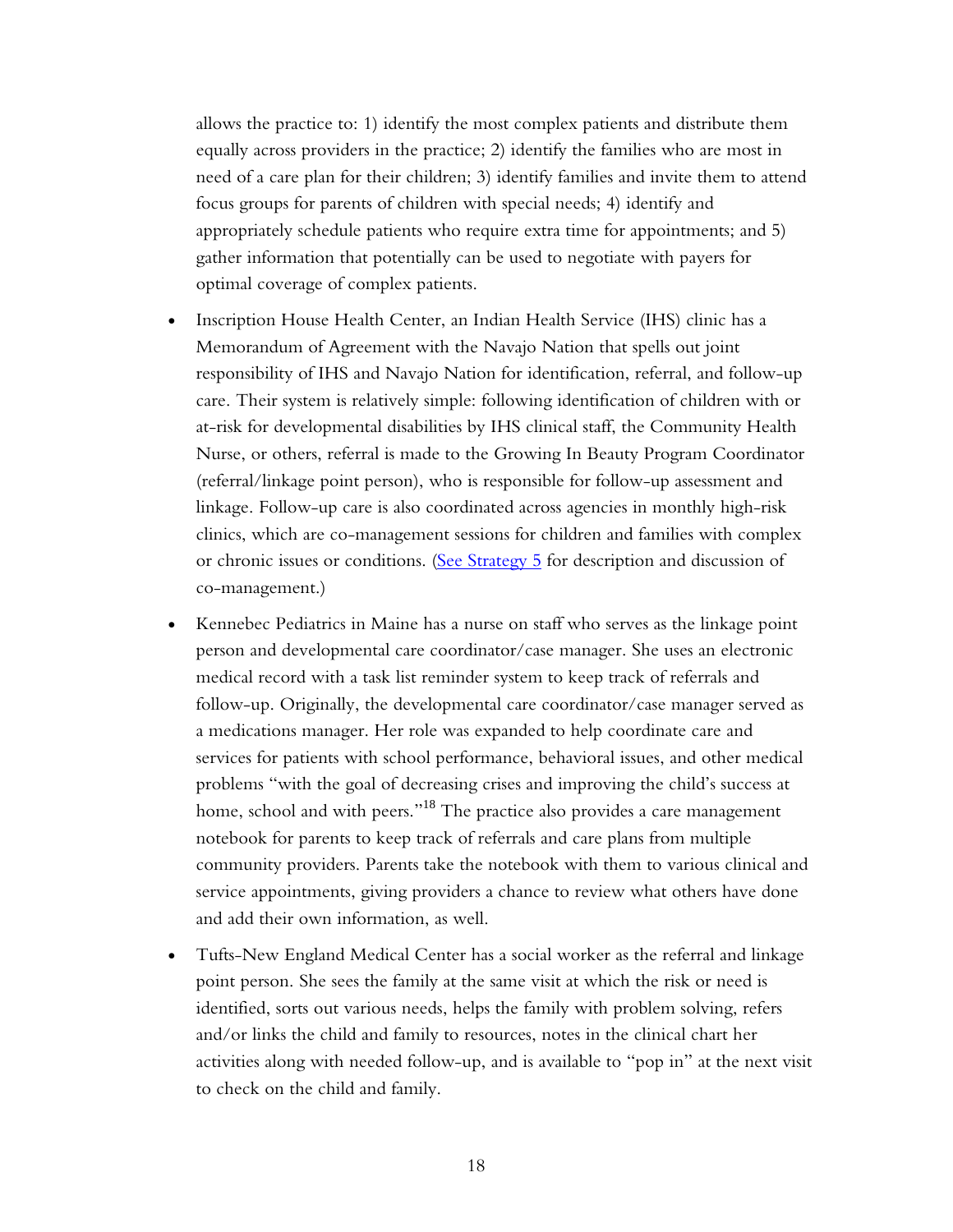allows the practice to: 1) identify the most complex patients and distribute them equally across providers in the practice; 2) identify the families who are most in need of a care plan for their children; 3) identify families and invite them to attend focus groups for parents of children with special needs; 4) identify and appropriately schedule patients who require extra time for appointments; and 5) gather information that potentially can be used to negotiate with payers for optimal coverage of complex patients.

- Inscription House Health Center, an Indian Health Service (IHS) clinic has a Memorandum of Agreement with the Navajo Nation that spells out joint responsibility of IHS and Navajo Nation for identification, referral, and follow-up care. Their system is relatively simple: following identification of children with or at-risk for developmental disabilities by IHS clinical staff, the Community Health Nurse, or others, referral is made to the Growing In Beauty Program Coordinator (referral/linkage point person), who is responsible for follow-up assessment and linkage. Follow-up care is also coordinated across agencies in monthly high-risk clinics, which are co-management sessions for children and families with complex or chronic issues or conditions. (See Strategy 5 for description and discussion of co-management.)

- Kennebec Pediatrics in Maine has a nurse on staff who serves as the linkage point person and developmental care coordinator/case manager. She uses an electronic medical record with a task list reminder system to keep track of referrals and follow-up. Originally, the developmental care coordinator/case manager served as a medications manager. Her role was expanded to help coordinate care and services for patients with school performance, behavioral issues, and other medical problems "with the goal of decreasing crises and improving the child's success at home, school and with peers."[18] The practice also provides a care management notebook for parents to keep track of referrals and care plans from multiple community providers. Parents take the notebook with them to various clinical and service appointments, giving providers a chance to review what others have done and add their own information, as well.

- Tufts-New England Medical Center has a social worker as the referral and linkage point person. She sees the family at the same visit at which the risk or need is identified, sorts out various needs, helps the family with problem solving, refers and/or links the child and family to resources, notes in the clinical chart her activities along with needed follow-up, and is available to "pop in" at the next visit to check on the child and family.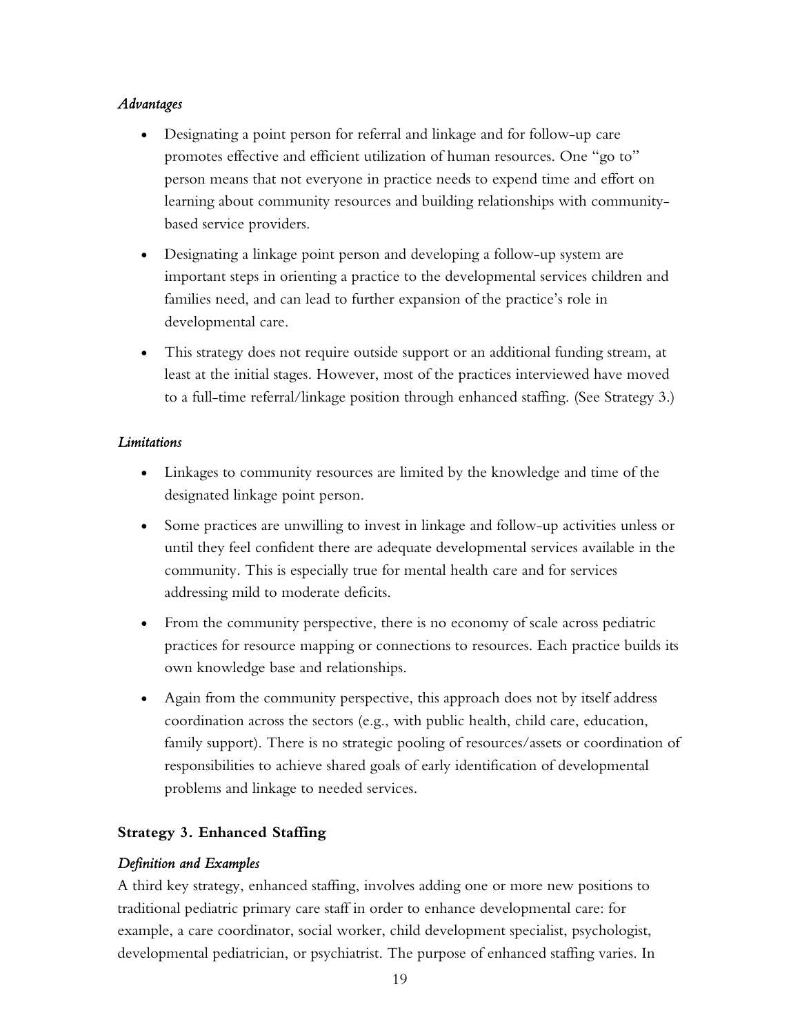*Advantages*

- Designating a point person for referral and linkage and for follow-up care promotes effective and efficient utilization of human resources. One "go to" person means that not everyone in practice needs to expend time and effort on learning about community resources and building relationships with community-based service providers.
- Designating a linkage point person and developing a follow-up system are important steps in orienting a practice to the developmental services children and families need, and can lead to further expansion of the practice's role in developmental care.
- This strategy does not require outside support or an additional funding stream, at least at the initial stages. However, most of the practices interviewed have moved to a full-time referral/linkage position through enhanced staffing. (See Strategy 3.)

*Limitations*

- Linkages to community resources are limited by the knowledge and time of the designated linkage point person.
- Some practices are unwilling to invest in linkage and follow-up activities unless or until they feel confident there are adequate developmental services available in the community. This is especially true for mental health care and for services addressing mild to moderate deficits.
- From the community perspective, there is no economy of scale across pediatric practices for resource mapping or connections to resources. Each practice builds its own knowledge base and relationships.
- Again from the community perspective, this approach does not by itself address coordination across the sectors (e.g., with public health, child care, education, family support). There is no strategic pooling of resources/assets or coordination of responsibilities to achieve shared goals of early identification of developmental problems and linkage to needed services.

**Strategy 3. Enhanced Staffing**

*Definition and Examples*

A third key strategy, enhanced staffing, involves adding one or more new positions to traditional pediatric primary care staff in order to enhance developmental care: for example, a care coordinator, social worker, child development specialist, psychologist, developmental pediatrician, or psychiatrist. The purpose of enhanced staffing varies. In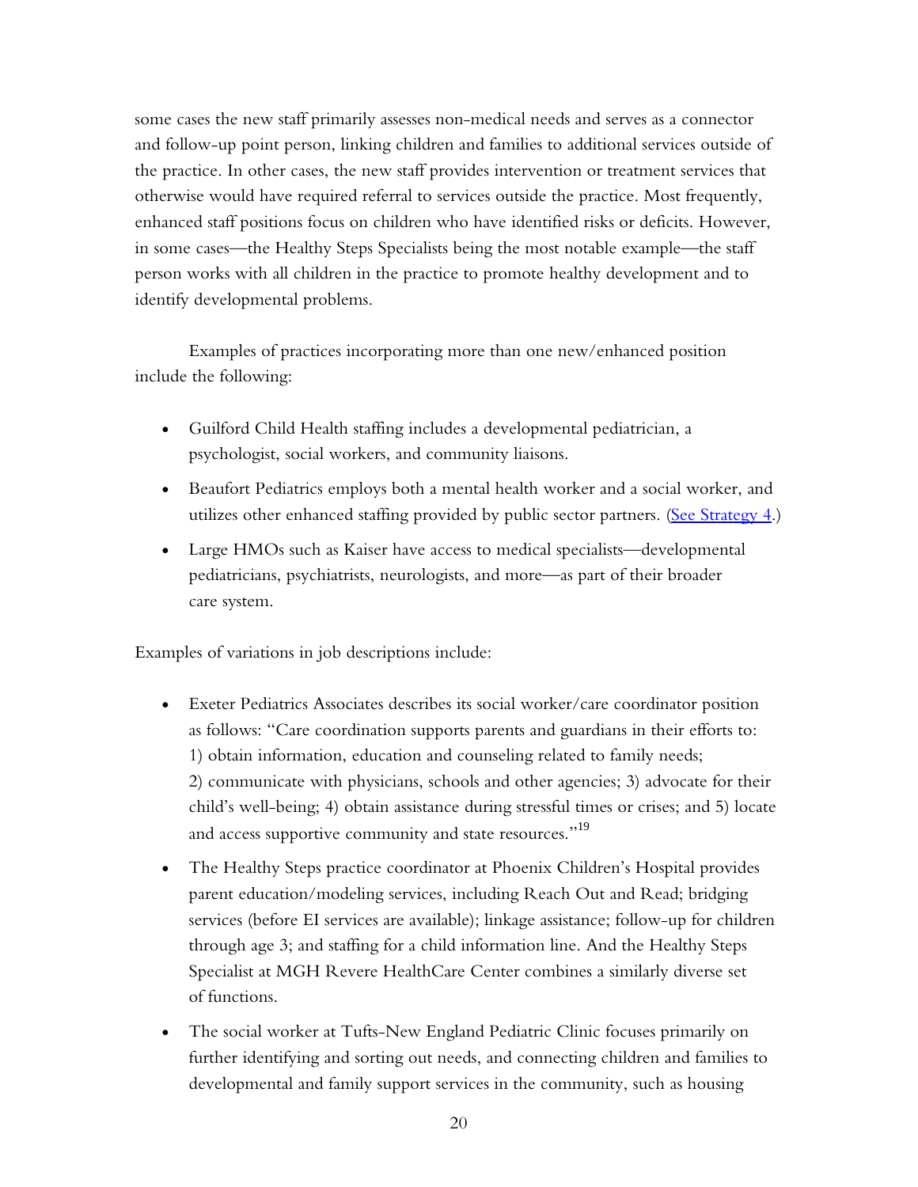some cases the new staff primarily assesses non-medical needs and serves as a connector and follow-up point person, linking children and families to additional services outside of the practice. In other cases, the new staff provides intervention or treatment services that otherwise would have required referral to services outside the practice. Most frequently, enhanced staff positions focus on children who have identified risks or deficits. However, in some cases—the Healthy Steps Specialists being the most notable example—the staff person works with all children in the practice to promote healthy development and to identify developmental problems.

Examples of practices incorporating more than one new/enhanced position include the following:

- Guilford Child Health staffing includes a developmental pediatrician, a psychologist, social workers, and community liaisons.
- Beaufort Pediatrics employs both a mental health worker and a social worker, and utilizes other enhanced staffing provided by public sector partners. (See Strategy 4.)
- Large HMOs such as Kaiser have access to medical specialists—developmental pediatricians, psychiatrists, neurologists, and more—as part of their broader care system.

Examples of variations in job descriptions include:

- Exeter Pediatrics Associates describes its social worker/care coordinator position as follows: "Care coordination supports parents and guardians in their efforts to: 1) obtain information, education and counseling related to family needs; 2) communicate with physicians, schools and other agencies; 3) advocate for their child's well-being; 4) obtain assistance during stressful times or crises; and 5) locate and access supportive community and state resources."[19]
- The Healthy Steps practice coordinator at Phoenix Children's Hospital provides parent education/modeling services, including Reach Out and Read; bridging services (before EI services are available); linkage assistance; follow-up for children through age 3; and staffing for a child information line. And the Healthy Steps Specialist at MGH Revere HealthCare Center combines a similarly diverse set of functions.
- The social worker at Tufts-New England Pediatric Clinic focuses primarily on further identifying and sorting out needs, and connecting children and families to developmental and family support services in the community, such as housing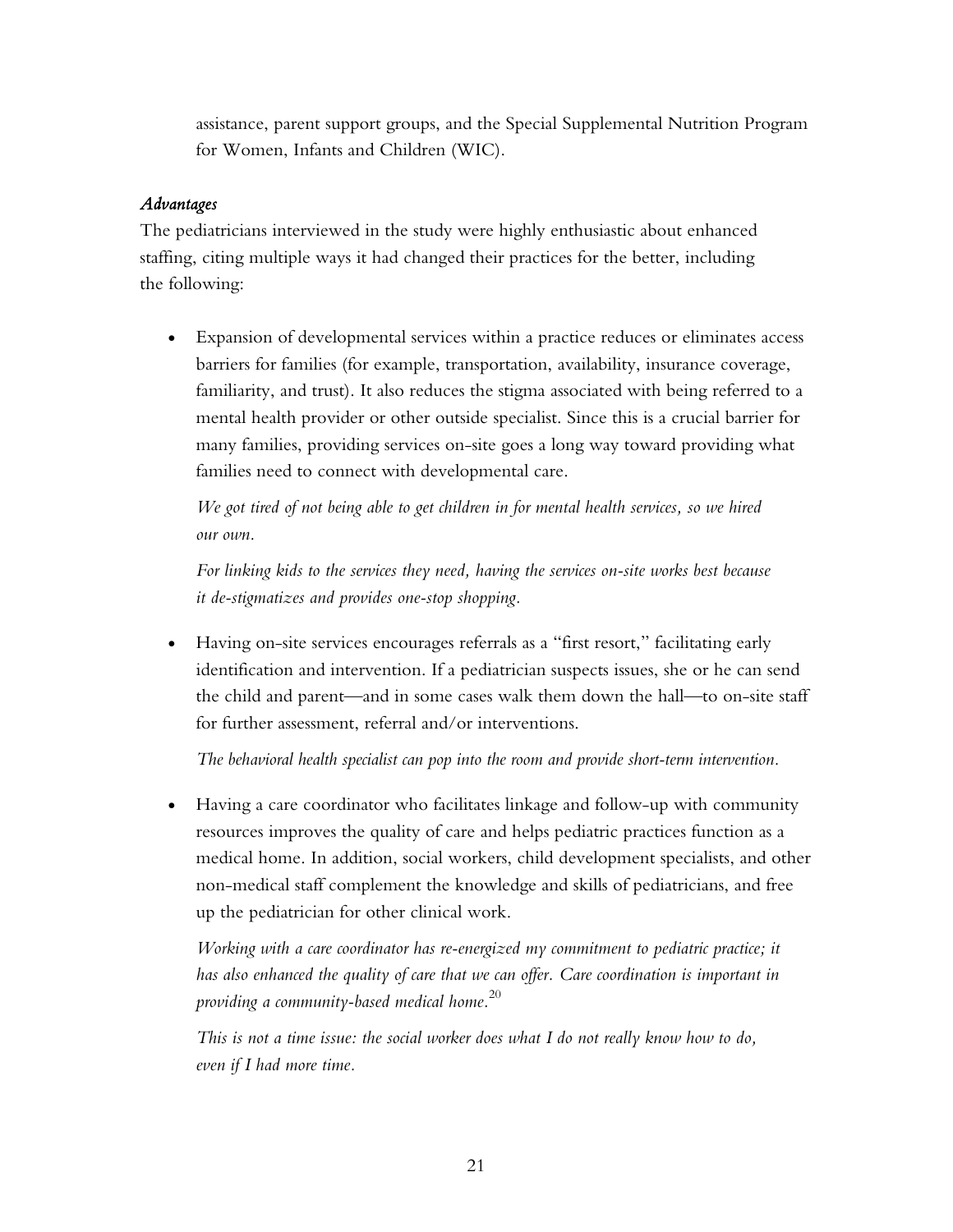assistance, parent support groups, and the Special Supplemental Nutrition Program for Women, Infants and Children (WIC).

### *Advantages*

The pediatricians interviewed in the study were highly enthusiastic about enhanced staffing, citing multiple ways it had changed their practices for the better, including the following:

- Expansion of developmental services within a practice reduces or eliminates access barriers for families (for example, transportation, availability, insurance coverage, familiarity, and trust). It also reduces the stigma associated with being referred to a mental health provider or other outside specialist. Since this is a crucial barrier for many families, providing services on-site goes a long way toward providing what families need to connect with developmental care.

  *We got tired of not being able to get children in for mental health services, so we hired our own.*

  *For linking kids to the services they need, having the services on-site works best because it de-stigmatizes and provides one-stop shopping.*

- Having on-site services encourages referrals as a "first resort," facilitating early identification and intervention. If a pediatrician suspects issues, she or he can send the child and parent—and in some cases walk them down the hall—to on-site staff for further assessment, referral and/or interventions.

  *The behavioral health specialist can pop into the room and provide short-term intervention.*

- Having a care coordinator who facilitates linkage and follow-up with community resources improves the quality of care and helps pediatric practices function as a medical home. In addition, social workers, child development specialists, and other non-medical staff complement the knowledge and skills of pediatricians, and free up the pediatrician for other clinical work.

  *Working with a care coordinator has re-energized my commitment to pediatric practice; it has also enhanced the quality of care that we can offer. Care coordination is important in providing a community-based medical home.*[20]

  *This is not a time issue: the social worker does what I do not really know how to do, even if I had more time.*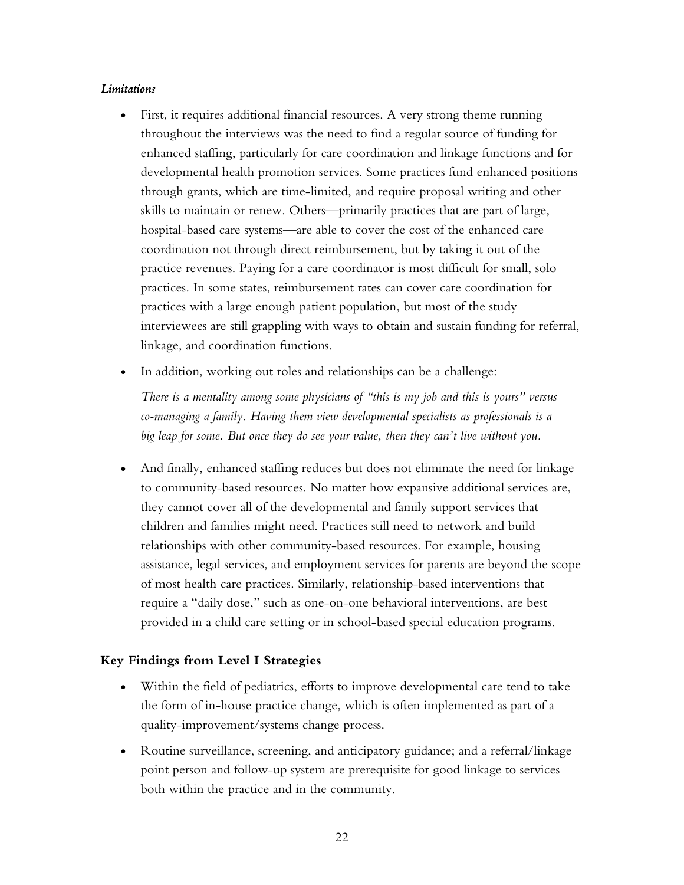*Limitations*

- First, it requires additional financial resources. A very strong theme running throughout the interviews was the need to find a regular source of funding for enhanced staffing, particularly for care coordination and linkage functions and for developmental health promotion services. Some practices fund enhanced positions through grants, which are time-limited, and require proposal writing and other skills to maintain or renew. Others—primarily practices that are part of large, hospital-based care systems—are able to cover the cost of the enhanced care coordination not through direct reimbursement, but by taking it out of the practice revenues. Paying for a care coordinator is most difficult for small, solo practices. In some states, reimbursement rates can cover care coordination for practices with a large enough patient population, but most of the study interviewees are still grappling with ways to obtain and sustain funding for referral, linkage, and coordination functions.

- In addition, working out roles and relationships can be a challenge:

  *There is a mentality among some physicians of "this is my job and this is yours" versus co-managing a family. Having them view developmental specialists as professionals is a big leap for some. But once they do see your value, then they can't live without you.*

- And finally, enhanced staffing reduces but does not eliminate the need for linkage to community-based resources. No matter how expansive additional services are, they cannot cover all of the developmental and family support services that children and families might need. Practices still need to network and build relationships with other community-based resources. For example, housing assistance, legal services, and employment services for parents are beyond the scope of most health care practices. Similarly, relationship-based interventions that require a "daily dose," such as one-on-one behavioral interventions, are best provided in a child care setting or in school-based special education programs.

**Key Findings from Level I Strategies**

- Within the field of pediatrics, efforts to improve developmental care tend to take the form of in-house practice change, which is often implemented as part of a quality-improvement/systems change process.

- Routine surveillance, screening, and anticipatory guidance; and a referral/linkage point person and follow-up system are prerequisite for good linkage to services both within the practice and in the community.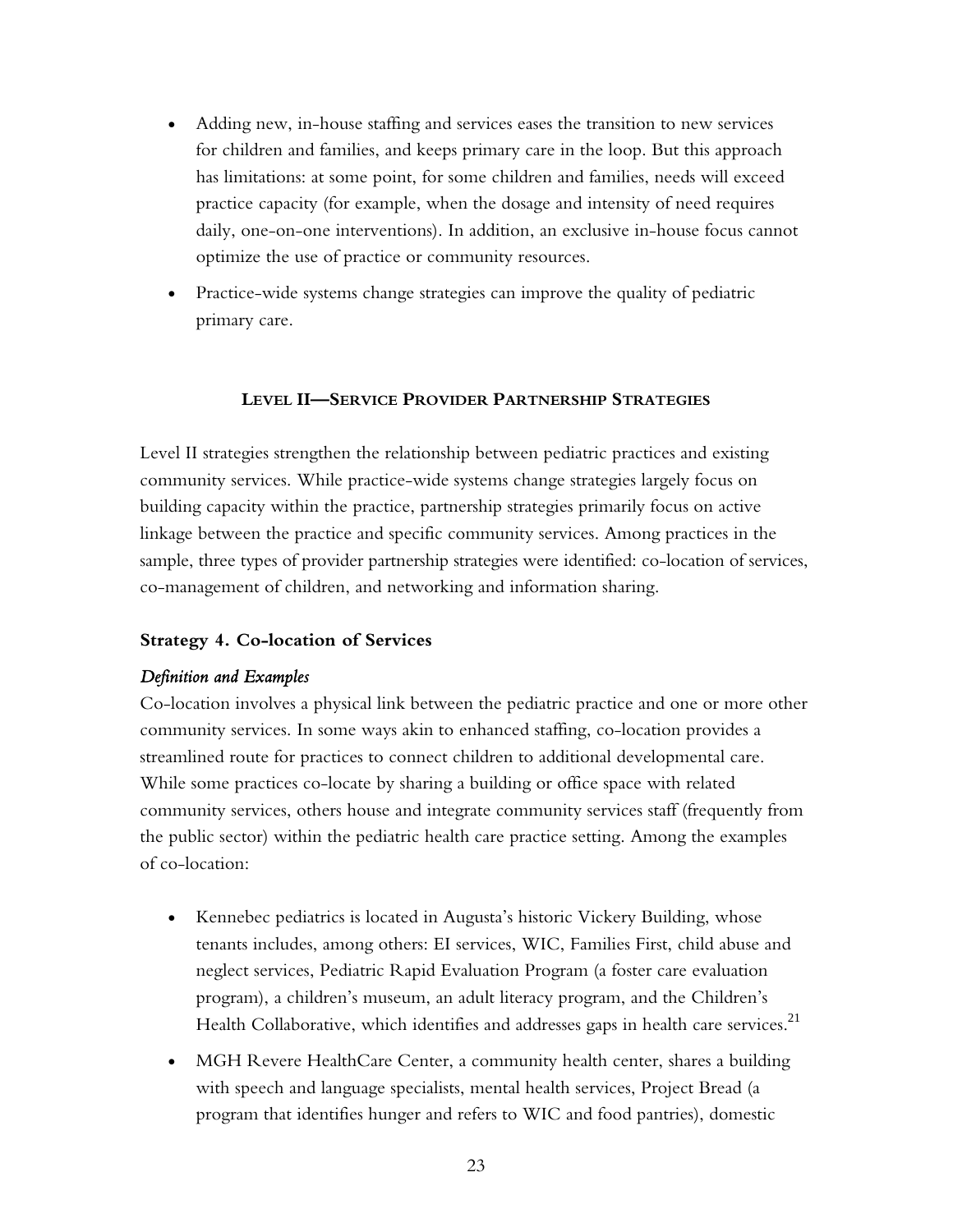- Adding new, in-house staffing and services eases the transition to new services for children and families, and keeps primary care in the loop. But this approach has limitations: at some point, for some children and families, needs will exceed practice capacity (for example, when the dosage and intensity of need requires daily, one-on-one interventions). In addition, an exclusive in-house focus cannot optimize the use of practice or community resources.
- Practice-wide systems change strategies can improve the quality of pediatric primary care.

## LEVEL II—SERVICE PROVIDER PARTNERSHIP STRATEGIES

Level II strategies strengthen the relationship between pediatric practices and existing community services. While practice-wide systems change strategies largely focus on building capacity within the practice, partnership strategies primarily focus on active linkage between the practice and specific community services. Among practices in the sample, three types of provider partnership strategies were identified: co-location of services, co-management of children, and networking and information sharing.

### Strategy 4. Co-location of Services

*Definition and Examples*

Co-location involves a physical link between the pediatric practice and one or more other community services. In some ways akin to enhanced staffing, co-location provides a streamlined route for practices to connect children to additional developmental care. While some practices co-locate by sharing a building or office space with related community services, others house and integrate community services staff (frequently from the public sector) within the pediatric health care practice setting. Among the examples of co-location:

- Kennebec pediatrics is located in Augusta's historic Vickery Building, whose tenants includes, among others: EI services, WIC, Families First, child abuse and neglect services, Pediatric Rapid Evaluation Program (a foster care evaluation program), a children's museum, an adult literacy program, and the Children's Health Collaborative, which identifies and addresses gaps in health care services.[21]
- MGH Revere HealthCare Center, a community health center, shares a building with speech and language specialists, mental health services, Project Bread (a program that identifies hunger and refers to WIC and food pantries), domestic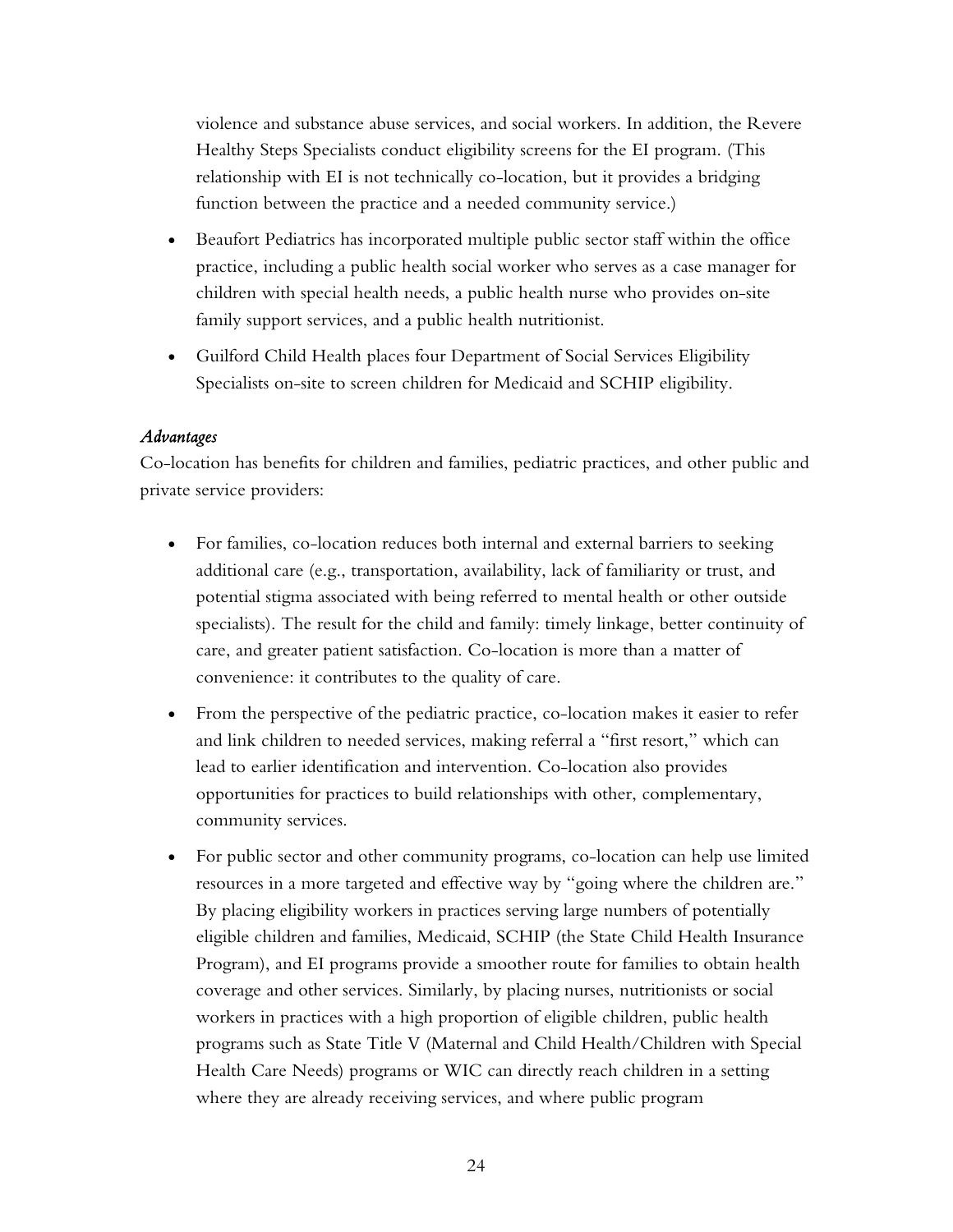violence and substance abuse services, and social workers. In addition, the Revere Healthy Steps Specialists conduct eligibility screens for the EI program. (This relationship with EI is not technically co-location, but it provides a bridging function between the practice and a needed community service.)

- Beaufort Pediatrics has incorporated multiple public sector staff within the office practice, including a public health social worker who serves as a case manager for children with special health needs, a public health nurse who provides on-site family support services, and a public health nutritionist.
- Guilford Child Health places four Department of Social Services Eligibility Specialists on-site to screen children for Medicaid and SCHIP eligibility.

*Advantages*

Co-location has benefits for children and families, pediatric practices, and other public and private service providers:

- For families, co-location reduces both internal and external barriers to seeking additional care (e.g., transportation, availability, lack of familiarity or trust, and potential stigma associated with being referred to mental health or other outside specialists). The result for the child and family: timely linkage, better continuity of care, and greater patient satisfaction. Co-location is more than a matter of convenience: it contributes to the quality of care.
- From the perspective of the pediatric practice, co-location makes it easier to refer and link children to needed services, making referral a "first resort," which can lead to earlier identification and intervention. Co-location also provides opportunities for practices to build relationships with other, complementary, community services.
- For public sector and other community programs, co-location can help use limited resources in a more targeted and effective way by "going where the children are." By placing eligibility workers in practices serving large numbers of potentially eligible children and families, Medicaid, SCHIP (the State Child Health Insurance Program), and EI programs provide a smoother route for families to obtain health coverage and other services. Similarly, by placing nurses, nutritionists or social workers in practices with a high proportion of eligible children, public health programs such as State Title V (Maternal and Child Health/Children with Special Health Care Needs) programs or WIC can directly reach children in a setting where they are already receiving services, and where public program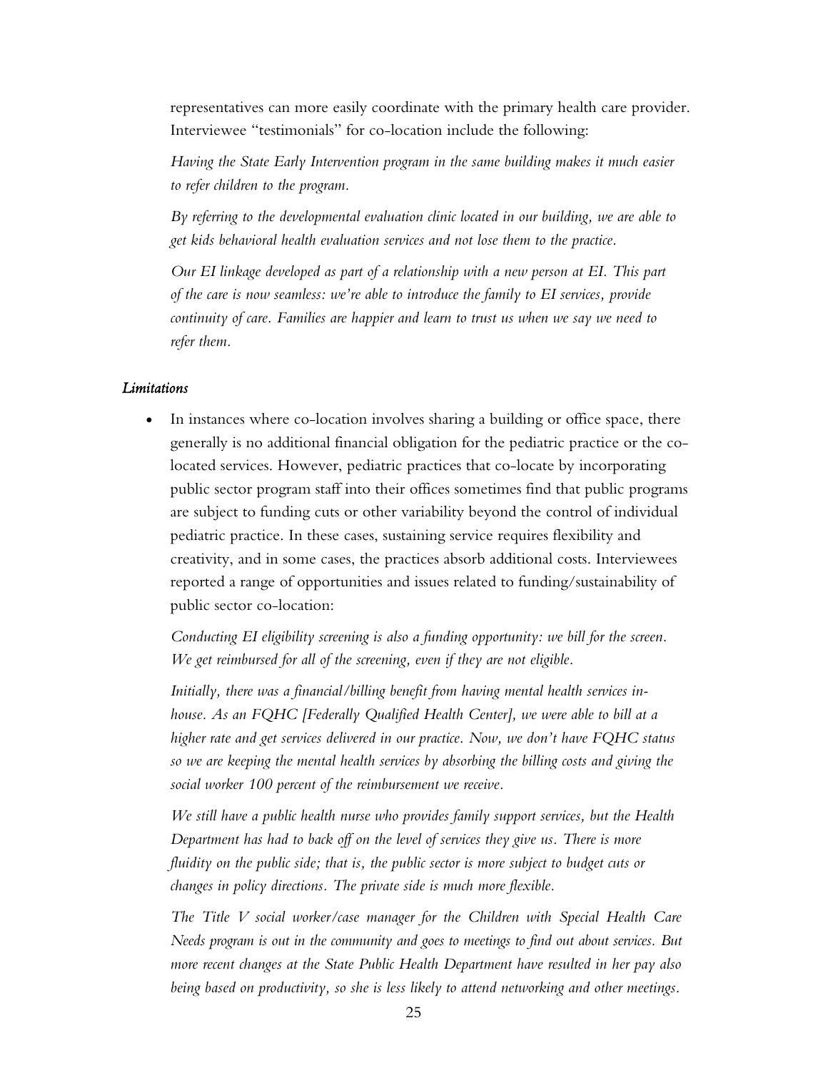representatives can more easily coordinate with the primary health care provider. Interviewee "testimonials" for co-location include the following:

*Having the State Early Intervention program in the same building makes it much easier to refer children to the program.*

*By referring to the developmental evaluation clinic located in our building, we are able to get kids behavioral health evaluation services and not lose them to the practice.*

*Our EI linkage developed as part of a relationship with a new person at EI. This part of the care is now seamless: we're able to introduce the family to EI services, provide continuity of care. Families are happier and learn to trust us when we say we need to refer them.*

#### *Limitations*

- In instances where co-location involves sharing a building or office space, there generally is no additional financial obligation for the pediatric practice or the co-located services. However, pediatric practices that co-locate by incorporating public sector program staff into their offices sometimes find that public programs are subject to funding cuts or other variability beyond the control of individual pediatric practice. In these cases, sustaining service requires flexibility and creativity, and in some cases, the practices absorb additional costs. Interviewees reported a range of opportunities and issues related to funding/sustainability of public sector co-location:

  *Conducting EI eligibility screening is also a funding opportunity: we bill for the screen. We get reimbursed for all of the screening, even if they are not eligible.*

  *Initially, there was a financial/billing benefit from having mental health services in-house. As an FQHC [Federally Qualified Health Center], we were able to bill at a higher rate and get services delivered in our practice. Now, we don't have FQHC status so we are keeping the mental health services by absorbing the billing costs and giving the social worker 100 percent of the reimbursement we receive.*

  *We still have a public health nurse who provides family support services, but the Health Department has had to back off on the level of services they give us. There is more fluidity on the public side; that is, the public sector is more subject to budget cuts or changes in policy directions. The private side is much more flexible.*

  *The Title V social worker/case manager for the Children with Special Health Care Needs program is out in the community and goes to meetings to find out about services. But more recent changes at the State Public Health Department have resulted in her pay also being based on productivity, so she is less likely to attend networking and other meetings.*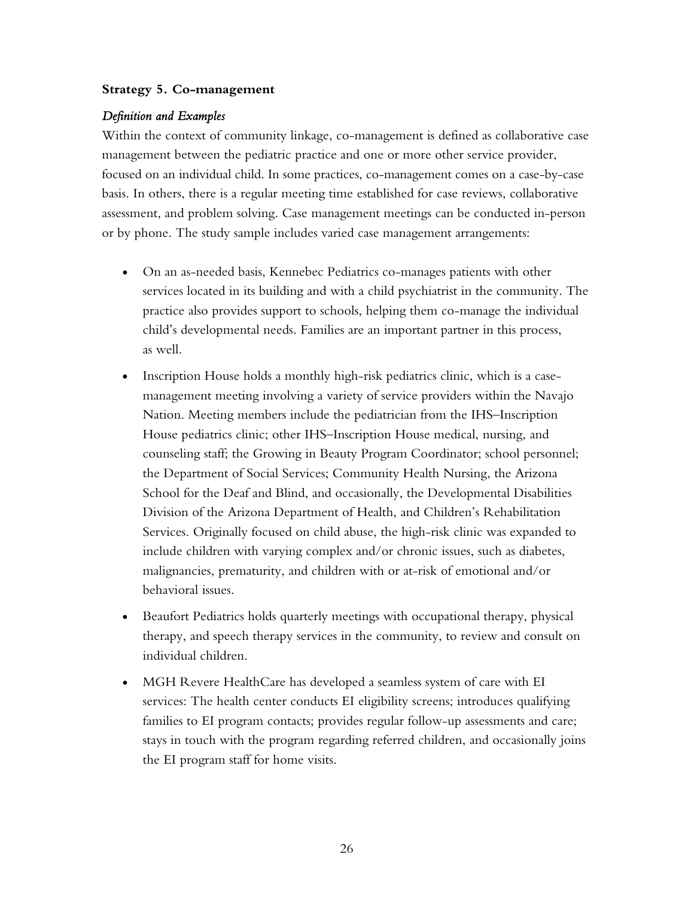### Strategy 5. Co-management

*Definition and Examples*

Within the context of community linkage, co-management is defined as collaborative case management between the pediatric practice and one or more other service provider, focused on an individual child. In some practices, co-management comes on a case-by-case basis. In others, there is a regular meeting time established for case reviews, collaborative assessment, and problem solving. Case management meetings can be conducted in-person or by phone. The study sample includes varied case management arrangements:

- On an as-needed basis, Kennebec Pediatrics co-manages patients with other services located in its building and with a child psychiatrist in the community. The practice also provides support to schools, helping them co-manage the individual child's developmental needs. Families are an important partner in this process, as well.
- Inscription House holds a monthly high-risk pediatrics clinic, which is a case-management meeting involving a variety of service providers within the Navajo Nation. Meeting members include the pediatrician from the IHS–Inscription House pediatrics clinic; other IHS–Inscription House medical, nursing, and counseling staff; the Growing in Beauty Program Coordinator; school personnel; the Department of Social Services; Community Health Nursing, the Arizona School for the Deaf and Blind, and occasionally, the Developmental Disabilities Division of the Arizona Department of Health, and Children's Rehabilitation Services. Originally focused on child abuse, the high-risk clinic was expanded to include children with varying complex and/or chronic issues, such as diabetes, malignancies, prematurity, and children with or at-risk of emotional and/or behavioral issues.
- Beaufort Pediatrics holds quarterly meetings with occupational therapy, physical therapy, and speech therapy services in the community, to review and consult on individual children.
- MGH Revere HealthCare has developed a seamless system of care with EI services: The health center conducts EI eligibility screens; introduces qualifying families to EI program contacts; provides regular follow-up assessments and care; stays in touch with the program regarding referred children, and occasionally joins the EI program staff for home visits.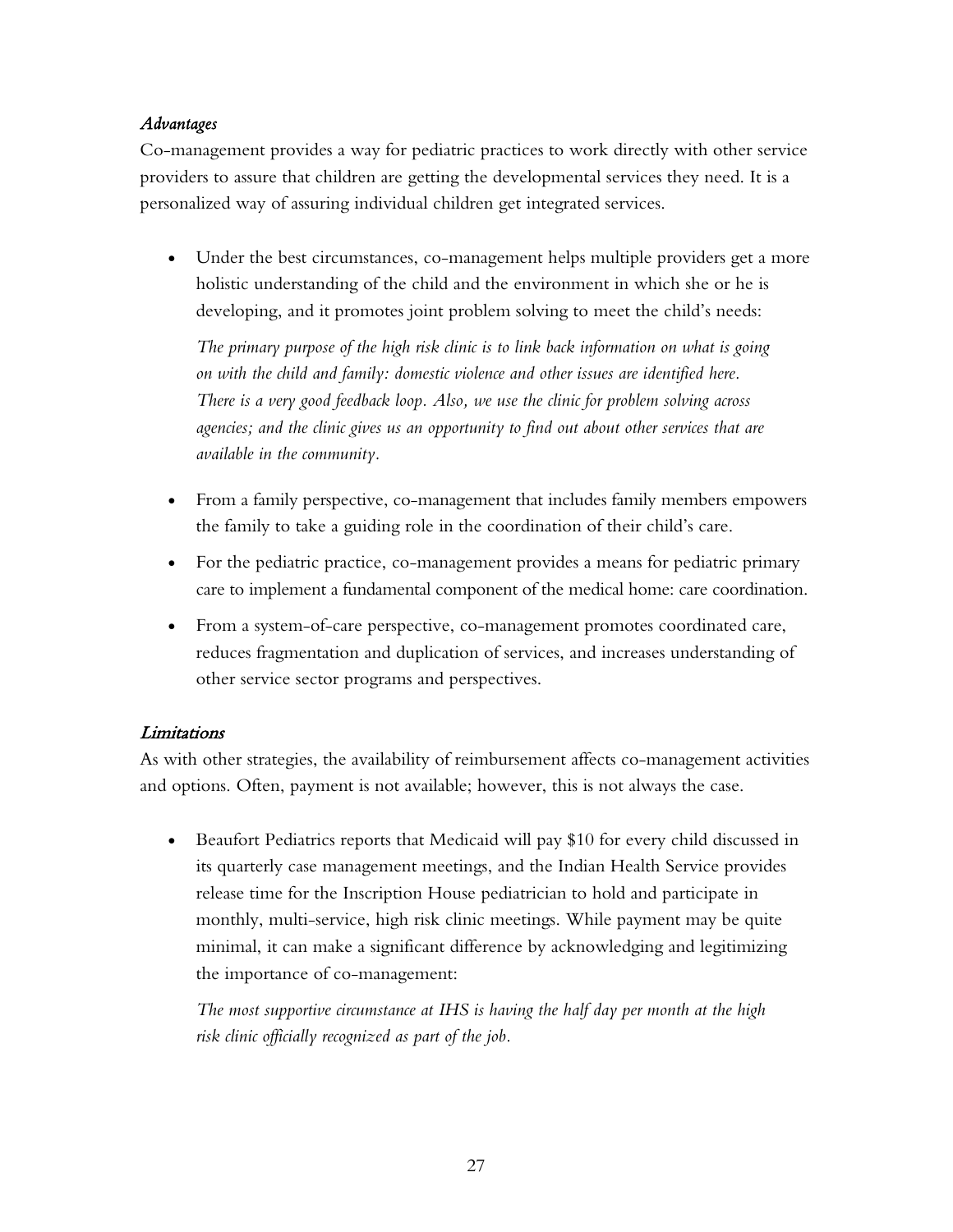### *Advantages*

Co-management provides a way for pediatric practices to work directly with other service providers to assure that children are getting the developmental services they need. It is a personalized way of assuring individual children get integrated services.

- Under the best circumstances, co-management helps multiple providers get a more holistic understanding of the child and the environment in which she or he is developing, and it promotes joint problem solving to meet the child's needs:

  *The primary purpose of the high risk clinic is to link back information on what is going on with the child and family: domestic violence and other issues are identified here. There is a very good feedback loop. Also, we use the clinic for problem solving across agencies; and the clinic gives us an opportunity to find out about other services that are available in the community.*

- From a family perspective, co-management that includes family members empowers the family to take a guiding role in the coordination of their child's care.
- For the pediatric practice, co-management provides a means for pediatric primary care to implement a fundamental component of the medical home: care coordination.
- From a system-of-care perspective, co-management promotes coordinated care, reduces fragmentation and duplication of services, and increases understanding of other service sector programs and perspectives.

### *Limitations*

As with other strategies, the availability of reimbursement affects co-management activities and options. Often, payment is not available; however, this is not always the case.

- Beaufort Pediatrics reports that Medicaid will pay $10 for every child discussed in its quarterly case management meetings, and the Indian Health Service provides release time for the Inscription House pediatrician to hold and participate in monthly, multi-service, high risk clinic meetings. While payment may be quite minimal, it can make a significant difference by acknowledging and legitimizing the importance of co-management:

  *The most supportive circumstance at IHS is having the half day per month at the high risk clinic officially recognized as part of the job.*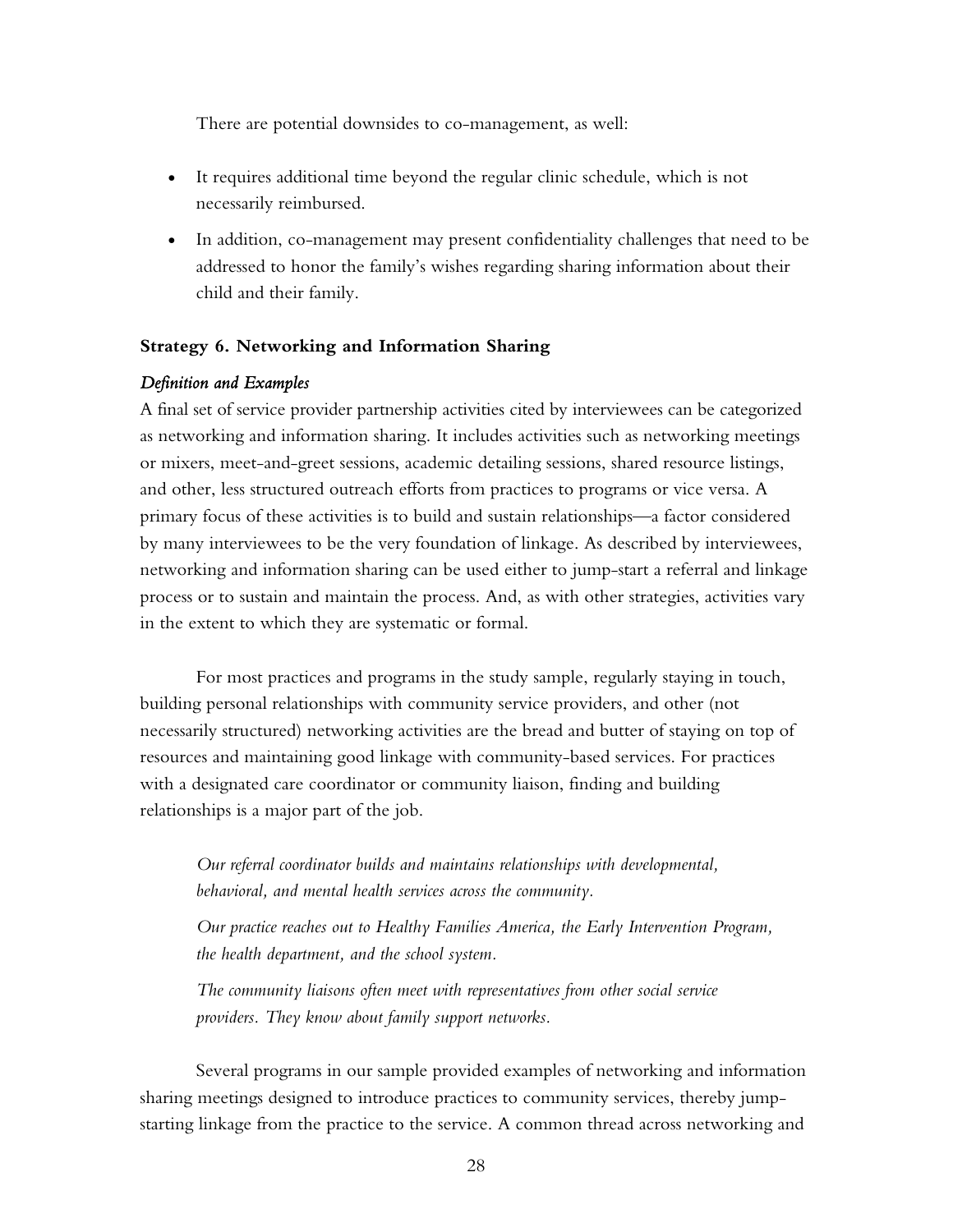There are potential downsides to co-management, as well:

- It requires additional time beyond the regular clinic schedule, which is not necessarily reimbursed.
- In addition, co-management may present confidentiality challenges that need to be addressed to honor the family's wishes regarding sharing information about their child and their family.

### Strategy 6. Networking and Information Sharing

#### *Definition and Examples*

A final set of service provider partnership activities cited by interviewees can be categorized as networking and information sharing. It includes activities such as networking meetings or mixers, meet-and-greet sessions, academic detailing sessions, shared resource listings, and other, less structured outreach efforts from practices to programs or vice versa. A primary focus of these activities is to build and sustain relationships—a factor considered by many interviewees to be the very foundation of linkage. As described by interviewees, networking and information sharing can be used either to jump-start a referral and linkage process or to sustain and maintain the process. And, as with other strategies, activities vary in the extent to which they are systematic or formal.

For most practices and programs in the study sample, regularly staying in touch, building personal relationships with community service providers, and other (not necessarily structured) networking activities are the bread and butter of staying on top of resources and maintaining good linkage with community-based services. For practices with a designated care coordinator or community liaison, finding and building relationships is a major part of the job.

> *Our referral coordinator builds and maintains relationships with developmental, behavioral, and mental health services across the community.*
>
> *Our practice reaches out to Healthy Families America, the Early Intervention Program, the health department, and the school system.*
>
> *The community liaisons often meet with representatives from other social service providers. They know about family support networks.*

Several programs in our sample provided examples of networking and information sharing meetings designed to introduce practices to community services, thereby jump-starting linkage from the practice to the service. A common thread across networking and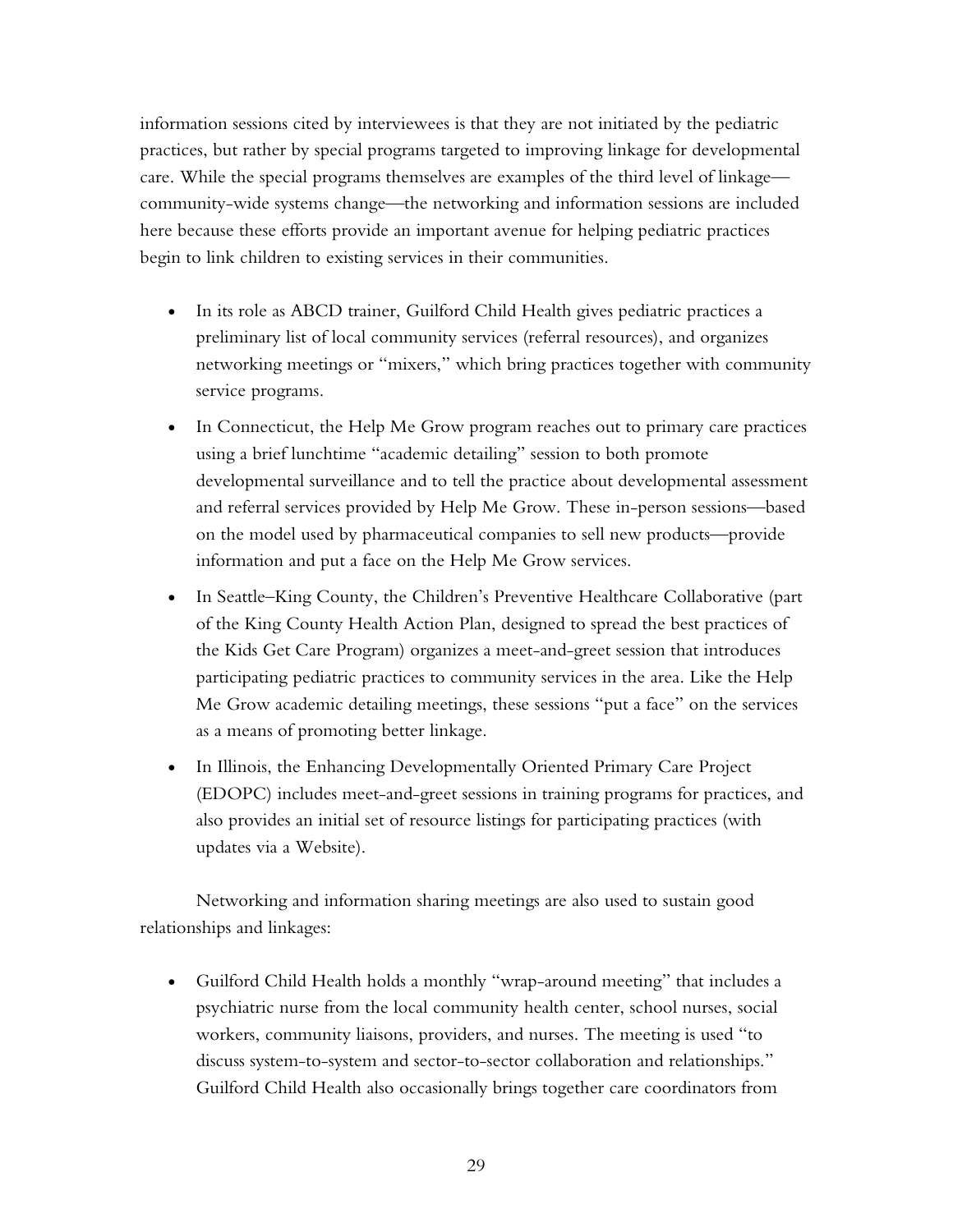information sessions cited by interviewees is that they are not initiated by the pediatric practices, but rather by special programs targeted to improving linkage for developmental care. While the special programs themselves are examples of the third level of linkage—community-wide systems change—the networking and information sessions are included here because these efforts provide an important avenue for helping pediatric practices begin to link children to existing services in their communities.

- In its role as ABCD trainer, Guilford Child Health gives pediatric practices a preliminary list of local community services (referral resources), and organizes networking meetings or "mixers," which bring practices together with community service programs.
- In Connecticut, the Help Me Grow program reaches out to primary care practices using a brief lunchtime "academic detailing" session to both promote developmental surveillance and to tell the practice about developmental assessment and referral services provided by Help Me Grow. These in-person sessions—based on the model used by pharmaceutical companies to sell new products—provide information and put a face on the Help Me Grow services.
- In Seattle–King County, the Children's Preventive Healthcare Collaborative (part of the King County Health Action Plan, designed to spread the best practices of the Kids Get Care Program) organizes a meet-and-greet session that introduces participating pediatric practices to community services in the area. Like the Help Me Grow academic detailing meetings, these sessions "put a face" on the services as a means of promoting better linkage.
- In Illinois, the Enhancing Developmentally Oriented Primary Care Project (EDOPC) includes meet-and-greet sessions in training programs for practices, and also provides an initial set of resource listings for participating practices (with updates via a Website).

Networking and information sharing meetings are also used to sustain good relationships and linkages:

- Guilford Child Health holds a monthly "wrap-around meeting" that includes a psychiatric nurse from the local community health center, school nurses, social workers, community liaisons, providers, and nurses. The meeting is used "to discuss system-to-system and sector-to-sector collaboration and relationships." Guilford Child Health also occasionally brings together care coordinators from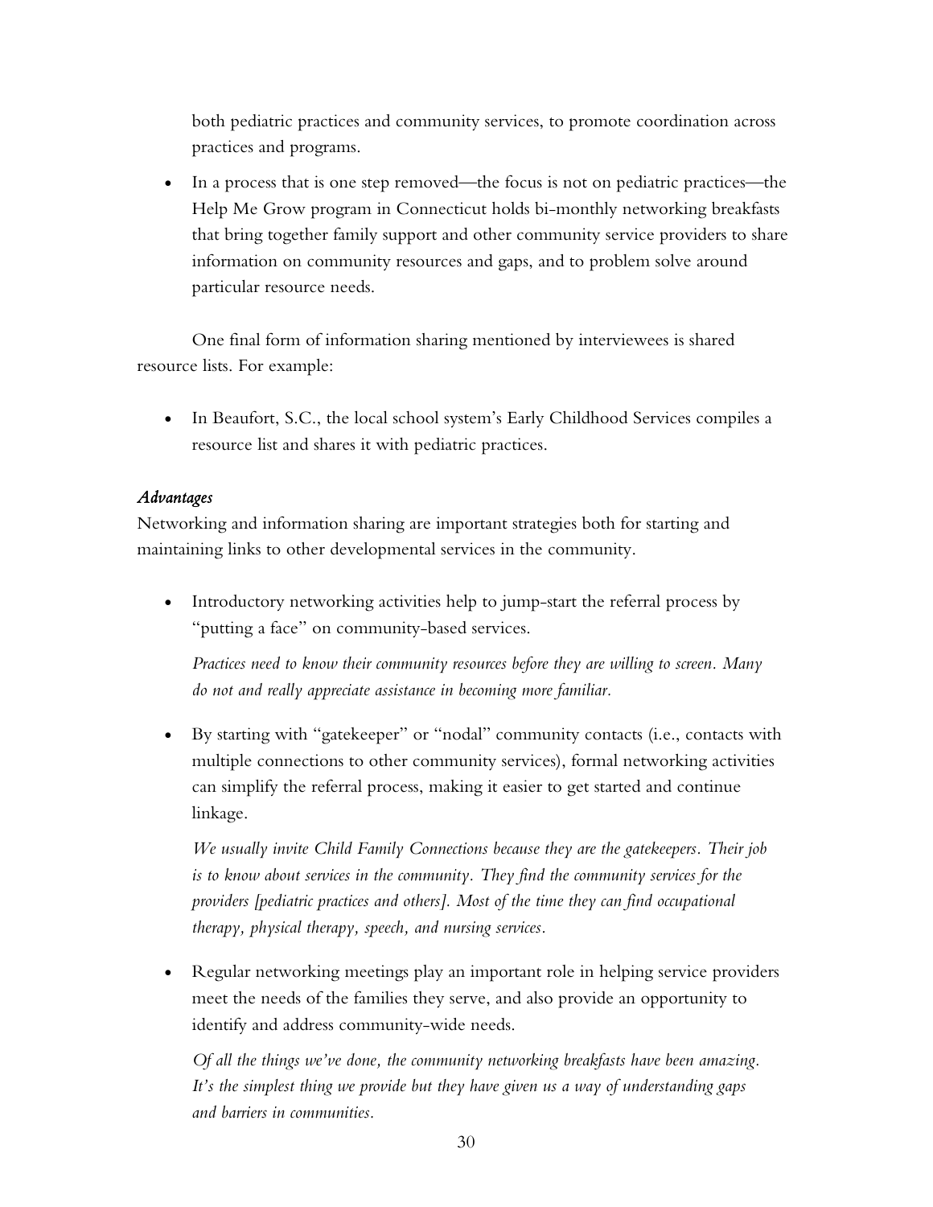both pediatric practices and community services, to promote coordination across practices and programs.

- In a process that is one step removed—the focus is not on pediatric practices—the Help Me Grow program in Connecticut holds bi-monthly networking breakfasts that bring together family support and other community service providers to share information on community resources and gaps, and to problem solve around particular resource needs.

One final form of information sharing mentioned by interviewees is shared resource lists. For example:

- In Beaufort, S.C., the local school system's Early Childhood Services compiles a resource list and shares it with pediatric practices.

### *Advantages*

Networking and information sharing are important strategies both for starting and maintaining links to other developmental services in the community.

- Introductory networking activities help to jump-start the referral process by "putting a face" on community-based services.

  *Practices need to know their community resources before they are willing to screen. Many do not and really appreciate assistance in becoming more familiar.*

- By starting with "gatekeeper" or "nodal" community contacts (i.e., contacts with multiple connections to other community services), formal networking activities can simplify the referral process, making it easier to get started and continue linkage.

  *We usually invite Child Family Connections because they are the gatekeepers. Their job is to know about services in the community. They find the community services for the providers [pediatric practices and others]. Most of the time they can find occupational therapy, physical therapy, speech, and nursing services.*

- Regular networking meetings play an important role in helping service providers meet the needs of the families they serve, and also provide an opportunity to identify and address community-wide needs.

  *Of all the things we've done, the community networking breakfasts have been amazing. It's the simplest thing we provide but they have given us a way of understanding gaps and barriers in communities.*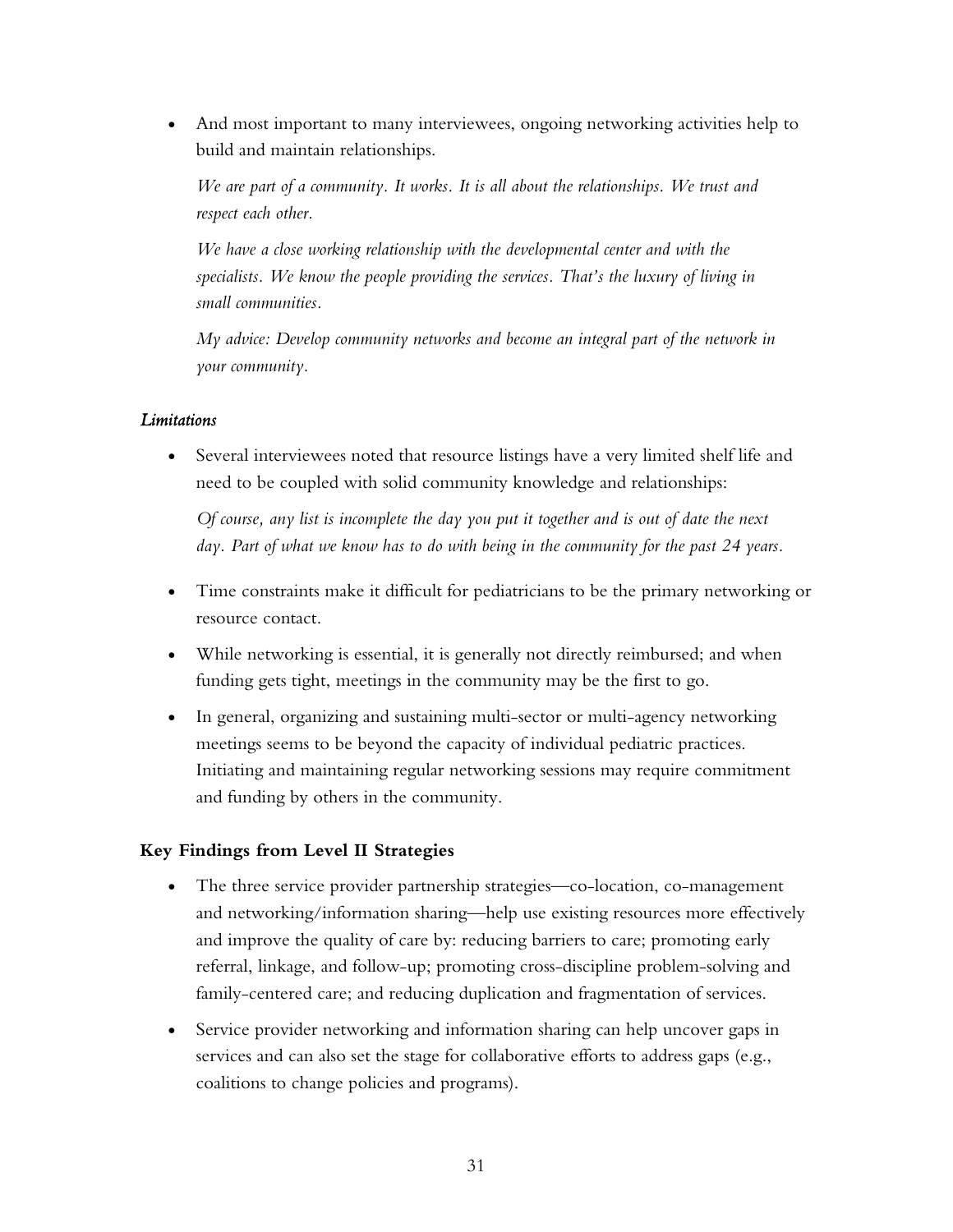- And most important to many interviewees, ongoing networking activities help to build and maintain relationships.

  *We are part of a community. It works. It is all about the relationships. We trust and respect each other.*

  *We have a close working relationship with the developmental center and with the specialists. We know the people providing the services. That's the luxury of living in small communities.*

  *My advice: Develop community networks and become an integral part of the network in your community.*

#### *Limitations*

- Several interviewees noted that resource listings have a very limited shelf life and need to be coupled with solid community knowledge and relationships:

  *Of course, any list is incomplete the day you put it together and is out of date the next day. Part of what we know has to do with being in the community for the past 24 years.*

- Time constraints make it difficult for pediatricians to be the primary networking or resource contact.
- While networking is essential, it is generally not directly reimbursed; and when funding gets tight, meetings in the community may be the first to go.
- In general, organizing and sustaining multi-sector or multi-agency networking meetings seems to be beyond the capacity of individual pediatric practices. Initiating and maintaining regular networking sessions may require commitment and funding by others in the community.

### **Key Findings from Level II Strategies**

- The three service provider partnership strategies—co-location, co-management and networking/information sharing—help use existing resources more effectively and improve the quality of care by: reducing barriers to care; promoting early referral, linkage, and follow-up; promoting cross-discipline problem-solving and family-centered care; and reducing duplication and fragmentation of services.
- Service provider networking and information sharing can help uncover gaps in services and can also set the stage for collaborative efforts to address gaps (e.g., coalitions to change policies and programs).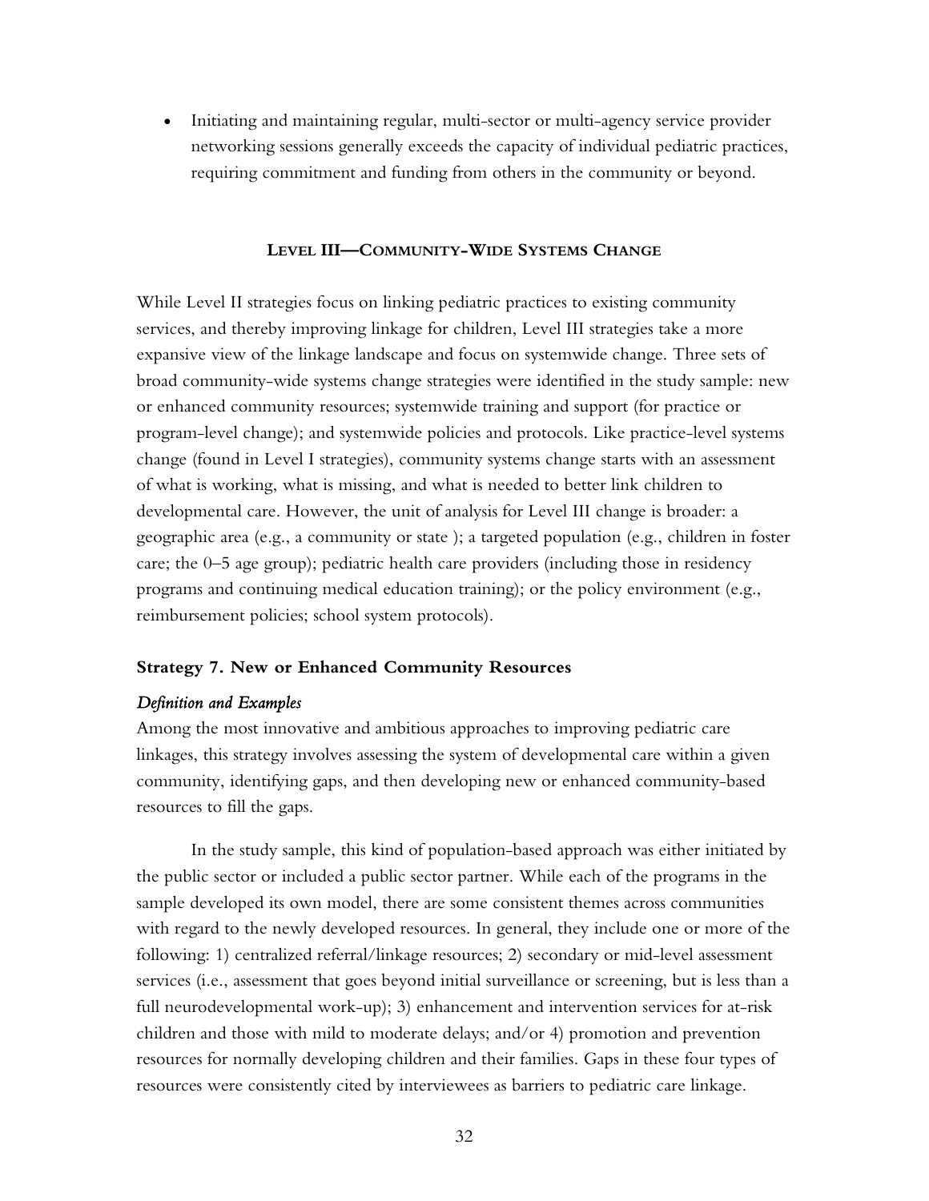- Initiating and maintaining regular, multi-sector or multi-agency service provider networking sessions generally exceeds the capacity of individual pediatric practices, requiring commitment and funding from others in the community or beyond.

## Level III—Community-Wide Systems Change

While Level II strategies focus on linking pediatric practices to existing community services, and thereby improving linkage for children, Level III strategies take a more expansive view of the linkage landscape and focus on systemwide change. Three sets of broad community-wide systems change strategies were identified in the study sample: new or enhanced community resources; systemwide training and support (for practice or program-level change); and systemwide policies and protocols. Like practice-level systems change (found in Level I strategies), community systems change starts with an assessment of what is working, what is missing, and what is needed to better link children to developmental care. However, the unit of analysis for Level III change is broader: a geographic area (e.g., a community or state ); a targeted population (e.g., children in foster care; the 0–5 age group); pediatric health care providers (including those in residency programs and continuing medical education training); or the policy environment (e.g., reimbursement policies; school system protocols).

### Strategy 7. New or Enhanced Community Resources

#### *Definition and Examples*

Among the most innovative and ambitious approaches to improving pediatric care linkages, this strategy involves assessing the system of developmental care within a given community, identifying gaps, and then developing new or enhanced community-based resources to fill the gaps.

In the study sample, this kind of population-based approach was either initiated by the public sector or included a public sector partner. While each of the programs in the sample developed its own model, there are some consistent themes across communities with regard to the newly developed resources. In general, they include one or more of the following: 1) centralized referral/linkage resources; 2) secondary or mid-level assessment services (i.e., assessment that goes beyond initial surveillance or screening, but is less than a full neurodevelopmental work-up); 3) enhancement and intervention services for at-risk children and those with mild to moderate delays; and/or 4) promotion and prevention resources for normally developing children and their families. Gaps in these four types of resources were consistently cited by interviewees as barriers to pediatric care linkage.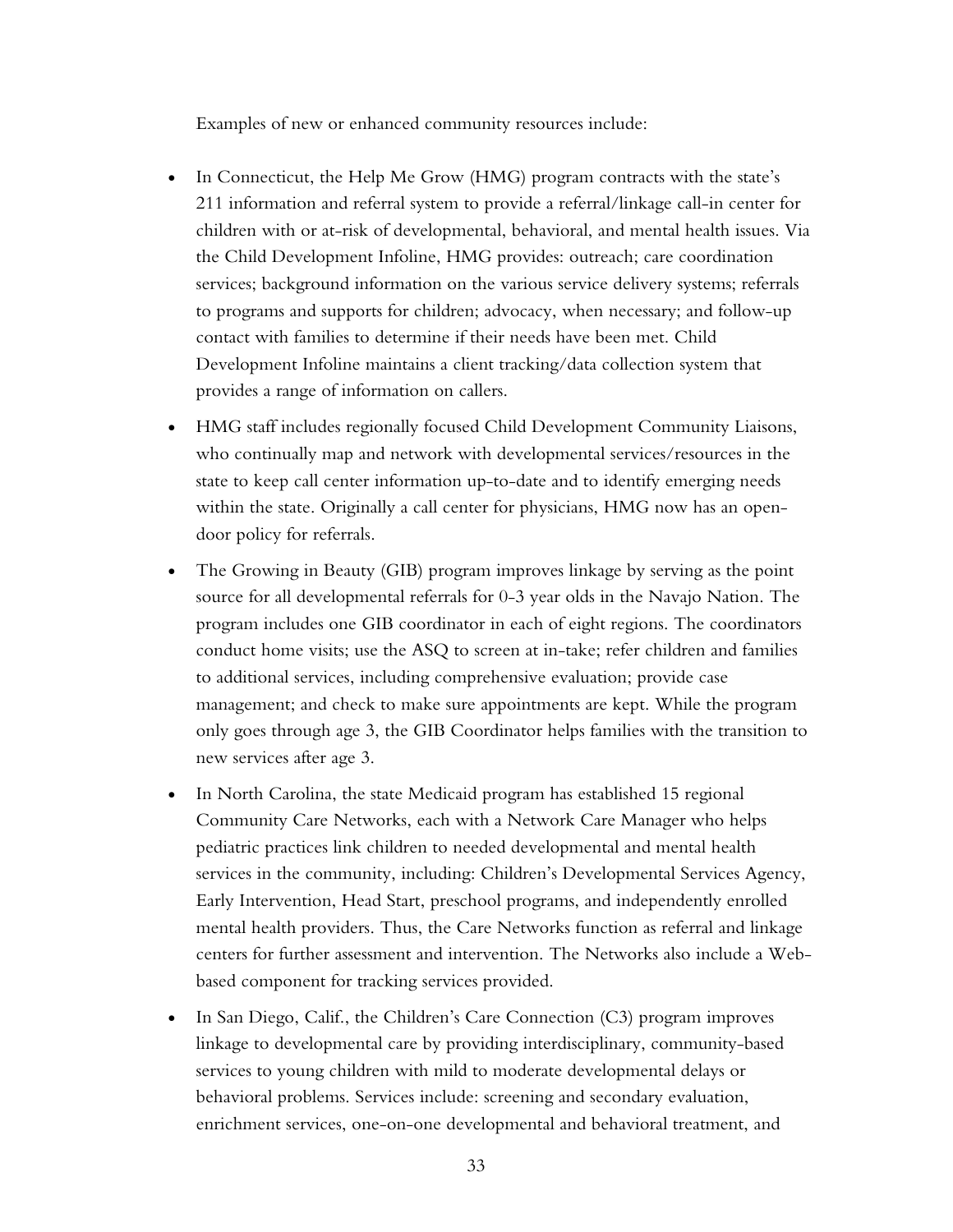Examples of new or enhanced community resources include:

- In Connecticut, the Help Me Grow (HMG) program contracts with the state's 211 information and referral system to provide a referral/linkage call-in center for children with or at-risk of developmental, behavioral, and mental health issues. Via the Child Development Infoline, HMG provides: outreach; care coordination services; background information on the various service delivery systems; referrals to programs and supports for children; advocacy, when necessary; and follow-up contact with families to determine if their needs have been met. Child Development Infoline maintains a client tracking/data collection system that provides a range of information on callers.
- HMG staff includes regionally focused Child Development Community Liaisons, who continually map and network with developmental services/resources in the state to keep call center information up-to-date and to identify emerging needs within the state. Originally a call center for physicians, HMG now has an open-door policy for referrals.
- The Growing in Beauty (GIB) program improves linkage by serving as the point source for all developmental referrals for 0-3 year olds in the Navajo Nation. The program includes one GIB coordinator in each of eight regions. The coordinators conduct home visits; use the ASQ to screen at in-take; refer children and families to additional services, including comprehensive evaluation; provide case management; and check to make sure appointments are kept. While the program only goes through age 3, the GIB Coordinator helps families with the transition to new services after age 3.
- In North Carolina, the state Medicaid program has established 15 regional Community Care Networks, each with a Network Care Manager who helps pediatric practices link children to needed developmental and mental health services in the community, including: Children's Developmental Services Agency, Early Intervention, Head Start, preschool programs, and independently enrolled mental health providers. Thus, the Care Networks function as referral and linkage centers for further assessment and intervention. The Networks also include a Web-based component for tracking services provided.
- In San Diego, Calif., the Children's Care Connection (C3) program improves linkage to developmental care by providing interdisciplinary, community-based services to young children with mild to moderate developmental delays or behavioral problems. Services include: screening and secondary evaluation, enrichment services, one-on-one developmental and behavioral treatment, and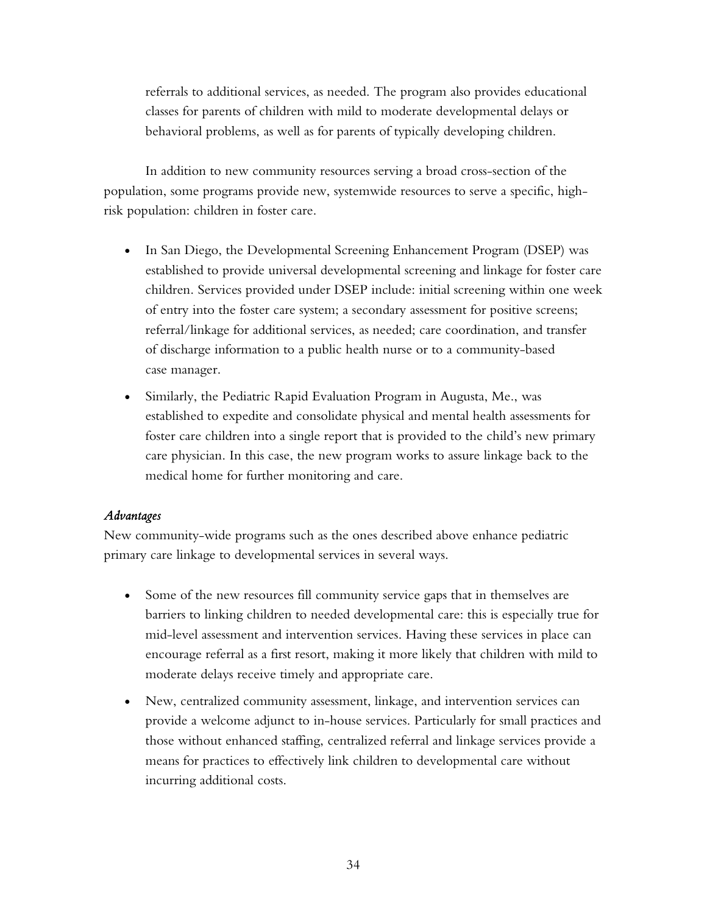referrals to additional services, as needed. The program also provides educational classes for parents of children with mild to moderate developmental delays or behavioral problems, as well as for parents of typically developing children.

In addition to new community resources serving a broad cross-section of the population, some programs provide new, systemwide resources to serve a specific, high-risk population: children in foster care.

- In San Diego, the Developmental Screening Enhancement Program (DSEP) was established to provide universal developmental screening and linkage for foster care children. Services provided under DSEP include: initial screening within one week of entry into the foster care system; a secondary assessment for positive screens; referral/linkage for additional services, as needed; care coordination, and transfer of discharge information to a public health nurse or to a community-based case manager.
- Similarly, the Pediatric Rapid Evaluation Program in Augusta, Me., was established to expedite and consolidate physical and mental health assessments for foster care children into a single report that is provided to the child's new primary care physician. In this case, the new program works to assure linkage back to the medical home for further monitoring and care.

*Advantages*

New community-wide programs such as the ones described above enhance pediatric primary care linkage to developmental services in several ways.

- Some of the new resources fill community service gaps that in themselves are barriers to linking children to needed developmental care: this is especially true for mid-level assessment and intervention services. Having these services in place can encourage referral as a first resort, making it more likely that children with mild to moderate delays receive timely and appropriate care.
- New, centralized community assessment, linkage, and intervention services can provide a welcome adjunct to in-house services. Particularly for small practices and those without enhanced staffing, centralized referral and linkage services provide a means for practices to effectively link children to developmental care without incurring additional costs.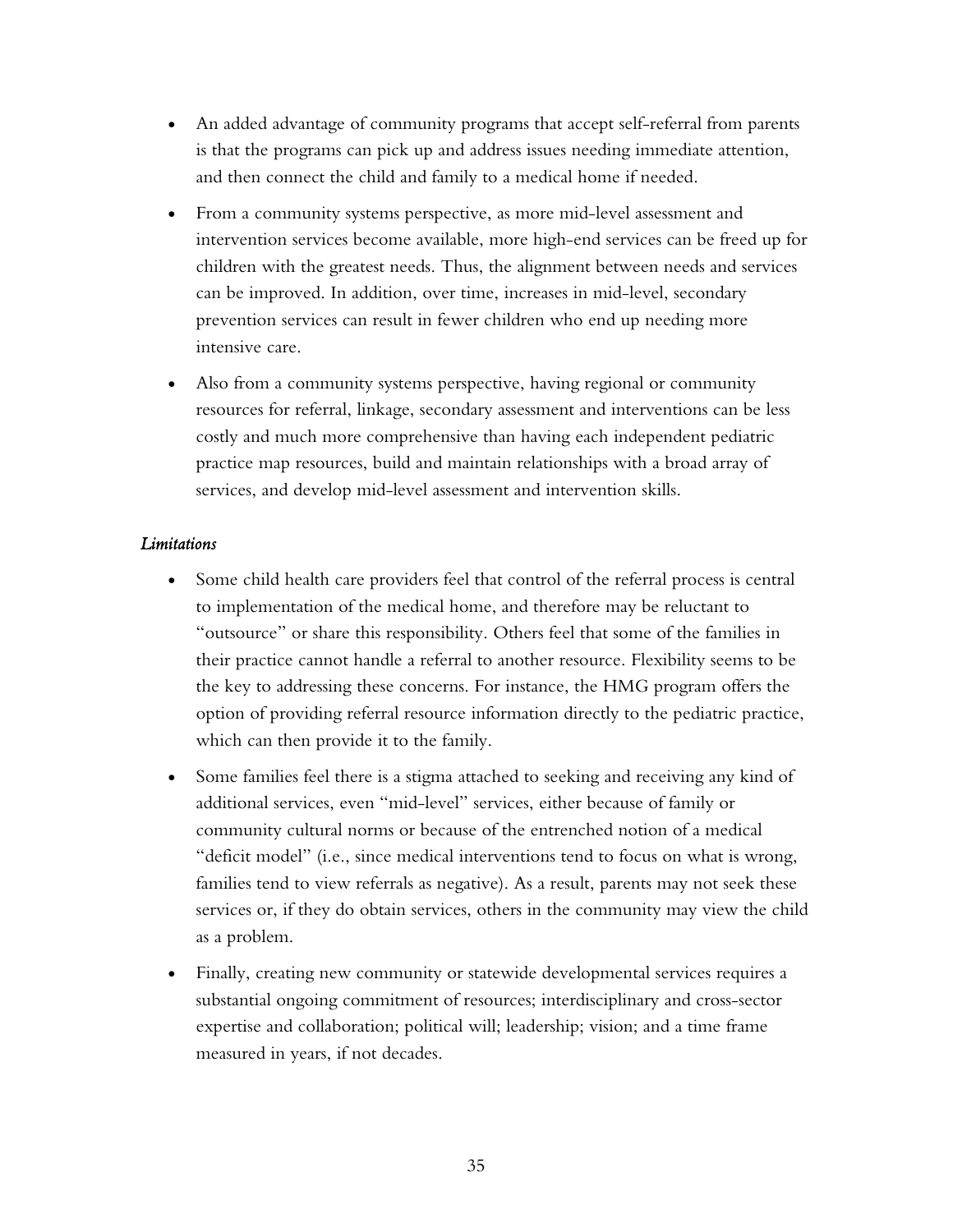- An added advantage of community programs that accept self-referral from parents is that the programs can pick up and address issues needing immediate attention, and then connect the child and family to a medical home if needed.
- From a community systems perspective, as more mid-level assessment and intervention services become available, more high-end services can be freed up for children with the greatest needs. Thus, the alignment between needs and services can be improved. In addition, over time, increases in mid-level, secondary prevention services can result in fewer children who end up needing more intensive care.
- Also from a community systems perspective, having regional or community resources for referral, linkage, secondary assessment and interventions can be less costly and much more comprehensive than having each independent pediatric practice map resources, build and maintain relationships with a broad array of services, and develop mid-level assessment and intervention skills.

*Limitations*

- Some child health care providers feel that control of the referral process is central to implementation of the medical home, and therefore may be reluctant to "outsource" or share this responsibility. Others feel that some of the families in their practice cannot handle a referral to another resource. Flexibility seems to be the key to addressing these concerns. For instance, the HMG program offers the option of providing referral resource information directly to the pediatric practice, which can then provide it to the family.
- Some families feel there is a stigma attached to seeking and receiving any kind of additional services, even "mid-level" services, either because of family or community cultural norms or because of the entrenched notion of a medical "deficit model" (i.e., since medical interventions tend to focus on what is wrong, families tend to view referrals as negative). As a result, parents may not seek these services or, if they do obtain services, others in the community may view the child as a problem.
- Finally, creating new community or statewide developmental services requires a substantial ongoing commitment of resources; interdisciplinary and cross-sector expertise and collaboration; political will; leadership; vision; and a time frame measured in years, if not decades.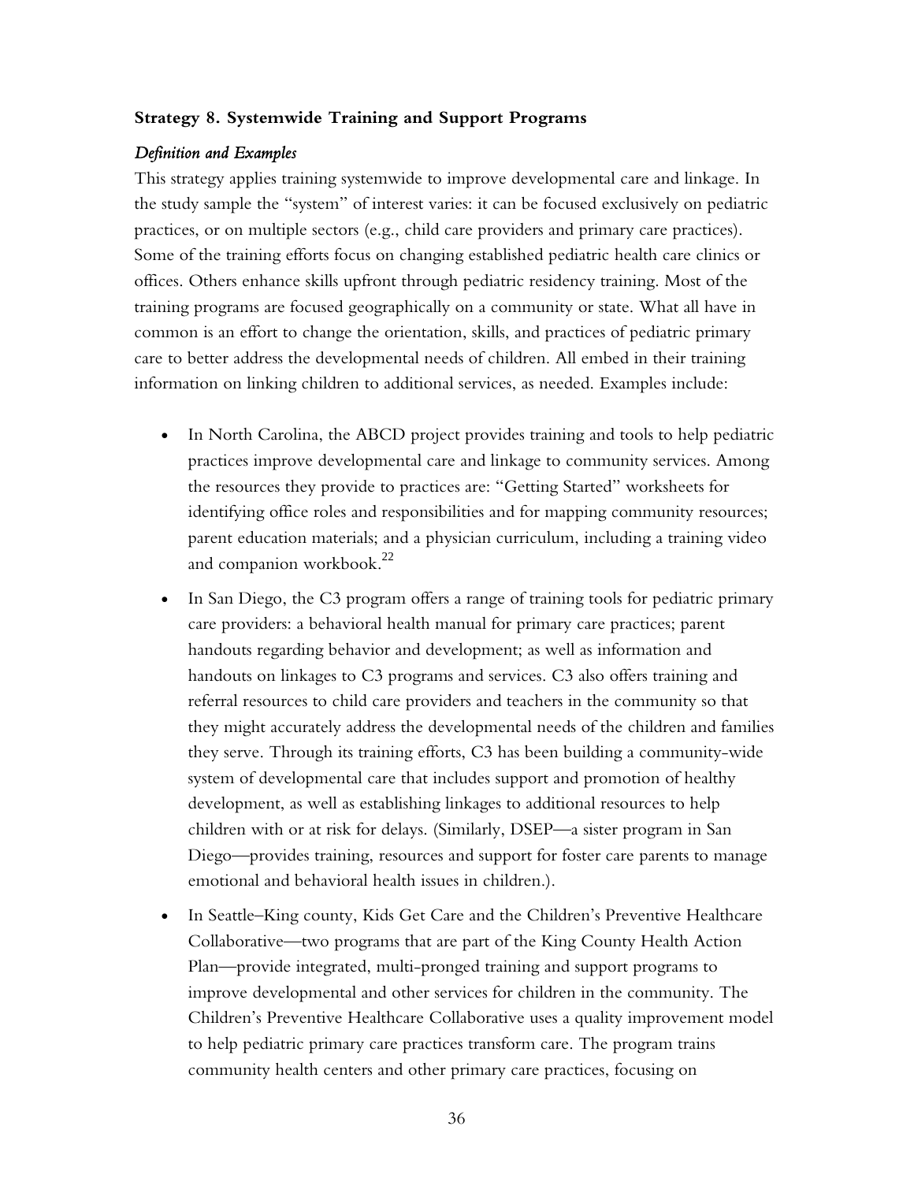**Strategy 8. Systemwide Training and Support Programs**

*Definition and Examples*

This strategy applies training systemwide to improve developmental care and linkage. In the study sample the "system" of interest varies: it can be focused exclusively on pediatric practices, or on multiple sectors (e.g., child care providers and primary care practices). Some of the training efforts focus on changing established pediatric health care clinics or offices. Others enhance skills upfront through pediatric residency training. Most of the training programs are focused geographically on a community or state. What all have in common is an effort to change the orientation, skills, and practices of pediatric primary care to better address the developmental needs of children. All embed in their training information on linking children to additional services, as needed. Examples include:

- In North Carolina, the ABCD project provides training and tools to help pediatric practices improve developmental care and linkage to community services. Among the resources they provide to practices are: "Getting Started" worksheets for identifying office roles and responsibilities and for mapping community resources; parent education materials; and a physician curriculum, including a training video and companion workbook.[22]
- In San Diego, the C3 program offers a range of training tools for pediatric primary care providers: a behavioral health manual for primary care practices; parent handouts regarding behavior and development; as well as information and handouts on linkages to C3 programs and services. C3 also offers training and referral resources to child care providers and teachers in the community so that they might accurately address the developmental needs of the children and families they serve. Through its training efforts, C3 has been building a community-wide system of developmental care that includes support and promotion of healthy development, as well as establishing linkages to additional resources to help children with or at risk for delays. (Similarly, DSEP—a sister program in San Diego—provides training, resources and support for foster care parents to manage emotional and behavioral health issues in children.).
- In Seattle–King county, Kids Get Care and the Children's Preventive Healthcare Collaborative—two programs that are part of the King County Health Action Plan—provide integrated, multi-pronged training and support programs to improve developmental and other services for children in the community. The Children's Preventive Healthcare Collaborative uses a quality improvement model to help pediatric primary care practices transform care. The program trains community health centers and other primary care practices, focusing on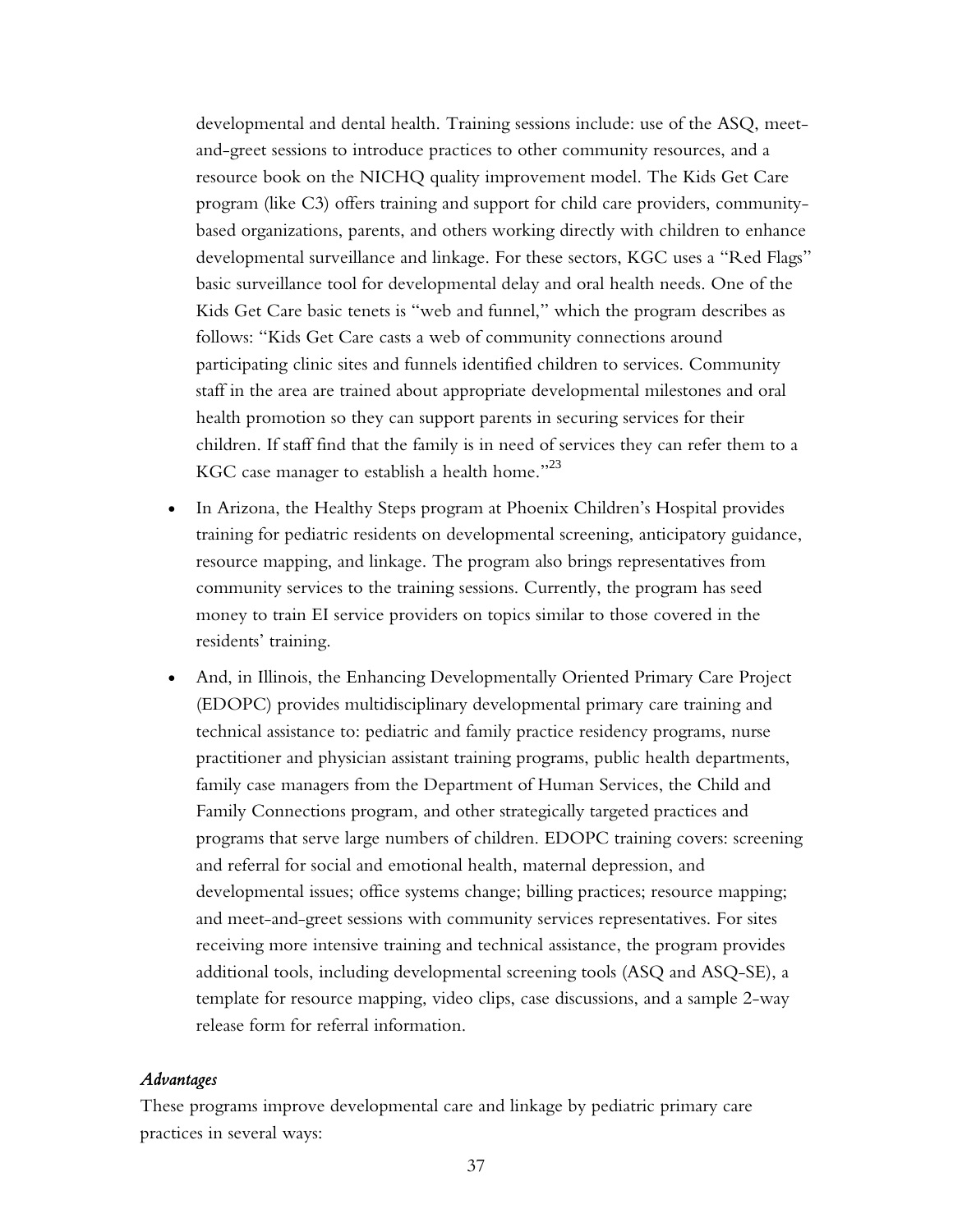developmental and dental health. Training sessions include: use of the ASQ, meet-and-greet sessions to introduce practices to other community resources, and a resource book on the NICHQ quality improvement model. The Kids Get Care program (like C3) offers training and support for child care providers, community-based organizations, parents, and others working directly with children to enhance developmental surveillance and linkage. For these sectors, KGC uses a "Red Flags" basic surveillance tool for developmental delay and oral health needs. One of the Kids Get Care basic tenets is "web and funnel," which the program describes as follows: "Kids Get Care casts a web of community connections around participating clinic sites and funnels identified children to services. Community staff in the area are trained about appropriate developmental milestones and oral health promotion so they can support parents in securing services for their children. If staff find that the family is in need of services they can refer them to a KGC case manager to establish a health home."[23]

- In Arizona, the Healthy Steps program at Phoenix Children's Hospital provides training for pediatric residents on developmental screening, anticipatory guidance, resource mapping, and linkage. The program also brings representatives from community services to the training sessions. Currently, the program has seed money to train EI service providers on topics similar to those covered in the residents' training.

- And, in Illinois, the Enhancing Developmentally Oriented Primary Care Project (EDOPC) provides multidisciplinary developmental primary care training and technical assistance to: pediatric and family practice residency programs, nurse practitioner and physician assistant training programs, public health departments, family case managers from the Department of Human Services, the Child and Family Connections program, and other strategically targeted practices and programs that serve large numbers of children. EDOPC training covers: screening and referral for social and emotional health, maternal depression, and developmental issues; office systems change; billing practices; resource mapping; and meet-and-greet sessions with community services representatives. For sites receiving more intensive training and technical assistance, the program provides additional tools, including developmental screening tools (ASQ and ASQ-SE), a template for resource mapping, video clips, case discussions, and a sample 2-way release form for referral information.

*Advantages*

These programs improve developmental care and linkage by pediatric primary care practices in several ways: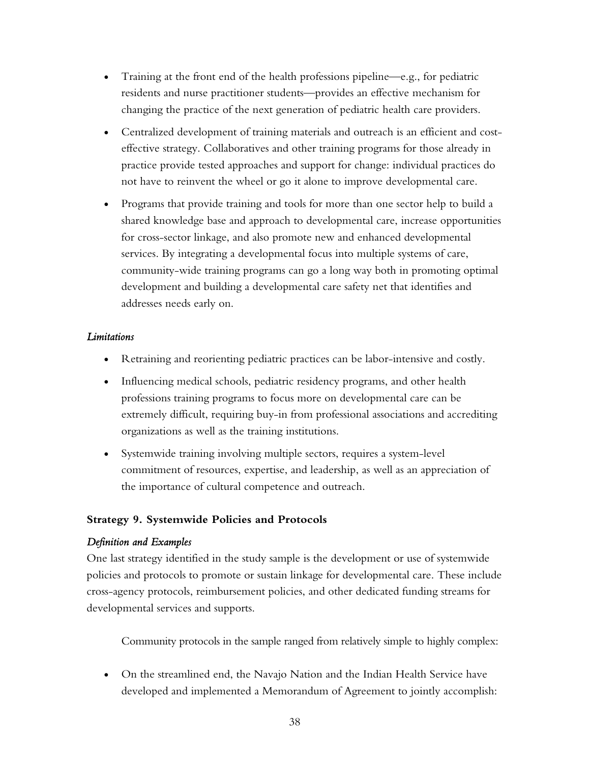- Training at the front end of the health professions pipeline—e.g., for pediatric residents and nurse practitioner students—provides an effective mechanism for changing the practice of the next generation of pediatric health care providers.
- Centralized development of training materials and outreach is an efficient and cost-effective strategy. Collaboratives and other training programs for those already in practice provide tested approaches and support for change: individual practices do not have to reinvent the wheel or go it alone to improve developmental care.
- Programs that provide training and tools for more than one sector help to build a shared knowledge base and approach to developmental care, increase opportunities for cross-sector linkage, and also promote new and enhanced developmental services. By integrating a developmental focus into multiple systems of care, community-wide training programs can go a long way both in promoting optimal development and building a developmental care safety net that identifies and addresses needs early on.

*Limitations*

- Retraining and reorienting pediatric practices can be labor-intensive and costly.
- Influencing medical schools, pediatric residency programs, and other health professions training programs to focus more on developmental care can be extremely difficult, requiring buy-in from professional associations and accrediting organizations as well as the training institutions.
- Systemwide training involving multiple sectors, requires a system-level commitment of resources, expertise, and leadership, as well as an appreciation of the importance of cultural competence and outreach.

**Strategy 9. Systemwide Policies and Protocols**

*Definition and Examples*

One last strategy identified in the study sample is the development or use of systemwide policies and protocols to promote or sustain linkage for developmental care. These include cross-agency protocols, reimbursement policies, and other dedicated funding streams for developmental services and supports.

Community protocols in the sample ranged from relatively simple to highly complex:

- On the streamlined end, the Navajo Nation and the Indian Health Service have developed and implemented a Memorandum of Agreement to jointly accomplish: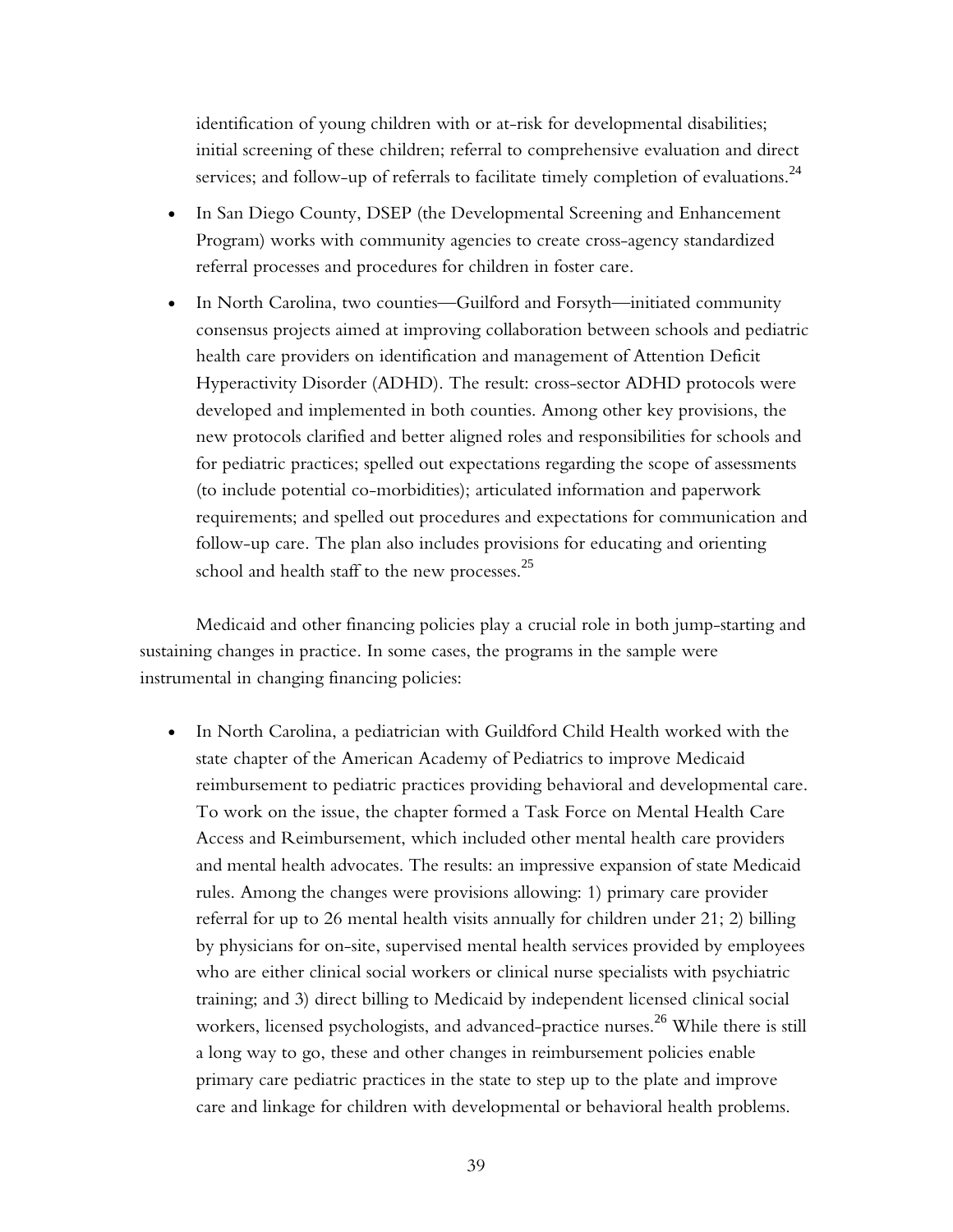identification of young children with or at-risk for developmental disabilities; initial screening of these children; referral to comprehensive evaluation and direct services; and follow-up of referrals to facilitate timely completion of evaluations.[24]

- In San Diego County, DSEP (the Developmental Screening and Enhancement Program) works with community agencies to create cross-agency standardized referral processes and procedures for children in foster care.
- In North Carolina, two counties—Guilford and Forsyth—initiated community consensus projects aimed at improving collaboration between schools and pediatric health care providers on identification and management of Attention Deficit Hyperactivity Disorder (ADHD). The result: cross-sector ADHD protocols were developed and implemented in both counties. Among other key provisions, the new protocols clarified and better aligned roles and responsibilities for schools and for pediatric practices; spelled out expectations regarding the scope of assessments (to include potential co-morbidities); articulated information and paperwork requirements; and spelled out procedures and expectations for communication and follow-up care. The plan also includes provisions for educating and orienting school and health staff to the new processes.[25]

Medicaid and other financing policies play a crucial role in both jump-starting and sustaining changes in practice. In some cases, the programs in the sample were instrumental in changing financing policies:

- In North Carolina, a pediatrician with Guildford Child Health worked with the state chapter of the American Academy of Pediatrics to improve Medicaid reimbursement to pediatric practices providing behavioral and developmental care. To work on the issue, the chapter formed a Task Force on Mental Health Care Access and Reimbursement, which included other mental health care providers and mental health advocates. The results: an impressive expansion of state Medicaid rules. Among the changes were provisions allowing: 1) primary care provider referral for up to 26 mental health visits annually for children under 21; 2) billing by physicians for on-site, supervised mental health services provided by employees who are either clinical social workers or clinical nurse specialists with psychiatric training; and 3) direct billing to Medicaid by independent licensed clinical social workers, licensed psychologists, and advanced-practice nurses.[26] While there is still a long way to go, these and other changes in reimbursement policies enable primary care pediatric practices in the state to step up to the plate and improve care and linkage for children with developmental or behavioral health problems.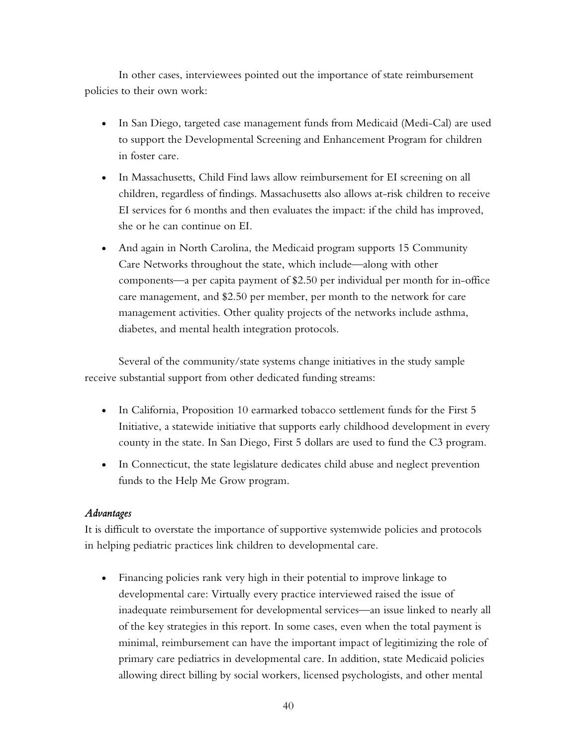In other cases, interviewees pointed out the importance of state reimbursement policies to their own work:

- In San Diego, targeted case management funds from Medicaid (Medi-Cal) are used to support the Developmental Screening and Enhancement Program for children in foster care.
- In Massachusetts, Child Find laws allow reimbursement for EI screening on all children, regardless of findings. Massachusetts also allows at-risk children to receive EI services for 6 months and then evaluates the impact: if the child has improved, she or he can continue on EI.
- And again in North Carolina, the Medicaid program supports 15 Community Care Networks throughout the state, which include—along with other components—a per capita payment of $2.50 per individual per month for in-office care management, and $2.50 per member, per month to the network for care management activities. Other quality projects of the networks include asthma, diabetes, and mental health integration protocols.

Several of the community/state systems change initiatives in the study sample receive substantial support from other dedicated funding streams:

- In California, Proposition 10 earmarked tobacco settlement funds for the First 5 Initiative, a statewide initiative that supports early childhood development in every county in the state. In San Diego, First 5 dollars are used to fund the C3 program.
- In Connecticut, the state legislature dedicates child abuse and neglect prevention funds to the Help Me Grow program.

*Advantages*

It is difficult to overstate the importance of supportive systemwide policies and protocols in helping pediatric practices link children to developmental care.

- Financing policies rank very high in their potential to improve linkage to developmental care: Virtually every practice interviewed raised the issue of inadequate reimbursement for developmental services—an issue linked to nearly all of the key strategies in this report. In some cases, even when the total payment is minimal, reimbursement can have the important impact of legitimizing the role of primary care pediatrics in developmental care. In addition, state Medicaid policies allowing direct billing by social workers, licensed psychologists, and other mental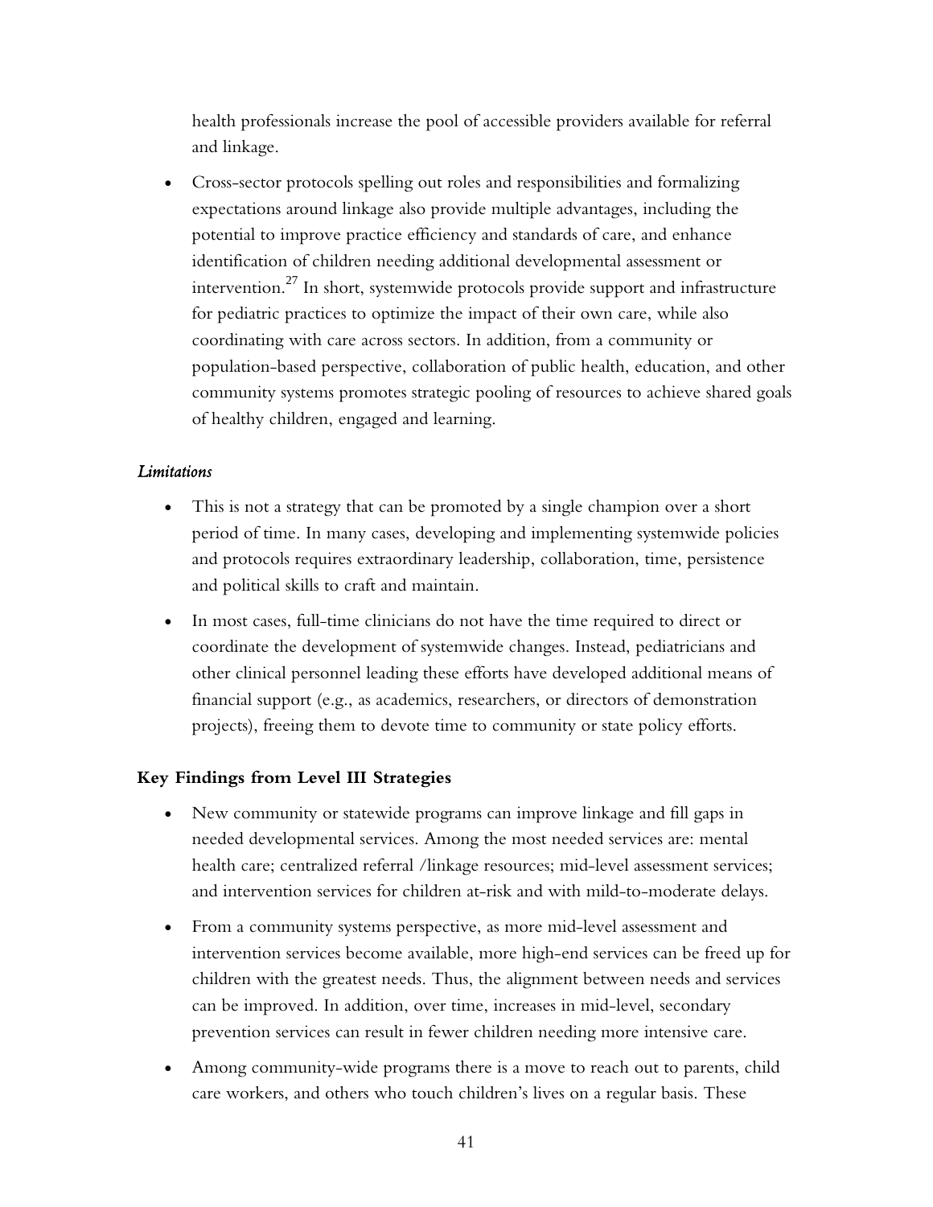health professionals increase the pool of accessible providers available for referral and linkage.

- Cross-sector protocols spelling out roles and responsibilities and formalizing expectations around linkage also provide multiple advantages, including the potential to improve practice efficiency and standards of care, and enhance identification of children needing additional developmental assessment or intervention.[27] In short, systemwide protocols provide support and infrastructure for pediatric practices to optimize the impact of their own care, while also coordinating with care across sectors. In addition, from a community or population-based perspective, collaboration of public health, education, and other community systems promotes strategic pooling of resources to achieve shared goals of healthy children, engaged and learning.

*Limitations*

- This is not a strategy that can be promoted by a single champion over a short period of time. In many cases, developing and implementing systemwide policies and protocols requires extraordinary leadership, collaboration, time, persistence and political skills to craft and maintain.
- In most cases, full-time clinicians do not have the time required to direct or coordinate the development of systemwide changes. Instead, pediatricians and other clinical personnel leading these efforts have developed additional means of financial support (e.g., as academics, researchers, or directors of demonstration projects), freeing them to devote time to community or state policy efforts.

**Key Findings from Level III Strategies**

- New community or statewide programs can improve linkage and fill gaps in needed developmental services. Among the most needed services are: mental health care; centralized referral /linkage resources; mid-level assessment services; and intervention services for children at-risk and with mild-to-moderate delays.
- From a community systems perspective, as more mid-level assessment and intervention services become available, more high-end services can be freed up for children with the greatest needs. Thus, the alignment between needs and services can be improved. In addition, over time, increases in mid-level, secondary prevention services can result in fewer children needing more intensive care.
- Among community-wide programs there is a move to reach out to parents, child care workers, and others who touch children's lives on a regular basis. These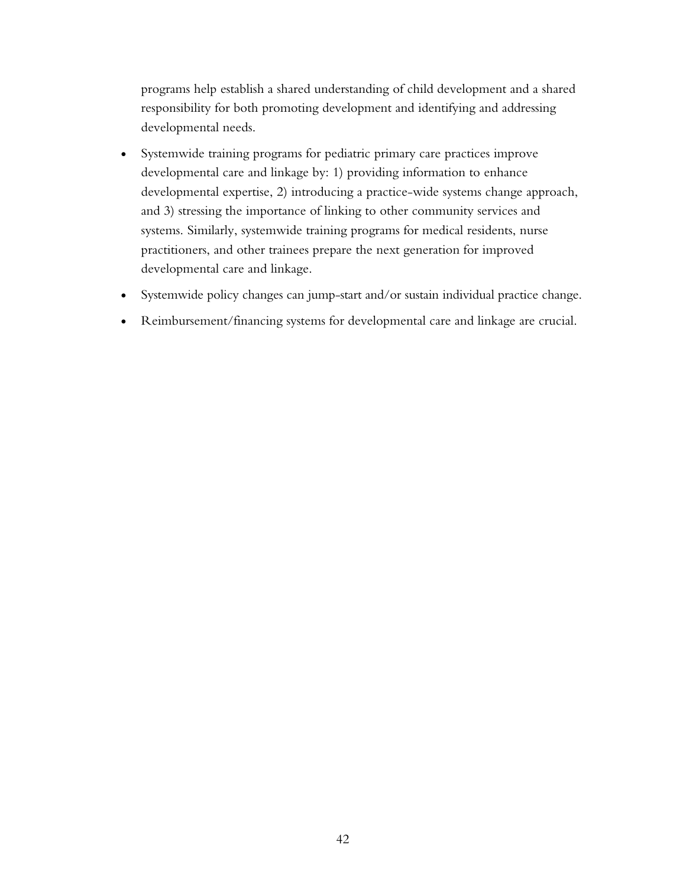programs help establish a shared understanding of child development and a shared responsibility for both promoting development and identifying and addressing developmental needs.

- Systemwide training programs for pediatric primary care practices improve developmental care and linkage by: 1) providing information to enhance developmental expertise, 2) introducing a practice-wide systems change approach, and 3) stressing the importance of linking to other community services and systems. Similarly, systemwide training programs for medical residents, nurse practitioners, and other trainees prepare the next generation for improved developmental care and linkage.
- Systemwide policy changes can jump-start and/or sustain individual practice change.
- Reimbursement/financing systems for developmental care and linkage are crucial.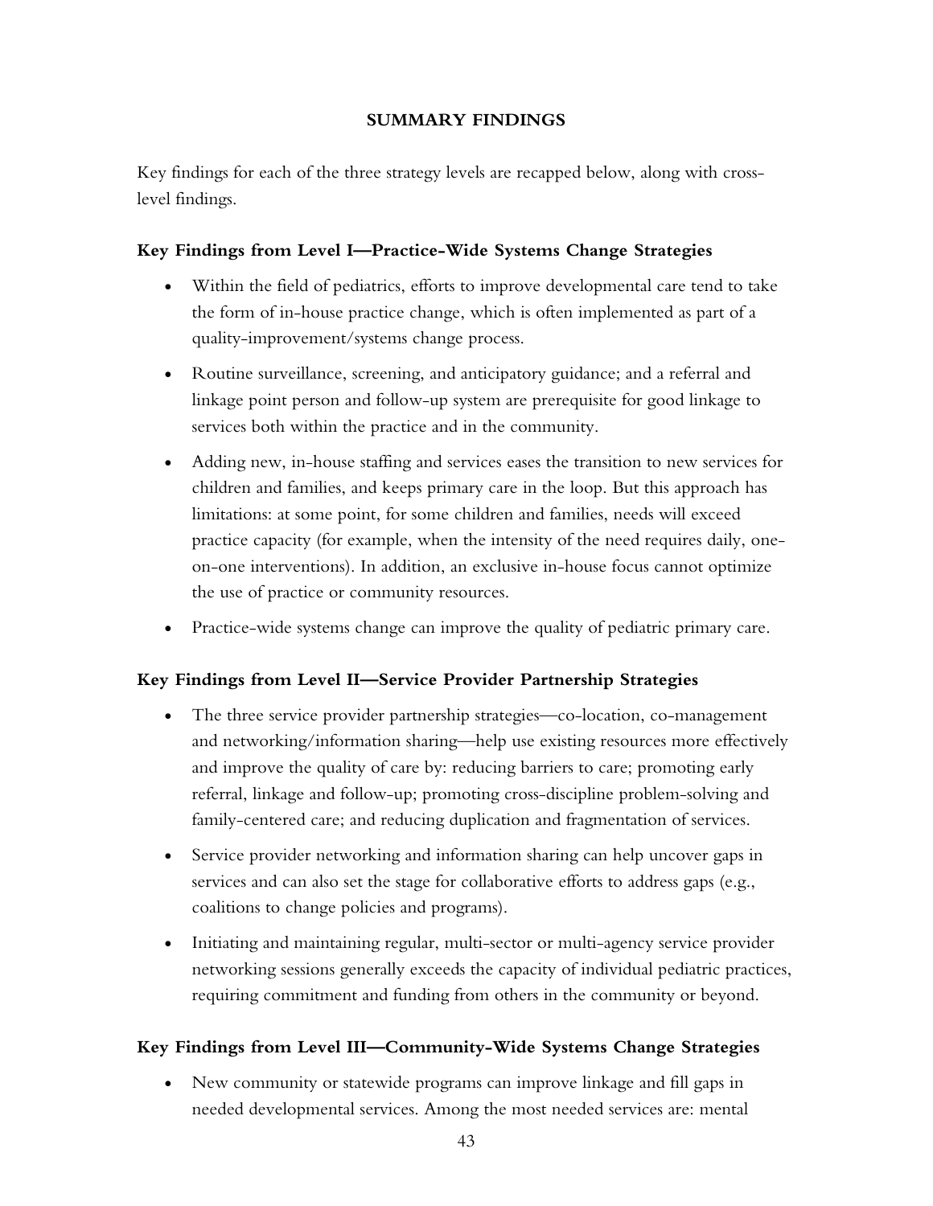## SUMMARY FINDINGS

Key findings for each of the three strategy levels are recapped below, along with cross-level findings.

### Key Findings from Level I—Practice-Wide Systems Change Strategies

- Within the field of pediatrics, efforts to improve developmental care tend to take the form of in-house practice change, which is often implemented as part of a quality-improvement/systems change process.
- Routine surveillance, screening, and anticipatory guidance; and a referral and linkage point person and follow-up system are prerequisite for good linkage to services both within the practice and in the community.
- Adding new, in-house staffing and services eases the transition to new services for children and families, and keeps primary care in the loop. But this approach has limitations: at some point, for some children and families, needs will exceed practice capacity (for example, when the intensity of the need requires daily, one-on-one interventions). In addition, an exclusive in-house focus cannot optimize the use of practice or community resources.
- Practice-wide systems change can improve the quality of pediatric primary care.

### Key Findings from Level II—Service Provider Partnership Strategies

- The three service provider partnership strategies—co-location, co-management and networking/information sharing—help use existing resources more effectively and improve the quality of care by: reducing barriers to care; promoting early referral, linkage and follow-up; promoting cross-discipline problem-solving and family-centered care; and reducing duplication and fragmentation of services.
- Service provider networking and information sharing can help uncover gaps in services and can also set the stage for collaborative efforts to address gaps (e.g., coalitions to change policies and programs).
- Initiating and maintaining regular, multi-sector or multi-agency service provider networking sessions generally exceeds the capacity of individual pediatric practices, requiring commitment and funding from others in the community or beyond.

### Key Findings from Level III—Community-Wide Systems Change Strategies

- New community or statewide programs can improve linkage and fill gaps in needed developmental services. Among the most needed services are: mental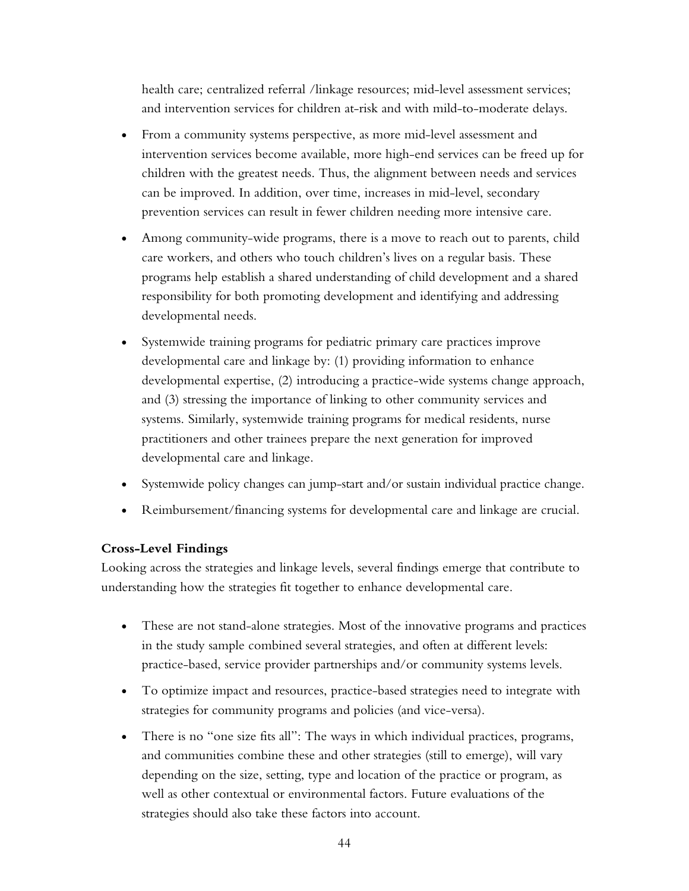health care; centralized referral /linkage resources; mid-level assessment services; and intervention services for children at-risk and with mild-to-moderate delays.

- From a community systems perspective, as more mid-level assessment and intervention services become available, more high-end services can be freed up for children with the greatest needs. Thus, the alignment between needs and services can be improved. In addition, over time, increases in mid-level, secondary prevention services can result in fewer children needing more intensive care.
- Among community-wide programs, there is a move to reach out to parents, child care workers, and others who touch children's lives on a regular basis. These programs help establish a shared understanding of child development and a shared responsibility for both promoting development and identifying and addressing developmental needs.
- Systemwide training programs for pediatric primary care practices improve developmental care and linkage by: (1) providing information to enhance developmental expertise, (2) introducing a practice-wide systems change approach, and (3) stressing the importance of linking to other community services and systems. Similarly, systemwide training programs for medical residents, nurse practitioners and other trainees prepare the next generation for improved developmental care and linkage.
- Systemwide policy changes can jump-start and/or sustain individual practice change.
- Reimbursement/financing systems for developmental care and linkage are crucial.

**Cross-Level Findings**

Looking across the strategies and linkage levels, several findings emerge that contribute to understanding how the strategies fit together to enhance developmental care.

- These are not stand-alone strategies. Most of the innovative programs and practices in the study sample combined several strategies, and often at different levels: practice-based, service provider partnerships and/or community systems levels.
- To optimize impact and resources, practice-based strategies need to integrate with strategies for community programs and policies (and vice-versa).
- There is no "one size fits all": The ways in which individual practices, programs, and communities combine these and other strategies (still to emerge), will vary depending on the size, setting, type and location of the practice or program, as well as other contextual or environmental factors. Future evaluations of the strategies should also take these factors into account.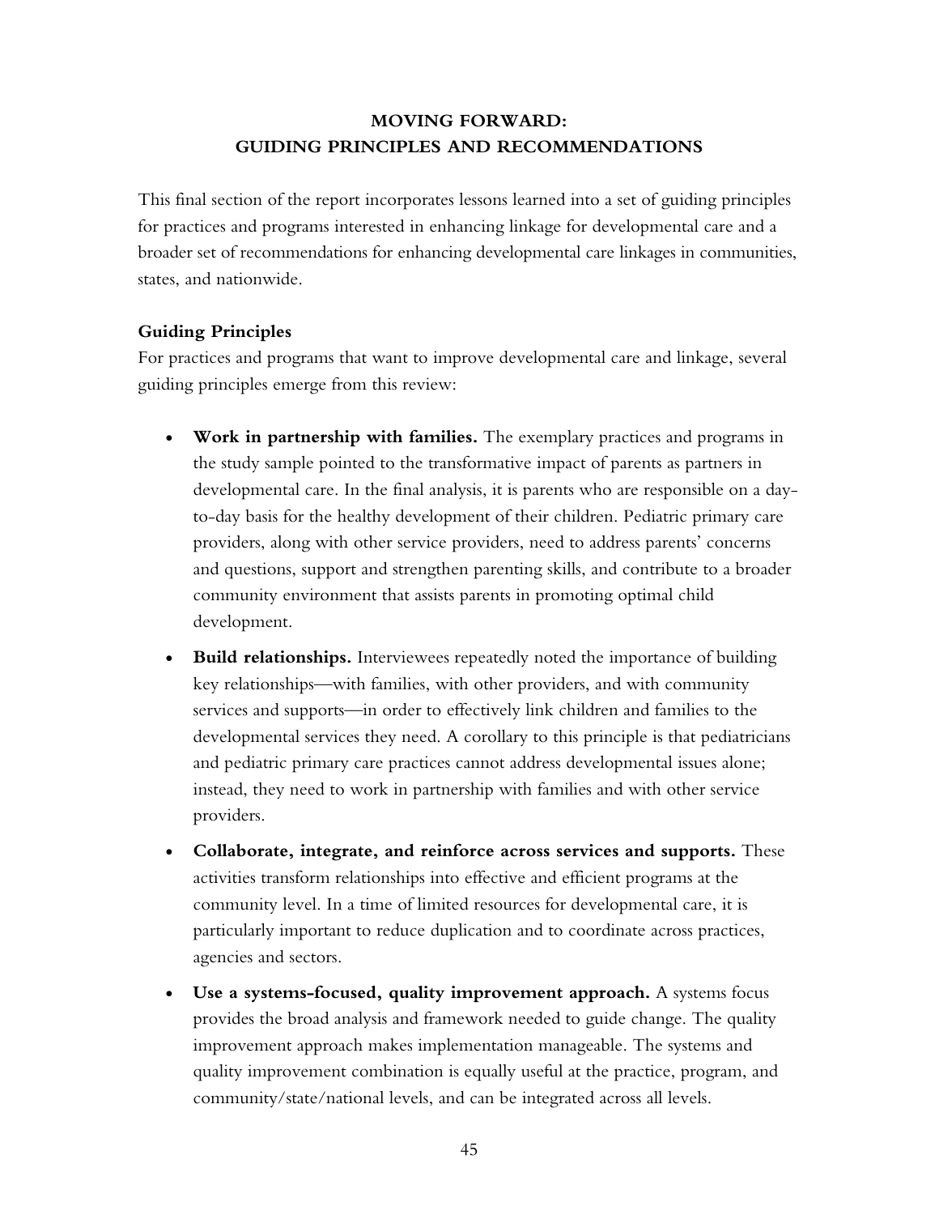# MOVING FORWARD: GUIDING PRINCIPLES AND RECOMMENDATIONS

This final section of the report incorporates lessons learned into a set of guiding principles for practices and programs interested in enhancing linkage for developmental care and a broader set of recommendations for enhancing developmental care linkages in communities, states, and nationwide.

## Guiding Principles

For practices and programs that want to improve developmental care and linkage, several guiding principles emerge from this review:

- **Work in partnership with families.** The exemplary practices and programs in the study sample pointed to the transformative impact of parents as partners in developmental care. In the final analysis, it is parents who are responsible on a day-to-day basis for the healthy development of their children. Pediatric primary care providers, along with other service providers, need to address parents' concerns and questions, support and strengthen parenting skills, and contribute to a broader community environment that assists parents in promoting optimal child development.
- **Build relationships.** Interviewees repeatedly noted the importance of building key relationships—with families, with other providers, and with community services and supports—in order to effectively link children and families to the developmental services they need. A corollary to this principle is that pediatricians and pediatric primary care practices cannot address developmental issues alone; instead, they need to work in partnership with families and with other service providers.
- **Collaborate, integrate, and reinforce across services and supports.** These activities transform relationships into effective and efficient programs at the community level. In a time of limited resources for developmental care, it is particularly important to reduce duplication and to coordinate across practices, agencies and sectors.
- **Use a systems-focused, quality improvement approach.** A systems focus provides the broad analysis and framework needed to guide change. The quality improvement approach makes implementation manageable. The systems and quality improvement combination is equally useful at the practice, program, and community/state/national levels, and can be integrated across all levels.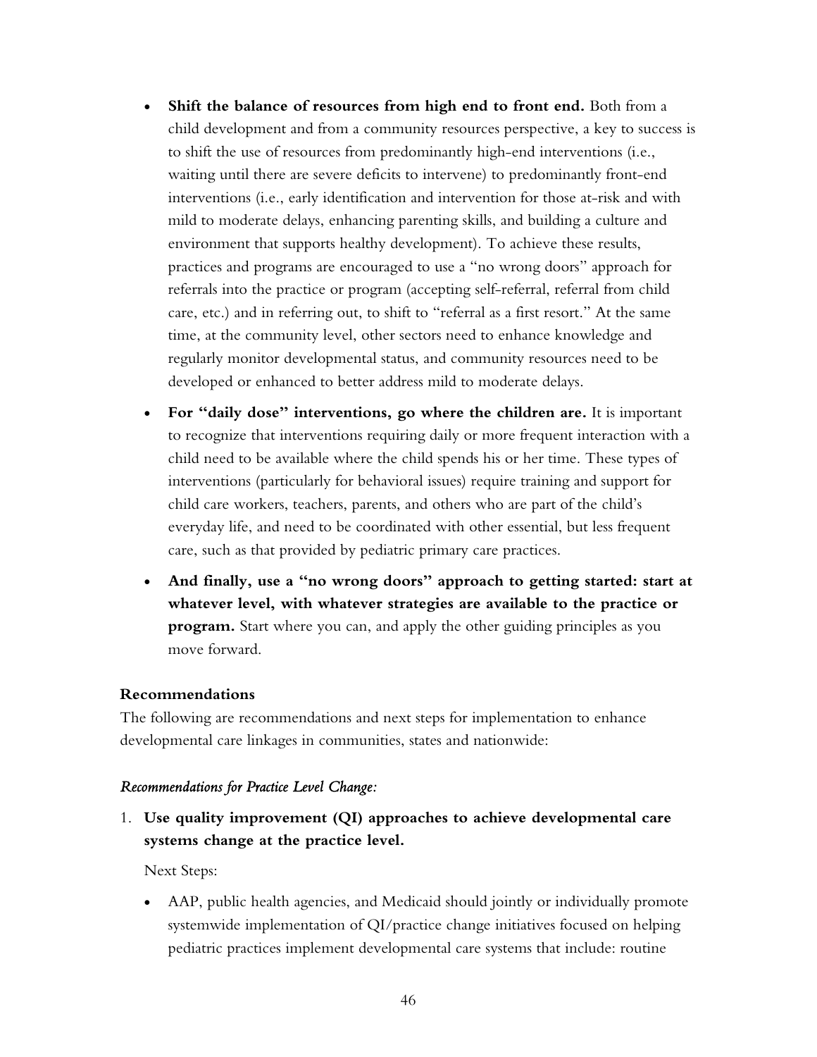- **Shift the balance of resources from high end to front end.** Both from a child development and from a community resources perspective, a key to success is to shift the use of resources from predominantly high-end interventions (i.e., waiting until there are severe deficits to intervene) to predominantly front-end interventions (i.e., early identification and intervention for those at-risk and with mild to moderate delays, enhancing parenting skills, and building a culture and environment that supports healthy development). To achieve these results, practices and programs are encouraged to use a "no wrong doors" approach for referrals into the practice or program (accepting self-referral, referral from child care, etc.) and in referring out, to shift to "referral as a first resort." At the same time, at the community level, other sectors need to enhance knowledge and regularly monitor developmental status, and community resources need to be developed or enhanced to better address mild to moderate delays.
- **For "daily dose" interventions, go where the children are.** It is important to recognize that interventions requiring daily or more frequent interaction with a child need to be available where the child spends his or her time. These types of interventions (particularly for behavioral issues) require training and support for child care workers, teachers, parents, and others who are part of the child's everyday life, and need to be coordinated with other essential, but less frequent care, such as that provided by pediatric primary care practices.
- **And finally, use a "no wrong doors" approach to getting started: start at whatever level, with whatever strategies are available to the practice or program.** Start where you can, and apply the other guiding principles as you move forward.

**Recommendations**

The following are recommendations and next steps for implementation to enhance developmental care linkages in communities, states and nationwide:

***Recommendations for Practice Level Change:***

1. **Use quality improvement (QI) approaches to achieve developmental care systems change at the practice level.**

   Next Steps:

   - AAP, public health agencies, and Medicaid should jointly or individually promote systemwide implementation of QI/practice change initiatives focused on helping pediatric practices implement developmental care systems that include: routine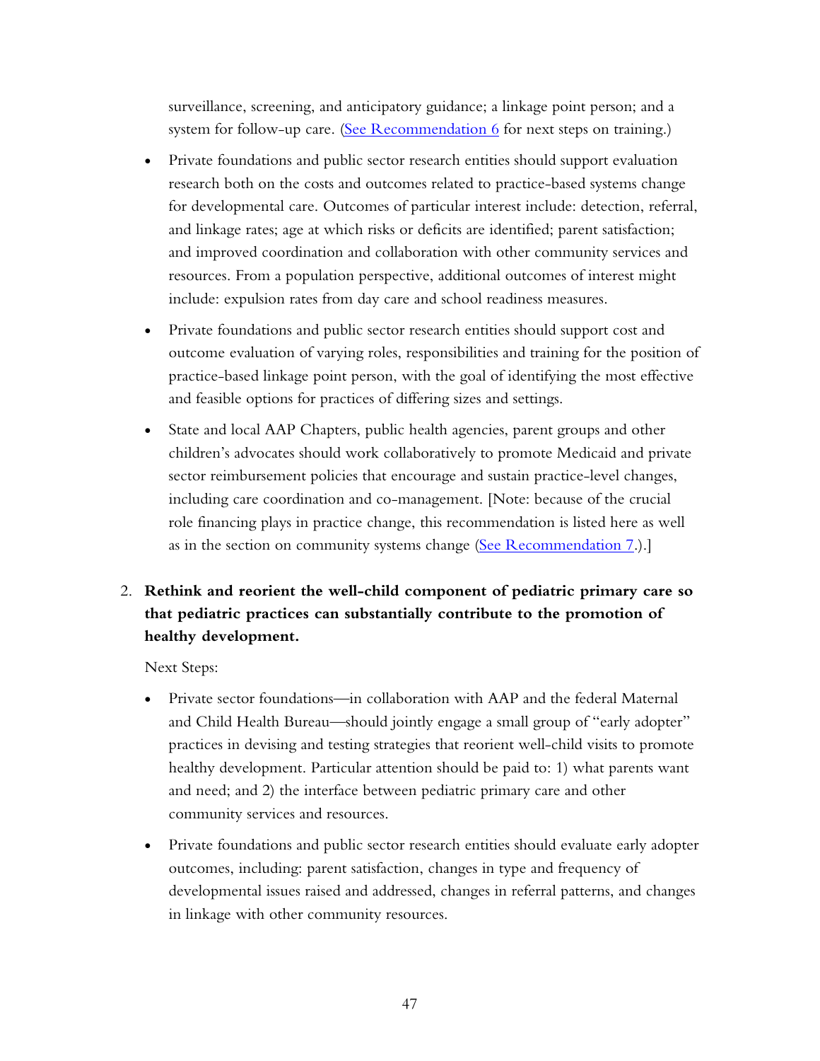surveillance, screening, and anticipatory guidance; a linkage point person; and a system for follow-up care. (See Recommendation 6 for next steps on training.)

- Private foundations and public sector research entities should support evaluation research both on the costs and outcomes related to practice-based systems change for developmental care. Outcomes of particular interest include: detection, referral, and linkage rates; age at which risks or deficits are identified; parent satisfaction; and improved coordination and collaboration with other community services and resources. From a population perspective, additional outcomes of interest might include: expulsion rates from day care and school readiness measures.

- Private foundations and public sector research entities should support cost and outcome evaluation of varying roles, responsibilities and training for the position of practice-based linkage point person, with the goal of identifying the most effective and feasible options for practices of differing sizes and settings.

- State and local AAP Chapters, public health agencies, parent groups and other children's advocates should work collaboratively to promote Medicaid and private sector reimbursement policies that encourage and sustain practice-level changes, including care coordination and co-management. [Note: because of the crucial role financing plays in practice change, this recommendation is listed here as well as in the section on community systems change (See Recommendation 7.).]

2. **Rethink and reorient the well-child component of pediatric primary care so that pediatric practices can substantially contribute to the promotion of healthy development.**

   Next Steps:

   - Private sector foundations—in collaboration with AAP and the federal Maternal and Child Health Bureau—should jointly engage a small group of "early adopter" practices in devising and testing strategies that reorient well-child visits to promote healthy development. Particular attention should be paid to: 1) what parents want and need; and 2) the interface between pediatric primary care and other community services and resources.

   - Private foundations and public sector research entities should evaluate early adopter outcomes, including: parent satisfaction, changes in type and frequency of developmental issues raised and addressed, changes in referral patterns, and changes in linkage with other community resources.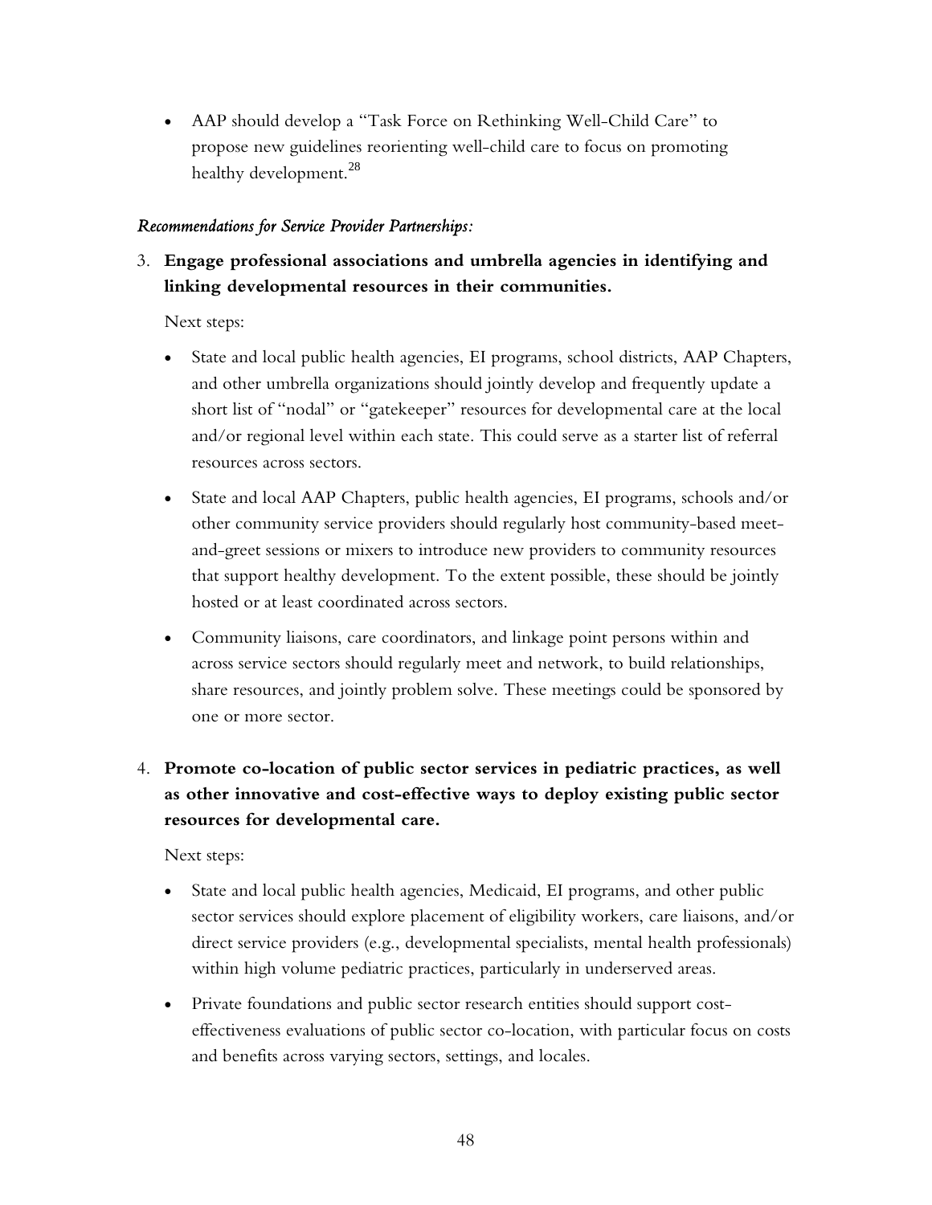- AAP should develop a "Task Force on Rethinking Well-Child Care" to propose new guidelines reorienting well-child care to focus on promoting healthy development.[28]

*Recommendations for Service Provider Partnerships:*

3. **Engage professional associations and umbrella agencies in identifying and linking developmental resources in their communities.**

   Next steps:

   - State and local public health agencies, EI programs, school districts, AAP Chapters, and other umbrella organizations should jointly develop and frequently update a short list of "nodal" or "gatekeeper" resources for developmental care at the local and/or regional level within each state. This could serve as a starter list of referral resources across sectors.
   - State and local AAP Chapters, public health agencies, EI programs, schools and/or other community service providers should regularly host community-based meet-and-greet sessions or mixers to introduce new providers to community resources that support healthy development. To the extent possible, these should be jointly hosted or at least coordinated across sectors.
   - Community liaisons, care coordinators, and linkage point persons within and across service sectors should regularly meet and network, to build relationships, share resources, and jointly problem solve. These meetings could be sponsored by one or more sector.

4. **Promote co-location of public sector services in pediatric practices, as well as other innovative and cost-effective ways to deploy existing public sector resources for developmental care.**

   Next steps:

   - State and local public health agencies, Medicaid, EI programs, and other public sector services should explore placement of eligibility workers, care liaisons, and/or direct service providers (e.g., developmental specialists, mental health professionals) within high volume pediatric practices, particularly in underserved areas.
   - Private foundations and public sector research entities should support cost-effectiveness evaluations of public sector co-location, with particular focus on costs and benefits across varying sectors, settings, and locales.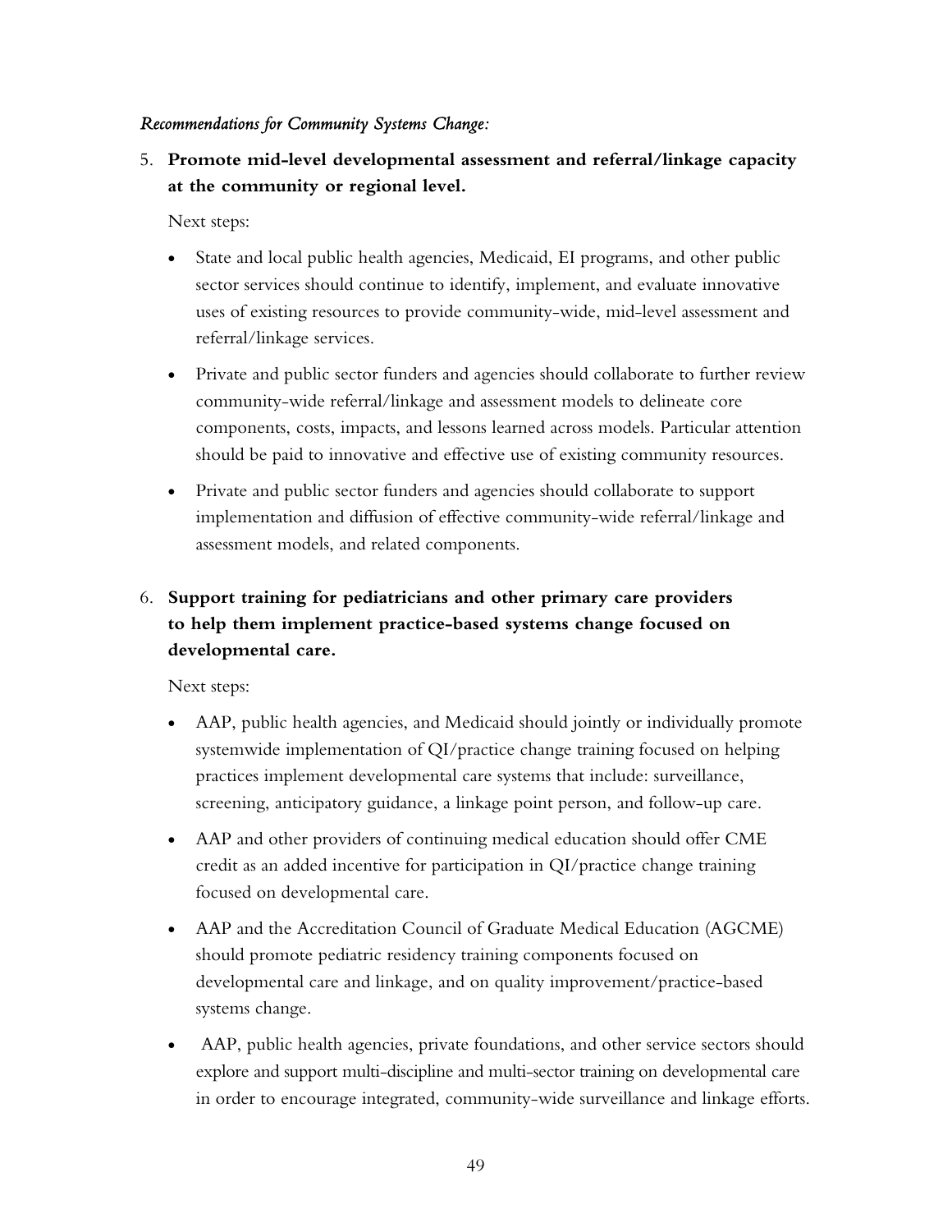*Recommendations for Community Systems Change:*

5. **Promote mid-level developmental assessment and referral/linkage capacity at the community or regional level.**

   Next steps:

   - State and local public health agencies, Medicaid, EI programs, and other public sector services should continue to identify, implement, and evaluate innovative uses of existing resources to provide community-wide, mid-level assessment and referral/linkage services.
   - Private and public sector funders and agencies should collaborate to further review community-wide referral/linkage and assessment models to delineate core components, costs, impacts, and lessons learned across models. Particular attention should be paid to innovative and effective use of existing community resources.
   - Private and public sector funders and agencies should collaborate to support implementation and diffusion of effective community-wide referral/linkage and assessment models, and related components.

6. **Support training for pediatricians and other primary care providers to help them implement practice-based systems change focused on developmental care.**

   Next steps:

   - AAP, public health agencies, and Medicaid should jointly or individually promote systemwide implementation of QI/practice change training focused on helping practices implement developmental care systems that include: surveillance, screening, anticipatory guidance, a linkage point person, and follow-up care.
   - AAP and other providers of continuing medical education should offer CME credit as an added incentive for participation in QI/practice change training focused on developmental care.
   - AAP and the Accreditation Council of Graduate Medical Education (AGCME) should promote pediatric residency training components focused on developmental care and linkage, and on quality improvement/practice-based systems change.
   - AAP, public health agencies, private foundations, and other service sectors should explore and support multi-discipline and multi-sector training on developmental care in order to encourage integrated, community-wide surveillance and linkage efforts.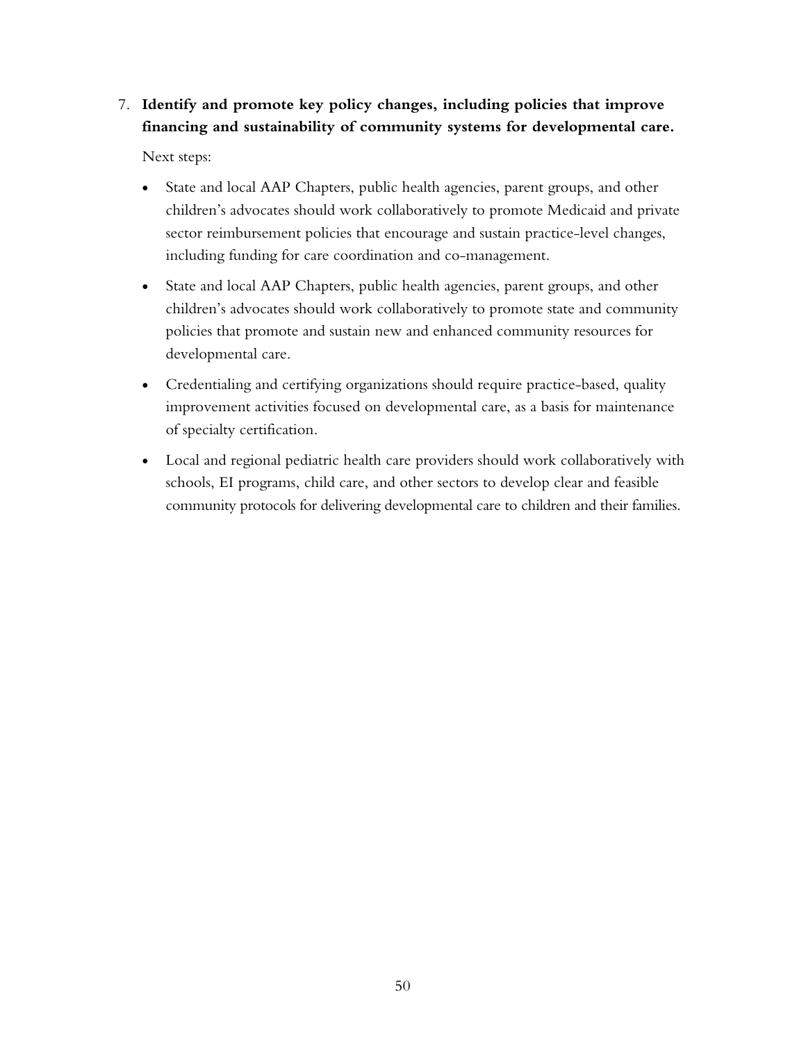7. **Identify and promote key policy changes, including policies that improve financing and sustainability of community systems for developmental care.**

   Next steps:

   - State and local AAP Chapters, public health agencies, parent groups, and other children's advocates should work collaboratively to promote Medicaid and private sector reimbursement policies that encourage and sustain practice-level changes, including funding for care coordination and co-management.
   - State and local AAP Chapters, public health agencies, parent groups, and other children's advocates should work collaboratively to promote state and community policies that promote and sustain new and enhanced community resources for developmental care.
   - Credentialing and certifying organizations should require practice-based, quality improvement activities focused on developmental care, as a basis for maintenance of specialty certification.
   - Local and regional pediatric health care providers should work collaboratively with schools, EI programs, child care, and other sectors to develop clear and feasible community protocols for delivering developmental care to children and their families.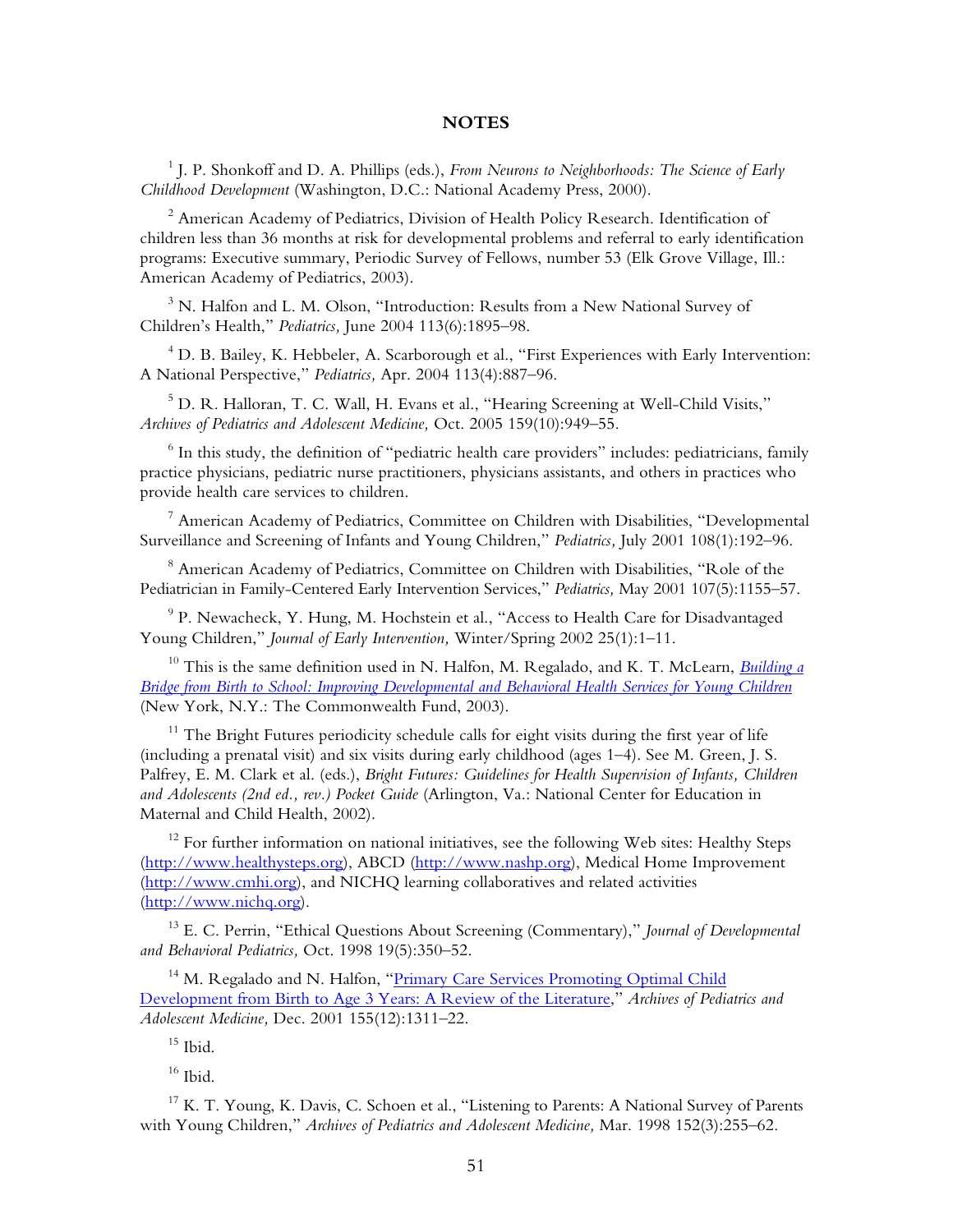## NOTES

[1] J. P. Shonkoff and D. A. Phillips (eds.), *From Neurons to Neighborhoods: The Science of Early Childhood Development* (Washington, D.C.: National Academy Press, 2000).

[2] American Academy of Pediatrics, Division of Health Policy Research. Identification of children less than 36 months at risk for developmental problems and referral to early identification programs: Executive summary, Periodic Survey of Fellows, number 53 (Elk Grove Village, Ill.: American Academy of Pediatrics, 2003).

[3] N. Halfon and L. M. Olson, "Introduction: Results from a New National Survey of Children's Health," *Pediatrics,* June 2004 113(6):1895–98.

[4] D. B. Bailey, K. Hebbeler, A. Scarborough et al., "First Experiences with Early Intervention: A National Perspective," *Pediatrics,* Apr. 2004 113(4):887–96.

[5] D. R. Halloran, T. C. Wall, H. Evans et al., "Hearing Screening at Well-Child Visits," *Archives of Pediatrics and Adolescent Medicine,* Oct. 2005 159(10):949–55.

[6] In this study, the definition of "pediatric health care providers" includes: pediatricians, family practice physicians, pediatric nurse practitioners, physicians assistants, and others in practices who provide health care services to children.

[7] American Academy of Pediatrics, Committee on Children with Disabilities, "Developmental Surveillance and Screening of Infants and Young Children," *Pediatrics,* July 2001 108(1):192–96.

[8] American Academy of Pediatrics, Committee on Children with Disabilities, "Role of the Pediatrician in Family-Centered Early Intervention Services," *Pediatrics,* May 2001 107(5):1155–57.

[9] P. Newacheck, Y. Hung, M. Hochstein et al., "Access to Health Care for Disadvantaged Young Children," *Journal of Early Intervention,* Winter/Spring 2002 25(1):1–11.

[10] This is the same definition used in N. Halfon, M. Regalado, and K. T. McLearn, *Building a Bridge from Birth to School: Improving Developmental and Behavioral Health Services for Young Children* (New York, N.Y.: The Commonwealth Fund, 2003).

[11] The Bright Futures periodicity schedule calls for eight visits during the first year of life (including a prenatal visit) and six visits during early childhood (ages 1–4). See M. Green, J. S. Palfrey, E. M. Clark et al. (eds.), *Bright Futures: Guidelines for Health Supervision of Infants, Children and Adolescents (2nd ed., rev.) Pocket Guide* (Arlington, Va.: National Center for Education in Maternal and Child Health, 2002).

[12] For further information on national initiatives, see the following Web sites: Healthy Steps (http://www.healthysteps.org), ABCD (http://www.nashp.org), Medical Home Improvement (http://www.cmhi.org), and NICHQ learning collaboratives and related activities (http://www.nichq.org).

[13] E. C. Perrin, "Ethical Questions About Screening (Commentary)," *Journal of Developmental and Behavioral Pediatrics,* Oct. 1998 19(5):350–52.

[14] M. Regalado and N. Halfon, "Primary Care Services Promoting Optimal Child Development from Birth to Age 3 Years: A Review of the Literature," *Archives of Pediatrics and Adolescent Medicine,* Dec. 2001 155(12):1311–22.

[15] Ibid.

[16] Ibid.

[17] K. T. Young, K. Davis, C. Schoen et al., "Listening to Parents: A National Survey of Parents with Young Children," *Archives of Pediatrics and Adolescent Medicine,* Mar. 1998 152(3):255–62.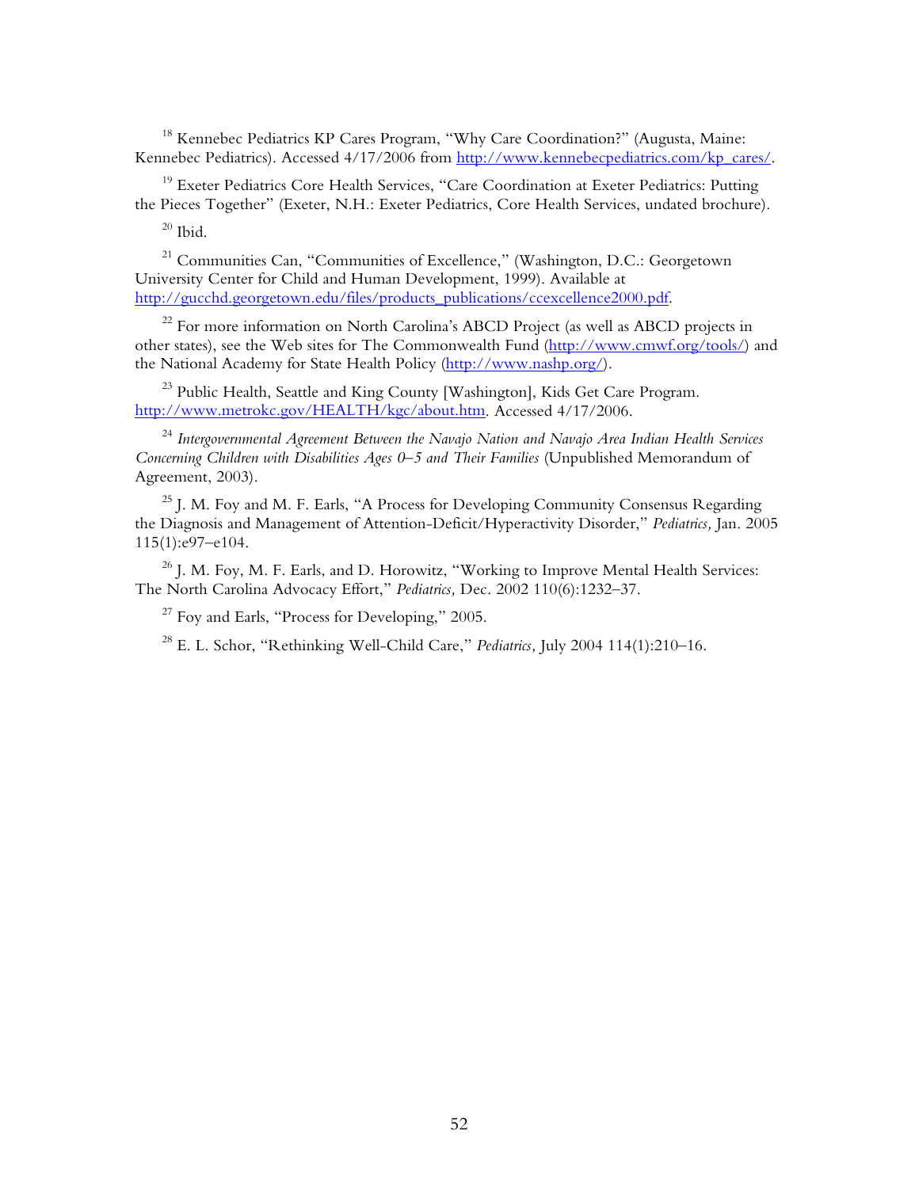[18] Kennebec Pediatrics KP Cares Program, "Why Care Coordination?" (Augusta, Maine: Kennebec Pediatrics). Accessed 4/17/2006 from http://www.kennebecpediatrics.com/kp_cares/.

[19] Exeter Pediatrics Core Health Services, "Care Coordination at Exeter Pediatrics: Putting the Pieces Together" (Exeter, N.H.: Exeter Pediatrics, Core Health Services, undated brochure).

[20] Ibid.

[21] Communities Can, "Communities of Excellence," (Washington, D.C.: Georgetown University Center for Child and Human Development, 1999). Available at http://gucchd.georgetown.edu/files/products_publications/ccexcellence2000.pdf.

[22] For more information on North Carolina's ABCD Project (as well as ABCD projects in other states), see the Web sites for The Commonwealth Fund (http://www.cmwf.org/tools/) and the National Academy for State Health Policy (http://www.nashp.org/).

[23] Public Health, Seattle and King County [Washington], Kids Get Care Program. http://www.metrokc.gov/HEALTH/kgc/about.htm. Accessed 4/17/2006.

[24] *Intergovernmental Agreement Between the Navajo Nation and Navajo Area Indian Health Services Concerning Children with Disabilities Ages 0–5 and Their Families* (Unpublished Memorandum of Agreement, 2003).

[25] J. M. Foy and M. F. Earls, "A Process for Developing Community Consensus Regarding the Diagnosis and Management of Attention-Deficit/Hyperactivity Disorder," *Pediatrics,* Jan. 2005 115(1):e97–e104.

[26] J. M. Foy, M. F. Earls, and D. Horowitz, "Working to Improve Mental Health Services: The North Carolina Advocacy Effort," *Pediatrics,* Dec. 2002 110(6):1232–37.

[27] Foy and Earls, "Process for Developing," 2005.

[28] E. L. Schor, "Rethinking Well-Child Care," *Pediatrics,* July 2004 114(1):210–16.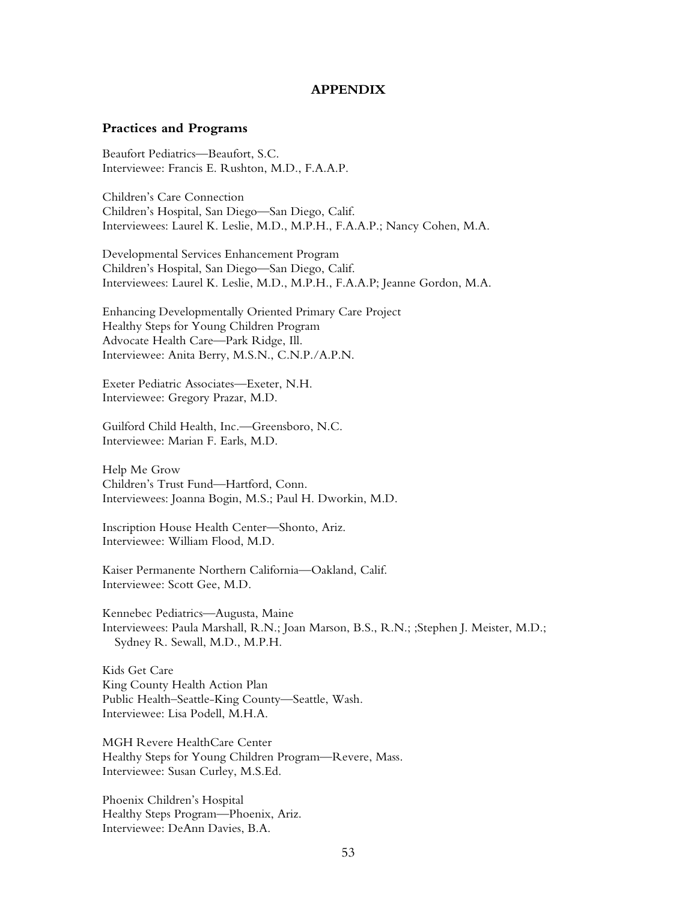# APPENDIX

## Practices and Programs

Beaufort Pediatrics—Beaufort, S.C.
Interviewee: Francis E. Rushton, M.D., F.A.A.P.

Children's Care Connection
Children's Hospital, San Diego—San Diego, Calif.
Interviewees: Laurel K. Leslie, M.D., M.P.H., F.A.A.P.; Nancy Cohen, M.A.

Developmental Services Enhancement Program
Children's Hospital, San Diego—San Diego, Calif.
Interviewees: Laurel K. Leslie, M.D., M.P.H., F.A.A.P; Jeanne Gordon, M.A.

Enhancing Developmentally Oriented Primary Care Project
Healthy Steps for Young Children Program
Advocate Health Care—Park Ridge, Ill.
Interviewee: Anita Berry, M.S.N., C.N.P./A.P.N.

Exeter Pediatric Associates—Exeter, N.H.
Interviewee: Gregory Prazar, M.D.

Guilford Child Health, Inc.—Greensboro, N.C.
Interviewee: Marian F. Earls, M.D.

Help Me Grow
Children's Trust Fund—Hartford, Conn.
Interviewees: Joanna Bogin, M.S.; Paul H. Dworkin, M.D.

Inscription House Health Center—Shonto, Ariz.
Interviewee: William Flood, M.D.

Kaiser Permanente Northern California—Oakland, Calif.
Interviewee: Scott Gee, M.D.

Kennebec Pediatrics—Augusta, Maine
Interviewees: Paula Marshall, R.N.; Joan Marson, B.S., R.N.; ;Stephen J. Meister, M.D.; Sydney R. Sewall, M.D., M.P.H.

Kids Get Care
King County Health Action Plan
Public Health–Seattle-King County—Seattle, Wash.
Interviewee: Lisa Podell, M.H.A.

MGH Revere HealthCare Center
Healthy Steps for Young Children Program—Revere, Mass.
Interviewee: Susan Curley, M.S.Ed.

Phoenix Children's Hospital
Healthy Steps Program—Phoenix, Ariz.
Interviewee: DeAnn Davies, B.A.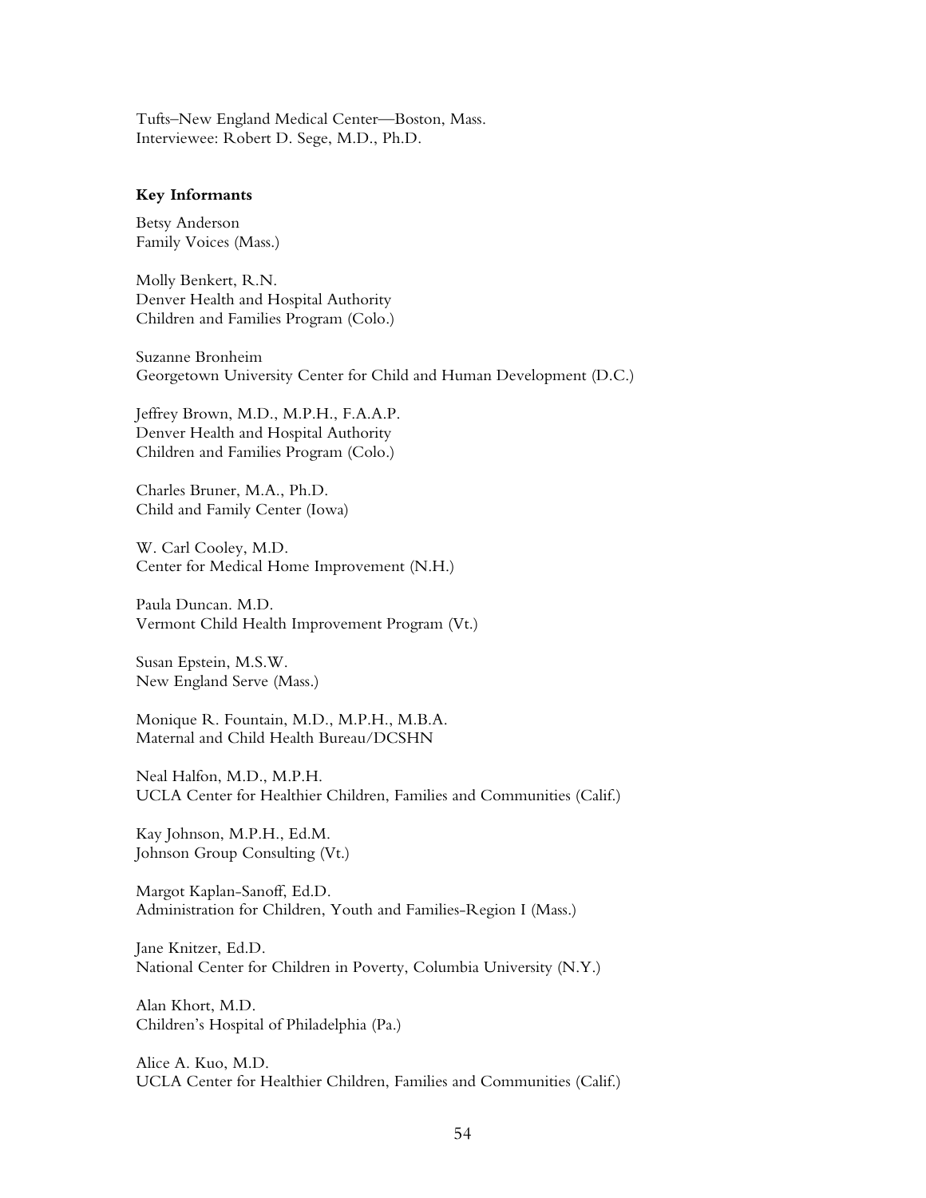Tufts–New England Medical Center—Boston, Mass.
Interviewee: Robert D. Sege, M.D., Ph.D.

**Key Informants**

Betsy Anderson
Family Voices (Mass.)

Molly Benkert, R.N.
Denver Health and Hospital Authority
Children and Families Program (Colo.)

Suzanne Bronheim
Georgetown University Center for Child and Human Development (D.C.)

Jeffrey Brown, M.D., M.P.H., F.A.A.P.
Denver Health and Hospital Authority
Children and Families Program (Colo.)

Charles Bruner, M.A., Ph.D.
Child and Family Center (Iowa)

W. Carl Cooley, M.D.
Center for Medical Home Improvement (N.H.)

Paula Duncan. M.D.
Vermont Child Health Improvement Program (Vt.)

Susan Epstein, M.S.W.
New England Serve (Mass.)

Monique R. Fountain, M.D., M.P.H., M.B.A.
Maternal and Child Health Bureau/DCSHN

Neal Halfon, M.D., M.P.H.
UCLA Center for Healthier Children, Families and Communities (Calif.)

Kay Johnson, M.P.H., Ed.M.
Johnson Group Consulting (Vt.)

Margot Kaplan-Sanoff, Ed.D.
Administration for Children, Youth and Families-Region I (Mass.)

Jane Knitzer, Ed.D.
National Center for Children in Poverty, Columbia University (N.Y.)

Alan Khort, M.D.
Children's Hospital of Philadelphia (Pa.)

Alice A. Kuo, M.D.
UCLA Center for Healthier Children, Families and Communities (Calif.)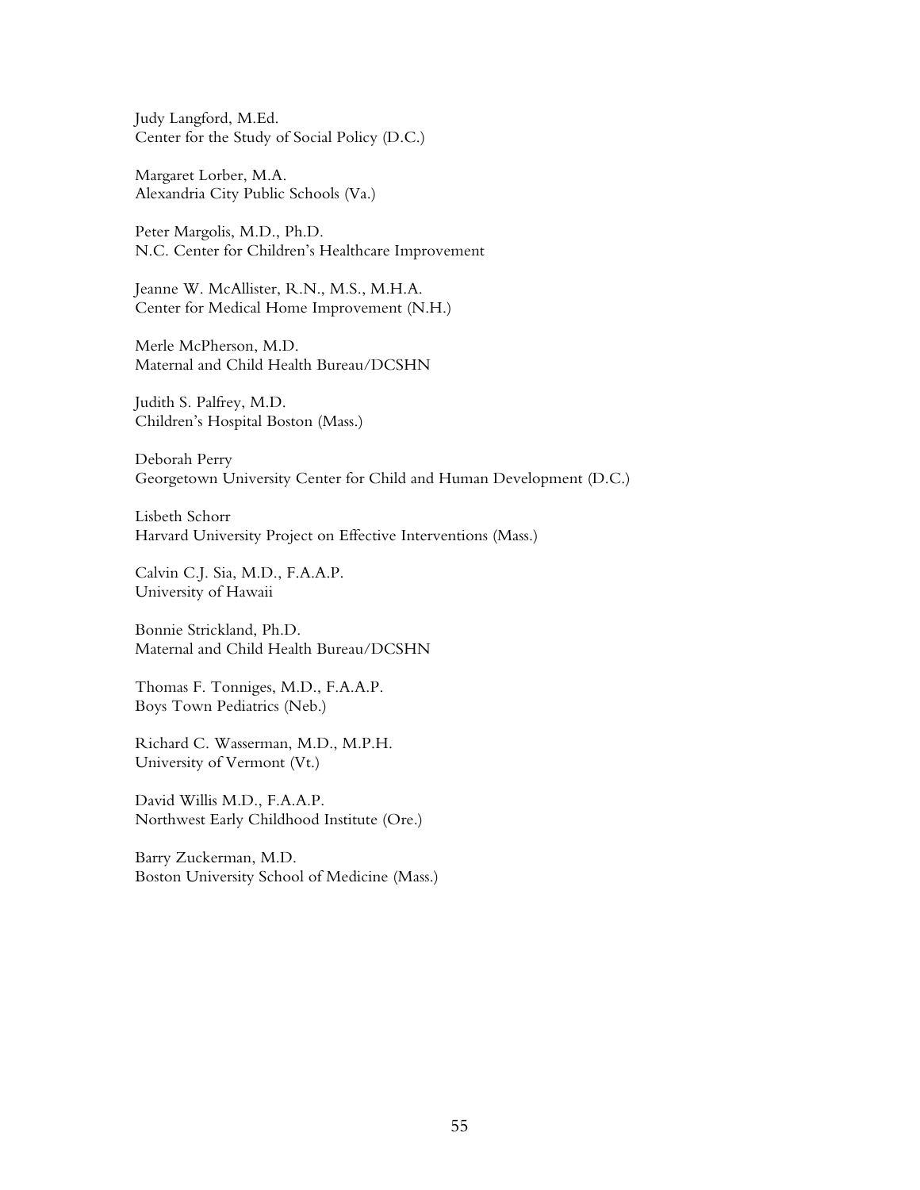Judy Langford, M.Ed.
Center for the Study of Social Policy (D.C.)

Margaret Lorber, M.A.
Alexandria City Public Schools (Va.)

Peter Margolis, M.D., Ph.D.
N.C. Center for Children's Healthcare Improvement

Jeanne W. McAllister, R.N., M.S., M.H.A.
Center for Medical Home Improvement (N.H.)

Merle McPherson, M.D.
Maternal and Child Health Bureau/DCSHN

Judith S. Palfrey, M.D.
Children's Hospital Boston (Mass.)

Deborah Perry
Georgetown University Center for Child and Human Development (D.C.)

Lisbeth Schorr
Harvard University Project on Effective Interventions (Mass.)

Calvin C.J. Sia, M.D., F.A.A.P.
University of Hawaii

Bonnie Strickland, Ph.D.
Maternal and Child Health Bureau/DCSHN

Thomas F. Tonniges, M.D., F.A.A.P.
Boys Town Pediatrics (Neb.)

Richard C. Wasserman, M.D., M.P.H.
University of Vermont (Vt.)

David Willis M.D., F.A.A.P.
Northwest Early Childhood Institute (Ore.)

Barry Zuckerman, M.D.
Boston University School of Medicine (Mass.)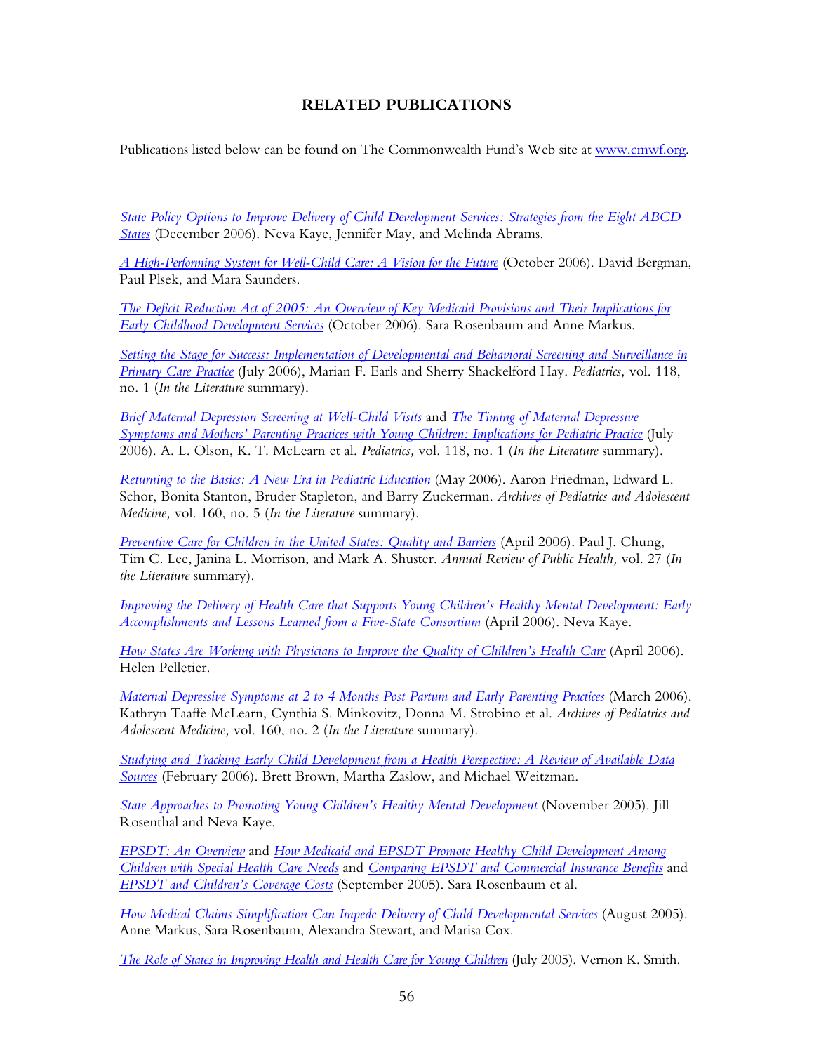## RELATED PUBLICATIONS

Publications listed below can be found on The Commonwealth Fund's Web site at www.cmwf.org.

---

*State Policy Options to Improve Delivery of Child Development Services: Strategies from the Eight ABCD States* (December 2006). Neva Kaye, Jennifer May, and Melinda Abrams.

*A High-Performing System for Well-Child Care: A Vision for the Future* (October 2006). David Bergman, Paul Plsek, and Mara Saunders.

*The Deficit Reduction Act of 2005: An Overview of Key Medicaid Provisions and Their Implications for Early Childhood Development Services* (October 2006). Sara Rosenbaum and Anne Markus.

*Setting the Stage for Success: Implementation of Developmental and Behavioral Screening and Surveillance in Primary Care Practice* (July 2006), Marian F. Earls and Sherry Shackelford Hay. *Pediatrics,* vol. 118, no. 1 (*In the Literature* summary).

*Brief Maternal Depression Screening at Well-Child Visits* and *The Timing of Maternal Depressive Symptoms and Mothers' Parenting Practices with Young Children: Implications for Pediatric Practice* (July 2006). A. L. Olson, K. T. McLearn et al. *Pediatrics,* vol. 118, no. 1 (*In the Literature* summary).

*Returning to the Basics: A New Era in Pediatric Education* (May 2006). Aaron Friedman, Edward L. Schor, Bonita Stanton, Bruder Stapleton, and Barry Zuckerman. *Archives of Pediatrics and Adolescent Medicine,* vol. 160, no. 5 (*In the Literature* summary).

*Preventive Care for Children in the United States: Quality and Barriers* (April 2006). Paul J. Chung, Tim C. Lee, Janina L. Morrison, and Mark A. Shuster. *Annual Review of Public Health,* vol. 27 (*In the Literature* summary).

*Improving the Delivery of Health Care that Supports Young Children's Healthy Mental Development: Early Accomplishments and Lessons Learned from a Five-State Consortium* (April 2006). Neva Kaye.

*How States Are Working with Physicians to Improve the Quality of Children's Health Care* (April 2006). Helen Pelletier.

*Maternal Depressive Symptoms at 2 to 4 Months Post Partum and Early Parenting Practices* (March 2006). Kathryn Taaffe McLearn, Cynthia S. Minkovitz, Donna M. Strobino et al. *Archives of Pediatrics and Adolescent Medicine,* vol. 160, no. 2 (*In the Literature* summary).

*Studying and Tracking Early Child Development from a Health Perspective: A Review of Available Data Sources* (February 2006). Brett Brown, Martha Zaslow, and Michael Weitzman.

*State Approaches to Promoting Young Children's Healthy Mental Development* (November 2005). Jill Rosenthal and Neva Kaye.

*EPSDT: An Overview* and *How Medicaid and EPSDT Promote Healthy Child Development Among Children with Special Health Care Needs* and *Comparing EPSDT and Commercial Insurance Benefits* and *EPSDT and Children's Coverage Costs* (September 2005). Sara Rosenbaum et al.

*How Medical Claims Simplification Can Impede Delivery of Child Developmental Services* (August 2005). Anne Markus, Sara Rosenbaum, Alexandra Stewart, and Marisa Cox.

*The Role of States in Improving Health and Health Care for Young Children* (July 2005). Vernon K. Smith.